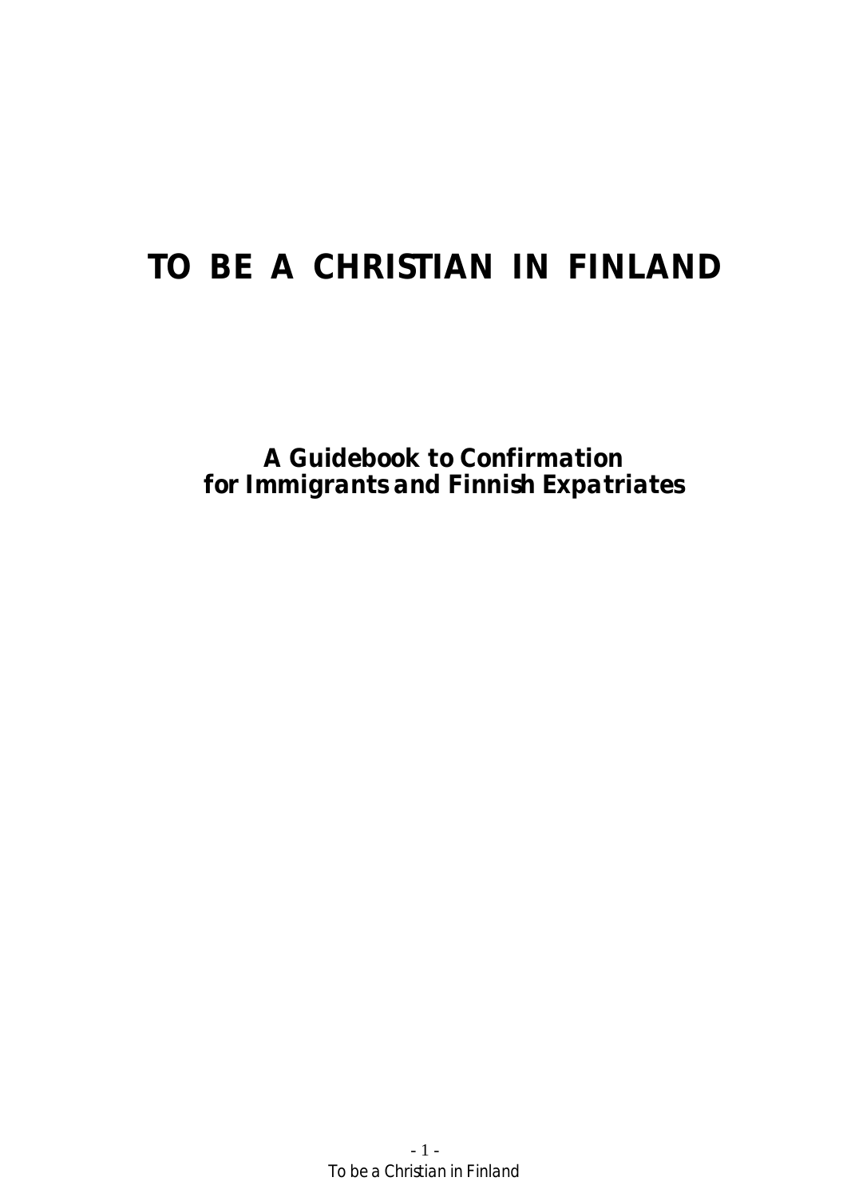# TO BE A CHRISTIAN IN FINLAND

**A Guidebook to Confirmation for Immigrants and Finnish Expatriates**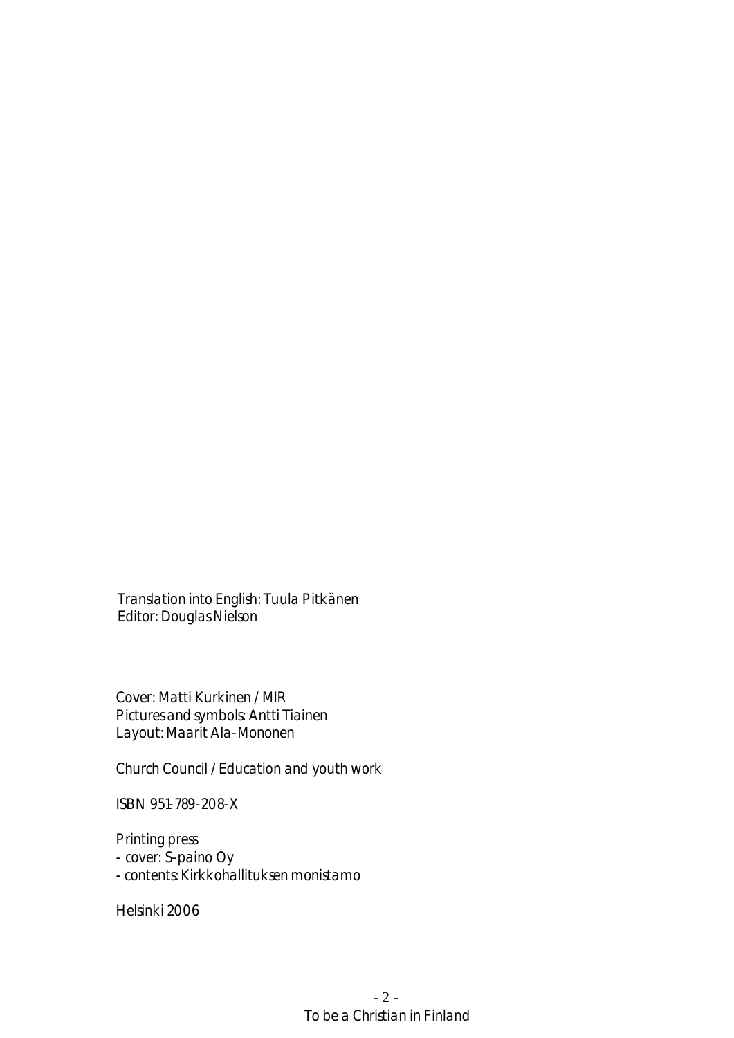Translation into English: Tuula Pitkänen
Editor: Douglas Nielson

Cover: Matti Kurkinen / MIR
Pictures and symbols: Antti Tiainen
Layout: Maarit Ala-Mononen

Church Council / Education and youth work

ISBN 951-789-208-X

Printing press
- cover: S-paino Oy
- contents: Kirkkohallituksen monistamo

Helsinki 2006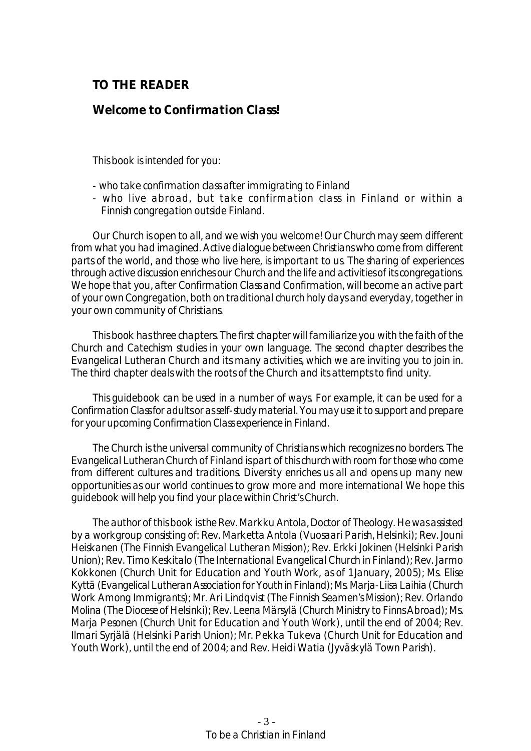## TO THE READER

### *Welcome to Confirmation Class!*

This book is intended for you:

- who take confirmation class after immigrating to Finland
- who live abroad, but take confirmation class in Finland or within a Finnish congregation outside Finland.

Our Church is open to all, and we wish you welcome! Our Church may seem different from what you had imagined. Active dialogue between Christians who come from different parts of the world, and those who live here, is important to us. The sharing of experiences through active discussion enriches our Church and the life and activities of its congregations. We hope that you, after Confirmation Class and Confirmation, will become an active part of your own Congregation, both on traditional church holy days and everyday, together in your own community of Christians.

This book has three chapters. The first chapter will familiarize you with the faith of the Church and Catechism studies in your own language. The second chapter describes the Evangelical Lutheran Church and its many activities, which we are inviting you to join in. The third chapter deals with the roots of the Church and its attempts to find unity.

This guidebook can be used in a number of ways. For example, it can be used for a Confirmation Class for adults or as self-study material. You may use it to support and prepare for your upcoming Confirmation Class experience in Finland.

The Church is the universal community of Christians which recognizes no borders. The Evangelical Lutheran Church of Finland is part of this church with room for those who come from different cultures and traditions. Diversity enriches us all and opens up many new opportunities as our world continues to grow more and more international We hope this guidebook will help you find your place within Christ's Church.

The author of this book is the Rev. Markku Antola, Doctor of Theology. He was assisted by a workgroup consisting of: Rev. Marketta Antola (Vuosaari Parish, Helsinki); Rev. Jouni Heiskanen (The Finnish Evangelical Lutheran Mission); Rev. Erkki Jokinen (Helsinki Parish Union); Rev. Timo Keskitalo (The International Evangelical Church in Finland); Rev. Jarmo Kokkonen (Church Unit for Education and Youth Work, as of 1 January, 2005); Ms. Elise Kyttä (Evangelical Lutheran Association for Youth in Finland); Ms. Marja-Liisa Laihia (Church Work Among Immigrants); Mr. Ari Lindqvist (The Finnish Seamen's Mission); Rev. Orlando Molina (The Diocese of Helsinki); Rev. Leena Märsylä (Church Ministry to Finns Abroad); Ms. Marja Pesonen (Church Unit for Education and Youth Work), until the end of 2004; Rev. Ilmari Syrjälä (Helsinki Parish Union); Mr. Pekka Tukeva (Church Unit for Education and Youth Work), until the end of 2004; and Rev. Heidi Watia (Jyväskylä Town Parish).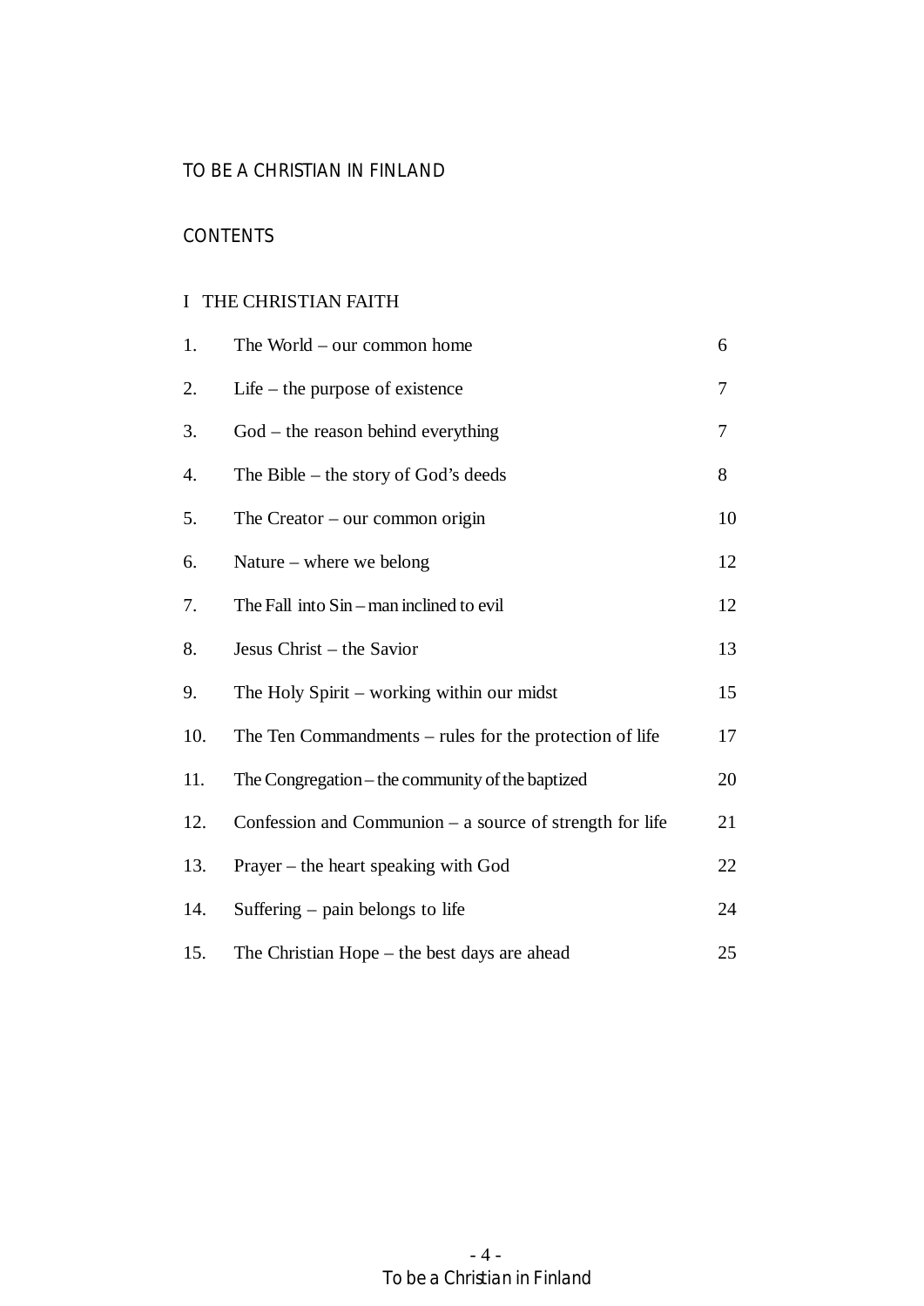# TO BE A CHRISTIAN IN FINLAND

## CONTENTS

### I THE CHRISTIAN FAITH

| | | |
|---|---|---|
| 1. | The World – our common home | 6 |
| 2. | Life – the purpose of existence | 7 |
| 3. | God – the reason behind everything | 7 |
| 4. | The Bible – the story of God's deeds | 8 |
| 5. | The Creator – our common origin | 10 |
| 6. | Nature – where we belong | 12 |
| 7. | The Fall into Sin – man inclined to evil | 12 |
| 8. | Jesus Christ – the Savior | 13 |
| 9. | The Holy Spirit – working within our midst | 15 |
| 10. | The Ten Commandments – rules for the protection of life | 17 |
| 11. | The Congregation – the community of the baptized | 20 |
| 12. | Confession and Communion – a source of strength for life | 21 |
| 13. | Prayer – the heart speaking with God | 22 |
| 14. | Suffering – pain belongs to life | 24 |
| 15. | The Christian Hope – the best days are ahead | 25 |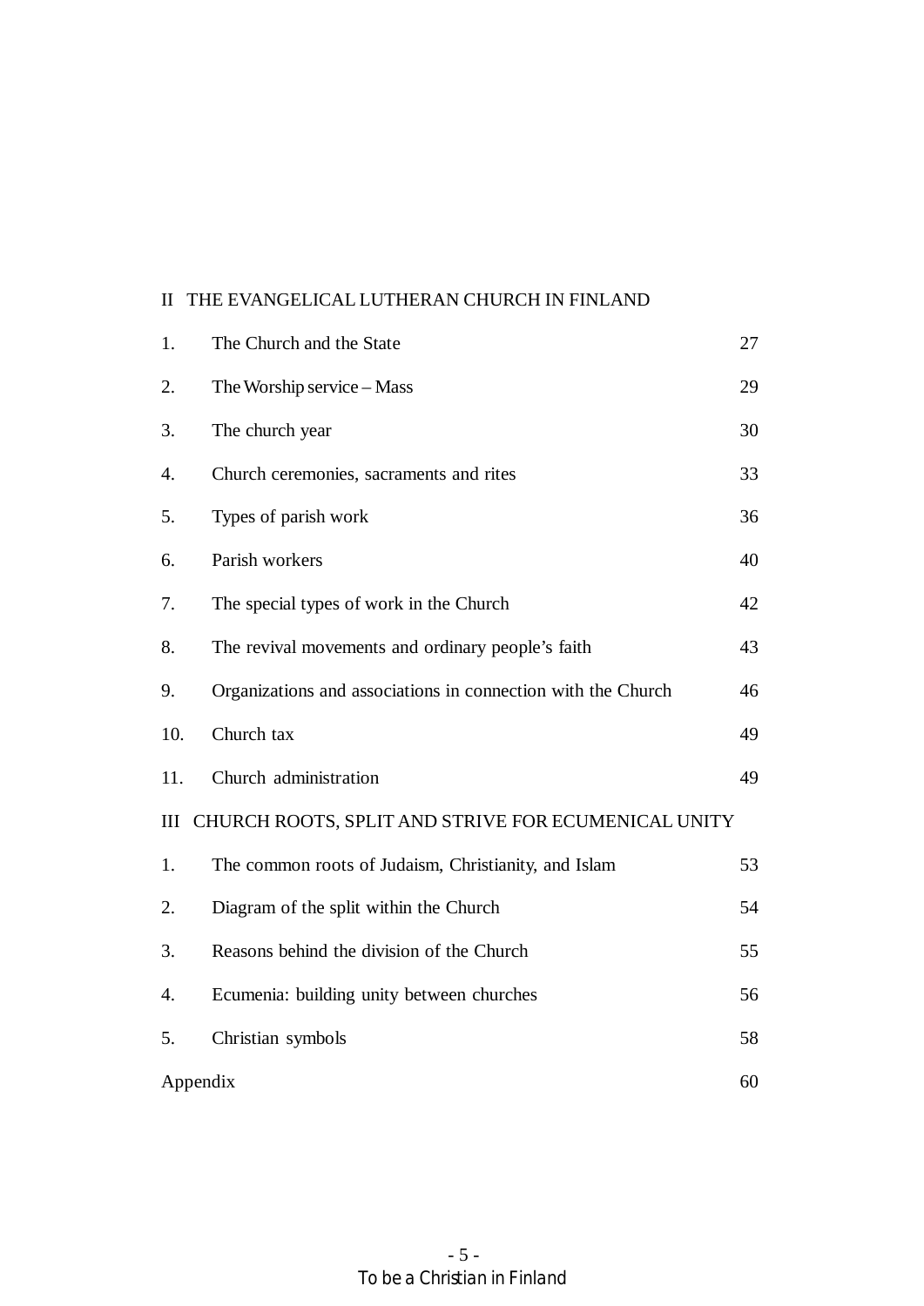II THE EVANGELICAL LUTHERAN CHURCH IN FINLAND

| | | |
|---|---|---|
| 1. | The Church and the State | 27 |
| 2. | The Worship service – Mass | 29 |
| 3. | The church year | 30 |
| 4. | Church ceremonies, sacraments and rites | 33 |
| 5. | Types of parish work | 36 |
| 6. | Parish workers | 40 |
| 7. | The special types of work in the Church | 42 |
| 8. | The revival movements and ordinary people's faith | 43 |
| 9. | Organizations and associations in connection with the Church | 46 |
| 10. | Church tax | 49 |
| 11. | Church administration | 49 |

III CHURCH ROOTS, SPLIT AND STRIVE FOR ECUMENICAL UNITY

| | | |
|---|---|---|
| 1. | The common roots of Judaism, Christianity, and Islam | 53 |
| 2. | Diagram of the split within the Church | 54 |
| 3. | Reasons behind the division of the Church | 55 |
| 4. | Ecumenia: building unity between churches | 56 |
| 5. | Christian symbols | 58 |
| Appendix | | 60 |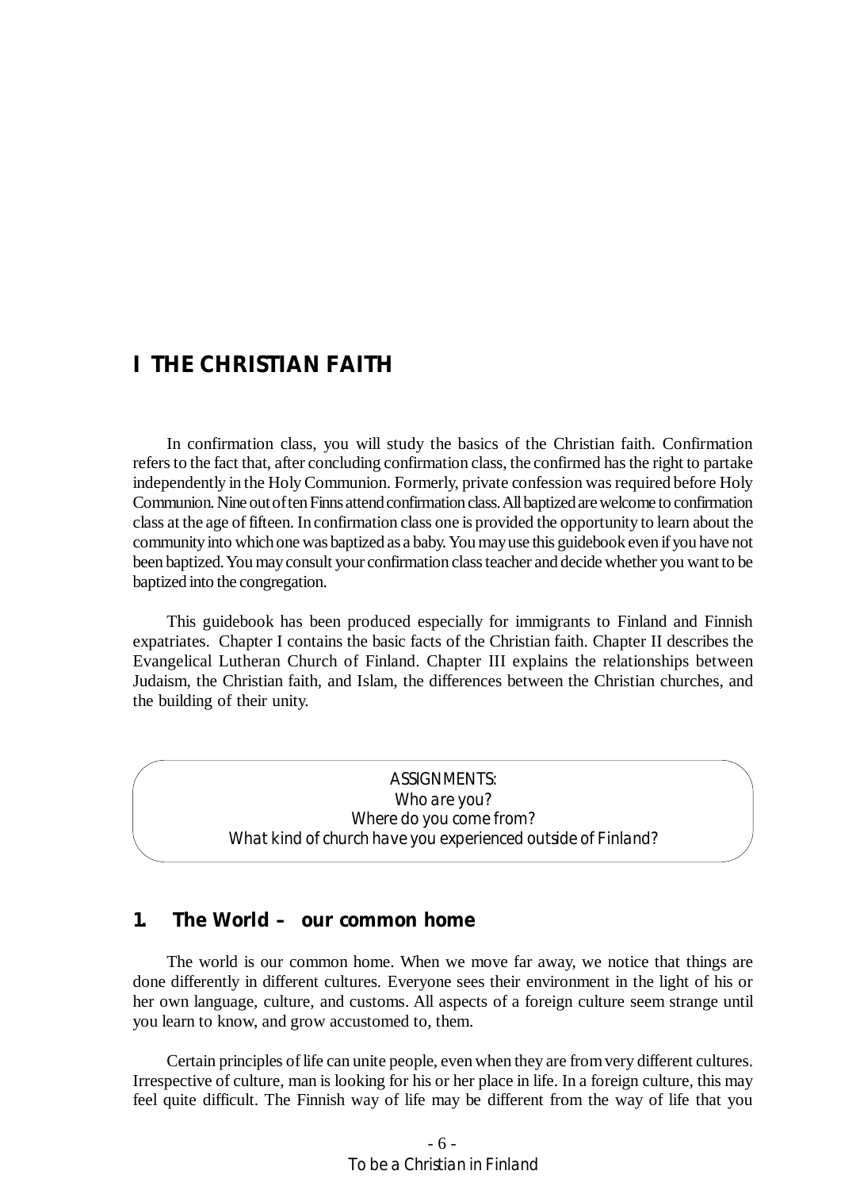# I THE CHRISTIAN FAITH

In confirmation class, you will study the basics of the Christian faith. Confirmation refers to the fact that, after concluding confirmation class, the confirmed has the right to partake independently in the Holy Communion. Formerly, private confession was required before Holy Communion. Nine out of ten Finns attend confirmation class. All baptized are welcome to confirmation class at the age of fifteen. In confirmation class one is provided the opportunity to learn about the community into which one was baptized as a baby. You may use this guidebook even if you have not been baptized. You may consult your confirmation class teacher and decide whether you want to be baptized into the congregation.

This guidebook has been produced especially for immigrants to Finland and Finnish expatriates. Chapter I contains the basic facts of the Christian faith. Chapter II describes the Evangelical Lutheran Church of Finland. Chapter III explains the relationships between Judaism, the Christian faith, and Islam, the differences between the Christian churches, and the building of their unity.

> ASSIGNMENTS:
> *Who are you?*
> *Where do you come from?*
> *What kind of church have you experienced outside of Finland?*

## 1. The World – our common home

The world is our common home. When we move far away, we notice that things are done differently in different cultures. Everyone sees their environment in the light of his or her own language, culture, and customs. All aspects of a foreign culture seem strange until you learn to know, and grow accustomed to, them.

Certain principles of life can unite people, even when they are from very different cultures. Irrespective of culture, man is looking for his or her place in life. In a foreign culture, this may feel quite difficult. The Finnish way of life may be different from the way of life that you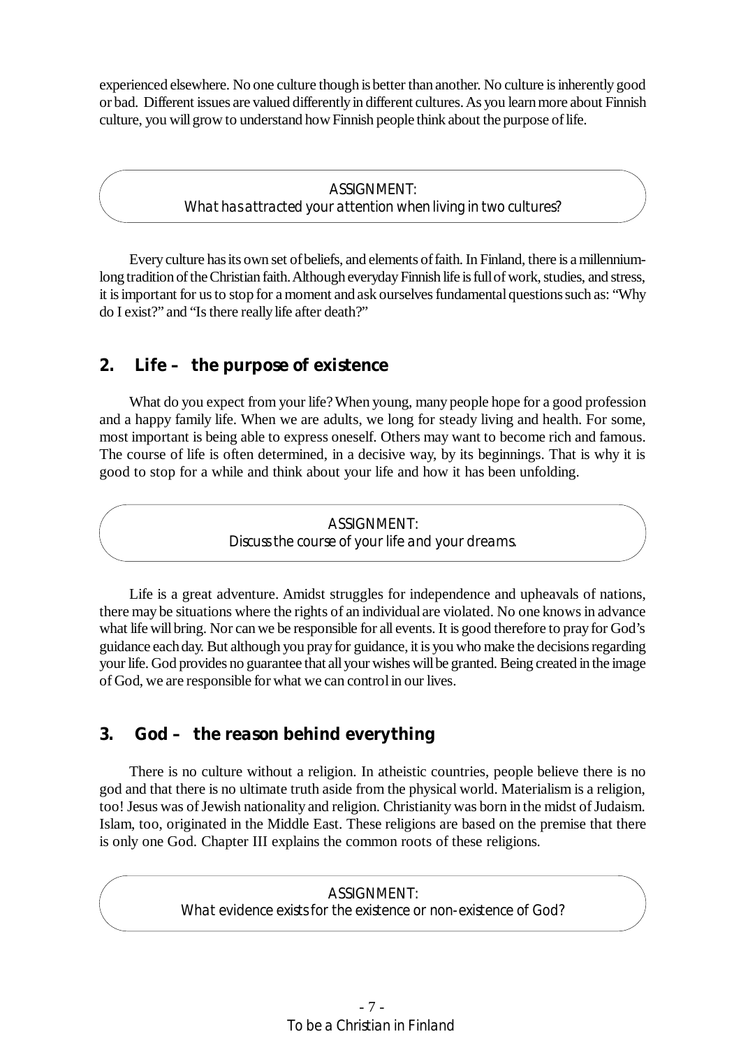experienced elsewhere. No one culture though is better than another. No culture is inherently good or bad. Different issues are valued differently in different cultures. As you learn more about Finnish culture, you will grow to understand how Finnish people think about the purpose of life.

> ASSIGNMENT:
> *What has attracted your attention when living in two cultures?*

Every culture has its own set of beliefs, and elements of faith. In Finland, there is a millennium-long tradition of the Christian faith. Although everyday Finnish life is full of work, studies, and stress, it is important for us to stop for a moment and ask ourselves fundamental questions such as: "Why do I exist?" and "Is there really life after death?"

## 2. *Life – the purpose of existence*

What do you expect from your life? When young, many people hope for a good profession and a happy family life. When we are adults, we long for steady living and health. For some, most important is being able to express oneself. Others may want to become rich and famous. The course of life is often determined, in a decisive way, by its beginnings. That is why it is good to stop for a while and think about your life and how it has been unfolding.

> ASSIGNMENT:
> *Discuss the course of your life and your dreams.*

Life is a great adventure. Amidst struggles for independence and upheavals of nations, there may be situations where the rights of an individual are violated. No one knows in advance what life will bring. Nor can we be responsible for all events. It is good therefore to pray for God's guidance each day. But although you pray for guidance, it is you who make the decisions regarding your life. God provides no guarantee that all your wishes will be granted. Being created in the image of God, we are responsible for what we can control in our lives.

## 3. *God – the reason behind everything*

There is no culture without a religion. In atheistic countries, people believe there is no god and that there is no ultimate truth aside from the physical world. Materialism is a religion, too! Jesus was of Jewish nationality and religion. Christianity was born in the midst of Judaism. Islam, too, originated in the Middle East. These religions are based on the premise that there is only one God. Chapter III explains the common roots of these religions.

> ASSIGNMENT:
> *What evidence exists for the existence or non-existence of God?*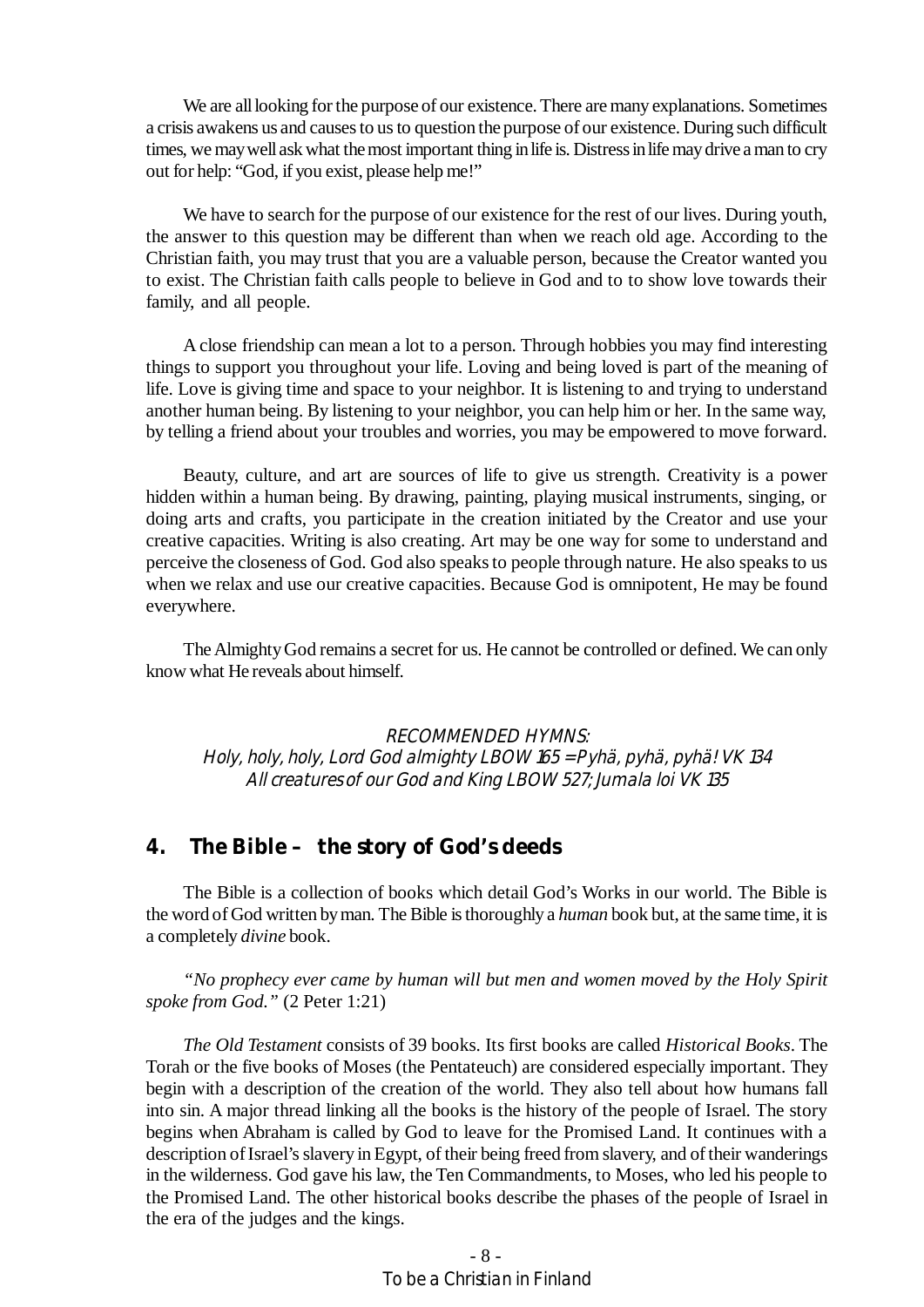We are all looking for the purpose of our existence. There are many explanations. Sometimes a crisis awakens us and causes to us to question the purpose of our existence. During such difficult times, we may well ask what the most important thing in life is. Distress in life may drive a man to cry out for help: "God, if you exist, please help me!"

We have to search for the purpose of our existence for the rest of our lives. During youth, the answer to this question may be different than when we reach old age. According to the Christian faith, you may trust that you are a valuable person, because the Creator wanted you to exist. The Christian faith calls people to believe in God and to to show love towards their family, and all people.

A close friendship can mean a lot to a person. Through hobbies you may find interesting things to support you throughout your life. Loving and being loved is part of the meaning of life. Love is giving time and space to your neighbor. It is listening to and trying to understand another human being. By listening to your neighbor, you can help him or her. In the same way, by telling a friend about your troubles and worries, you may be empowered to move forward.

Beauty, culture, and art are sources of life to give us strength. Creativity is a power hidden within a human being. By drawing, painting, playing musical instruments, singing, or doing arts and crafts, you participate in the creation initiated by the Creator and use your creative capacities. Writing is also creating. Art may be one way for some to understand and perceive the closeness of God. God also speaks to people through nature. He also speaks to us when we relax and use our creative capacities. Because God is omnipotent, He may be found everywhere.

The Almighty God remains a secret for us. He cannot be controlled or defined. We can only know what He reveals about himself.

*RECOMMENDED HYMNS:*
*Holy, holy, holy, Lord God almighty LBOW 165 = Pyhä, pyhä, pyhä! VK 134*
*All creatures of our God and King LBOW 527; Jumala loi VK 135*

## 4. The Bible – the story of God's deeds

The Bible is a collection of books which detail God's Works in our world. The Bible is the word of God written by man. The Bible is thoroughly a *human* book but, at the same time, it is a completely *divine* book.

*"No prophecy ever came by human will but men and women moved by the Holy Spirit spoke from God."* (2 Peter 1:21)

*The Old Testament* consists of 39 books. Its first books are called *Historical Books*. The Torah or the five books of Moses (the Pentateuch) are considered especially important. They begin with a description of the creation of the world. They also tell about how humans fall into sin. A major thread linking all the books is the history of the people of Israel. The story begins when Abraham is called by God to leave for the Promised Land. It continues with a description of Israel's slavery in Egypt, of their being freed from slavery, and of their wanderings in the wilderness. God gave his law, the Ten Commandments, to Moses, who led his people to the Promised Land. The other historical books describe the phases of the people of Israel in the era of the judges and the kings.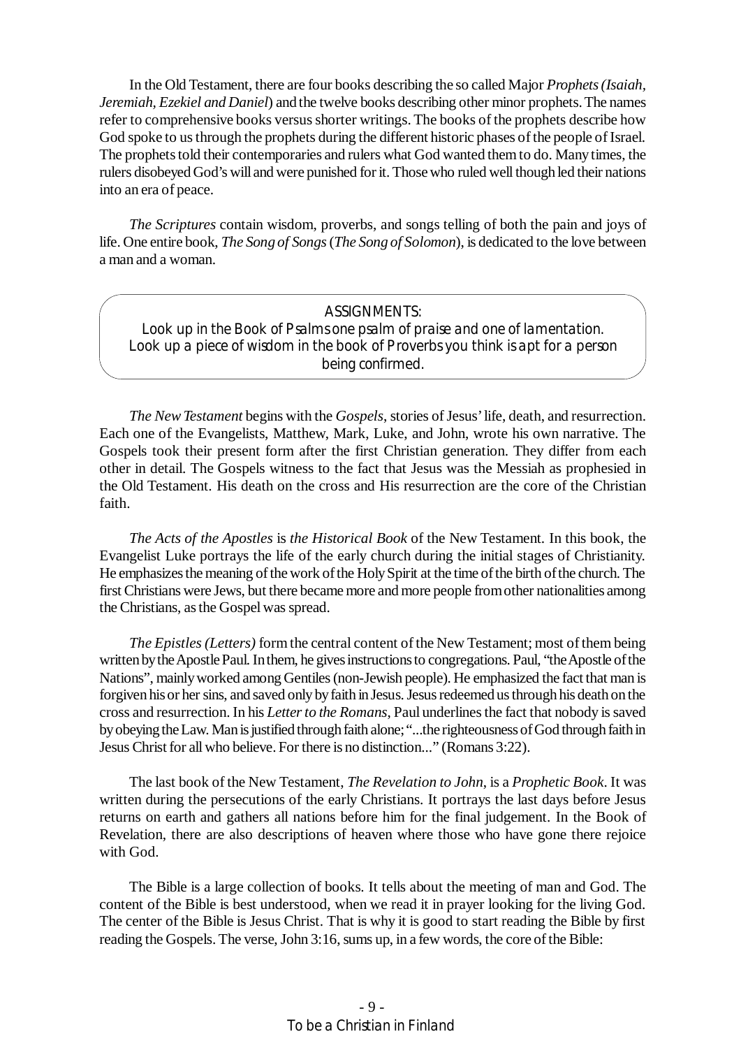In the Old Testament, there are four books describing the so called Major *Prophets (Isaiah, Jeremiah, Ezekiel and Daniel*) and the twelve books describing other minor prophets. The names refer to comprehensive books versus shorter writings. The books of the prophets describe how God spoke to us through the prophets during the different historic phases of the people of Israel. The prophets told their contemporaries and rulers what God wanted them to do. Many times, the rulers disobeyed God's will and were punished for it. Those who ruled well though led their nations into an era of peace.

*The Scriptures* contain wisdom, proverbs, and songs telling of both the pain and joys of life. One entire book, *The Song of Songs* (*The Song of Solomon*), is dedicated to the love between a man and a woman.

> ASSIGNMENTS:
> Look up in the Book of Psalms one psalm of praise and one of lamentation.
> Look up a piece of wisdom in the book of Proverbs you think is apt for a person being confirmed.

*The New Testament* begins with the *Gospels*, stories of Jesus' life, death, and resurrection. Each one of the Evangelists, Matthew, Mark, Luke, and John, wrote his own narrative. The Gospels took their present form after the first Christian generation. They differ from each other in detail. The Gospels witness to the fact that Jesus was the Messiah as prophesied in the Old Testament. His death on the cross and His resurrection are the core of the Christian faith.

*The Acts of the Apostles* is *the Historical Book* of the New Testament. In this book, the Evangelist Luke portrays the life of the early church during the initial stages of Christianity. He emphasizes the meaning of the work of the Holy Spirit at the time of the birth of the church. The first Christians were Jews, but there became more and more people from other nationalities among the Christians, as the Gospel was spread.

*The Epistles (Letters)* form the central content of the New Testament; most of them being written by the Apostle Paul. In them, he gives instructions to congregations. Paul, "the Apostle of the Nations", mainly worked among Gentiles (non-Jewish people). He emphasized the fact that man is forgiven his or her sins, and saved only by faith in Jesus. Jesus redeemed us through his death on the cross and resurrection. In his *Letter to the Romans*, Paul underlines the fact that nobody is saved by obeying the Law. Man is justified through faith alone; "...the righteousness of God through faith in Jesus Christ for all who believe. For there is no distinction..." (Romans 3:22).

The last book of the New Testament, *The Revelation to John*, is a *Prophetic Book*. It was written during the persecutions of the early Christians. It portrays the last days before Jesus returns on earth and gathers all nations before him for the final judgement. In the Book of Revelation, there are also descriptions of heaven where those who have gone there rejoice with God.

The Bible is a large collection of books. It tells about the meeting of man and God. The content of the Bible is best understood, when we read it in prayer looking for the living God. The center of the Bible is Jesus Christ. That is why it is good to start reading the Bible by first reading the Gospels. The verse, John 3:16, sums up, in a few words, the core of the Bible: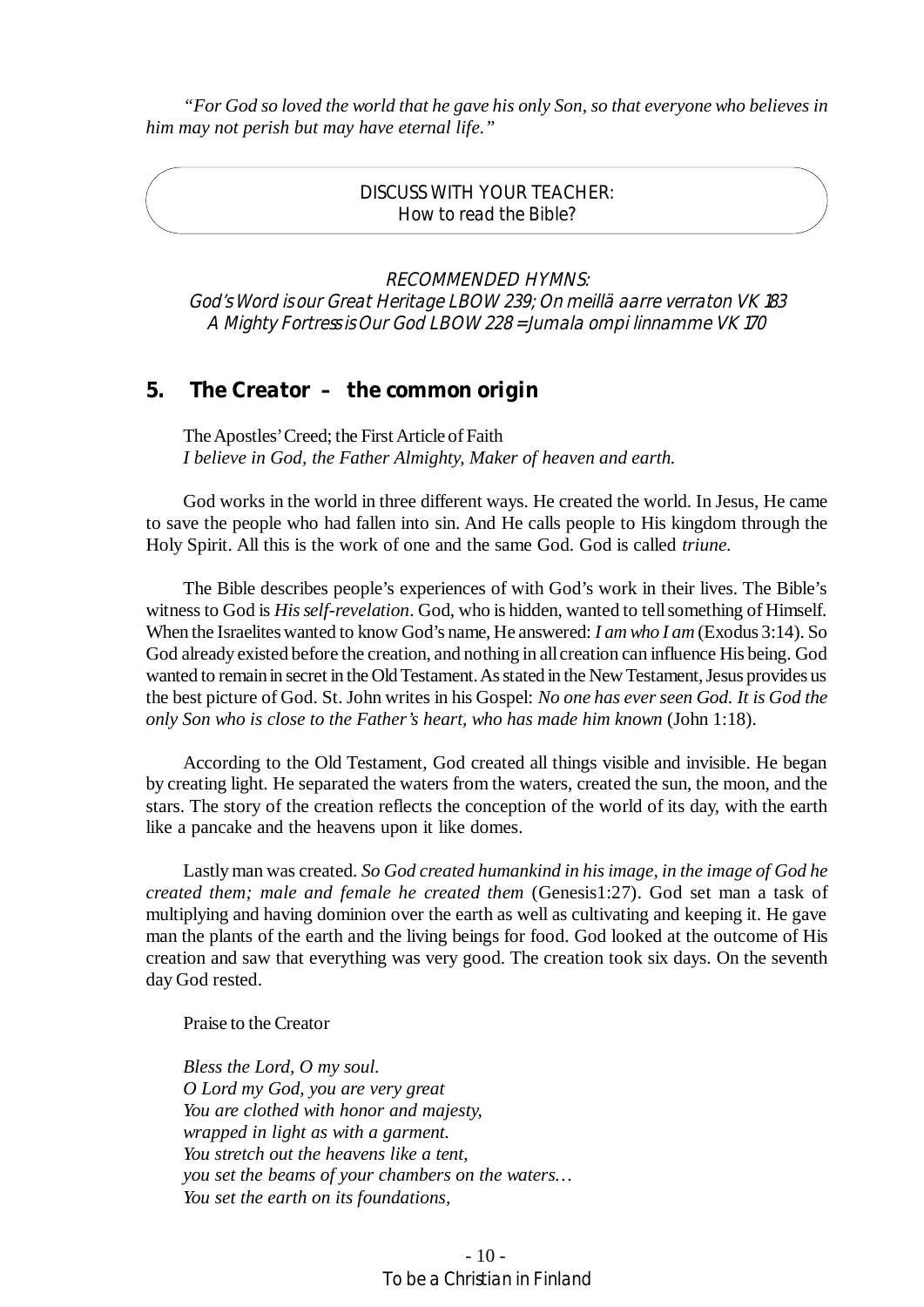*"For God so loved the world that he gave his only Son, so that everyone who believes in him may not perish but may have eternal life."*

DISCUSS WITH YOUR TEACHER:
How to read the Bible?

*RECOMMENDED HYMNS:*
*God's Word is our Great Heritage LBOW 239; On meillä aarre verraton VK 183*
*A Mighty Fortress is Our God LBOW 228 = Jumala ompi linnamme VK 170*

## 5. The Creator – the common origin

The Apostles' Creed; the First Article of Faith
*I believe in God, the Father Almighty, Maker of heaven and earth.*

God works in the world in three different ways. He created the world. In Jesus, He came to save the people who had fallen into sin. And He calls people to His kingdom through the Holy Spirit. All this is the work of one and the same God. God is called *triune*.

The Bible describes people's experiences of with God's work in their lives. The Bible's witness to God is *His self-revelation*. God, who is hidden, wanted to tell something of Himself. When the Israelites wanted to know God's name, He answered: *I am who I am* (Exodus 3:14). So God already existed before the creation, and nothing in all creation can influence His being. God wanted to remain in secret in the Old Testament. As stated in the New Testament, Jesus provides us the best picture of God. St. John writes in his Gospel: *No one has ever seen God. It is God the only Son who is close to the Father's heart, who has made him known* (John 1:18).

According to the Old Testament, God created all things visible and invisible. He began by creating light. He separated the waters from the waters, created the sun, the moon, and the stars. The story of the creation reflects the conception of the world of its day, with the earth like a pancake and the heavens upon it like domes.

Lastly man was created. *So God created humankind in his image, in the image of God he created them; male and female he created them* (Genesis1:27). God set man a task of multiplying and having dominion over the earth as well as cultivating and keeping it. He gave man the plants of the earth and the living beings for food. God looked at the outcome of His creation and saw that everything was very good. The creation took six days. On the seventh day God rested.

Praise to the Creator

*Bless the Lord, O my soul.*
*O Lord my God, you are very great*
*You are clothed with honor and majesty,*
*wrapped in light as with a garment.*
*You stretch out the heavens like a tent,*
*you set the beams of your chambers on the waters…*
*You set the earth on its foundations,*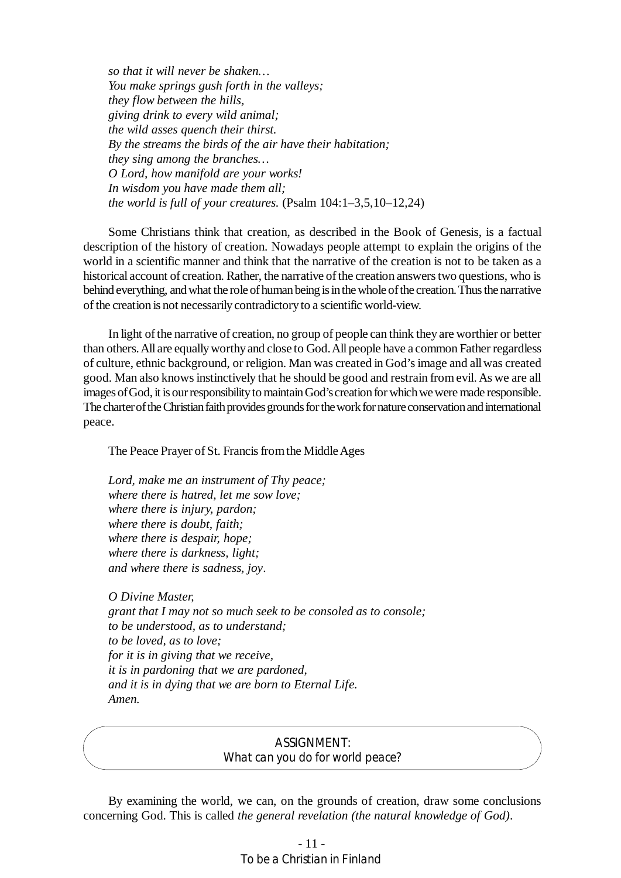*so that it will never be shaken…*
*You make springs gush forth in the valleys;*
*they flow between the hills,*
*giving drink to every wild animal;*
*the wild asses quench their thirst.*
*By the streams the birds of the air have their habitation;*
*they sing among the branches…*
*O Lord, how manifold are your works!*
*In wisdom you have made them all;*
*the world is full of your creatures.* (Psalm 104:1–3,5,10–12,24)

Some Christians think that creation, as described in the Book of Genesis, is a factual description of the history of creation. Nowadays people attempt to explain the origins of the world in a scientific manner and think that the narrative of the creation is not to be taken as a historical account of creation. Rather, the narrative of the creation answers two questions, who is behind everything, and what the role of human being is in the whole of the creation. Thus the narrative of the creation is not necessarily contradictory to a scientific world-view.

In light of the narrative of creation, no group of people can think they are worthier or better than others. All are equally worthy and close to God. All people have a common Father regardless of culture, ethnic background, or religion. Man was created in God's image and all was created good. Man also knows instinctively that he should be good and restrain from evil. As we are all images of God, it is our responsibility to maintain God's creation for which we were made responsible. The charter of the Christian faith provides grounds for the work for nature conservation and international peace.

The Peace Prayer of St. Francis from the Middle Ages

*Lord, make me an instrument of Thy peace;*
*where there is hatred, let me sow love;*
*where there is injury, pardon;*
*where there is doubt, faith;*
*where there is despair, hope;*
*where there is darkness, light;*
*and where there is sadness, joy*.

*O Divine Master,*
*grant that I may not so much seek to be consoled as to console;*
*to be understood, as to understand;*
*to be loved, as to love;*
*for it is in giving that we receive,*
*it is in pardoning that we are pardoned,*
*and it is in dying that we are born to Eternal Life.*
*Amen.*

ASSIGNMENT:
What can you do for world peace?

By examining the world, we can, on the grounds of creation, draw some conclusions concerning God. This is called *the general revelation (the natural knowledge of God)*.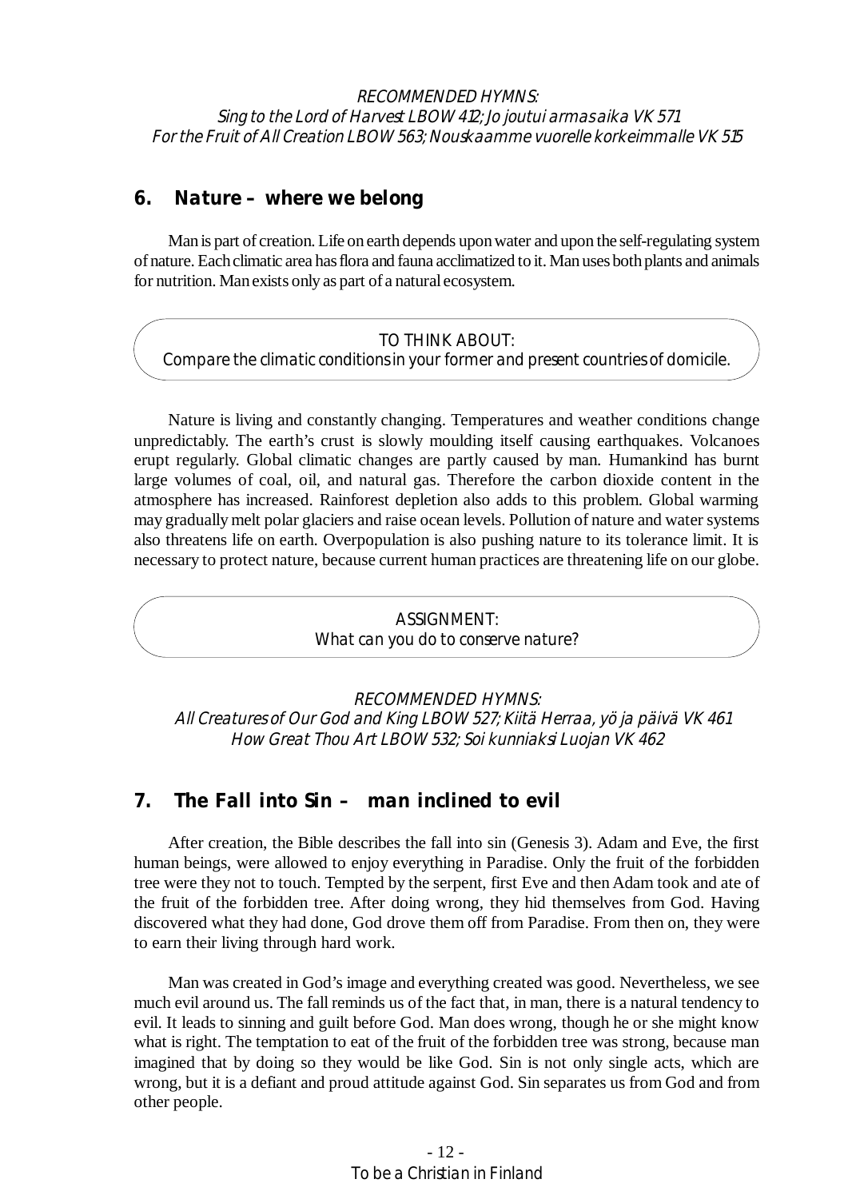*RECOMMENDED HYMNS:*
*Sing to the Lord of Harvest LBOW 412; Jo joutui armas aika VK 571*
*For the Fruit of All Creation LBOW 563; Nouskaamme vuorelle korkeimmalle VK 515*

## 6. Nature – where we belong

Man is part of creation. Life on earth depends upon water and upon the self-regulating system of nature. Each climatic area has flora and fauna acclimatized to it. Man uses both plants and animals for nutrition. Man exists only as part of a natural ecosystem.

> TO THINK ABOUT:
> Compare the climatic conditions in your former and present countries of domicile.

Nature is living and constantly changing. Temperatures and weather conditions change unpredictably. The earth's crust is slowly moulding itself causing earthquakes. Volcanoes erupt regularly. Global climatic changes are partly caused by man. Humankind has burnt large volumes of coal, oil, and natural gas. Therefore the carbon dioxide content in the atmosphere has increased. Rainforest depletion also adds to this problem. Global warming may gradually melt polar glaciers and raise ocean levels. Pollution of nature and water systems also threatens life on earth. Overpopulation is also pushing nature to its tolerance limit. It is necessary to protect nature, because current human practices are threatening life on our globe.

> ASSIGNMENT:
> What can you do to conserve nature?

*RECOMMENDED HYMNS:*
*All Creatures of Our God and King LBOW 527; Kiitä Herraa, yö ja päivä VK 461*
*How Great Thou Art LBOW 532; Soi kunniaksi Luojan VK 462*

## 7. The Fall into Sin – man inclined to evil

After creation, the Bible describes the fall into sin (Genesis 3). Adam and Eve, the first human beings, were allowed to enjoy everything in Paradise. Only the fruit of the forbidden tree were they not to touch. Tempted by the serpent, first Eve and then Adam took and ate of the fruit of the forbidden tree. After doing wrong, they hid themselves from God. Having discovered what they had done, God drove them off from Paradise. From then on, they were to earn their living through hard work.

Man was created in God's image and everything created was good. Nevertheless, we see much evil around us. The fall reminds us of the fact that, in man, there is a natural tendency to evil. It leads to sinning and guilt before God. Man does wrong, though he or she might know what is right. The temptation to eat of the fruit of the forbidden tree was strong, because man imagined that by doing so they would be like God. Sin is not only single acts, which are wrong, but it is a defiant and proud attitude against God. Sin separates us from God and from other people.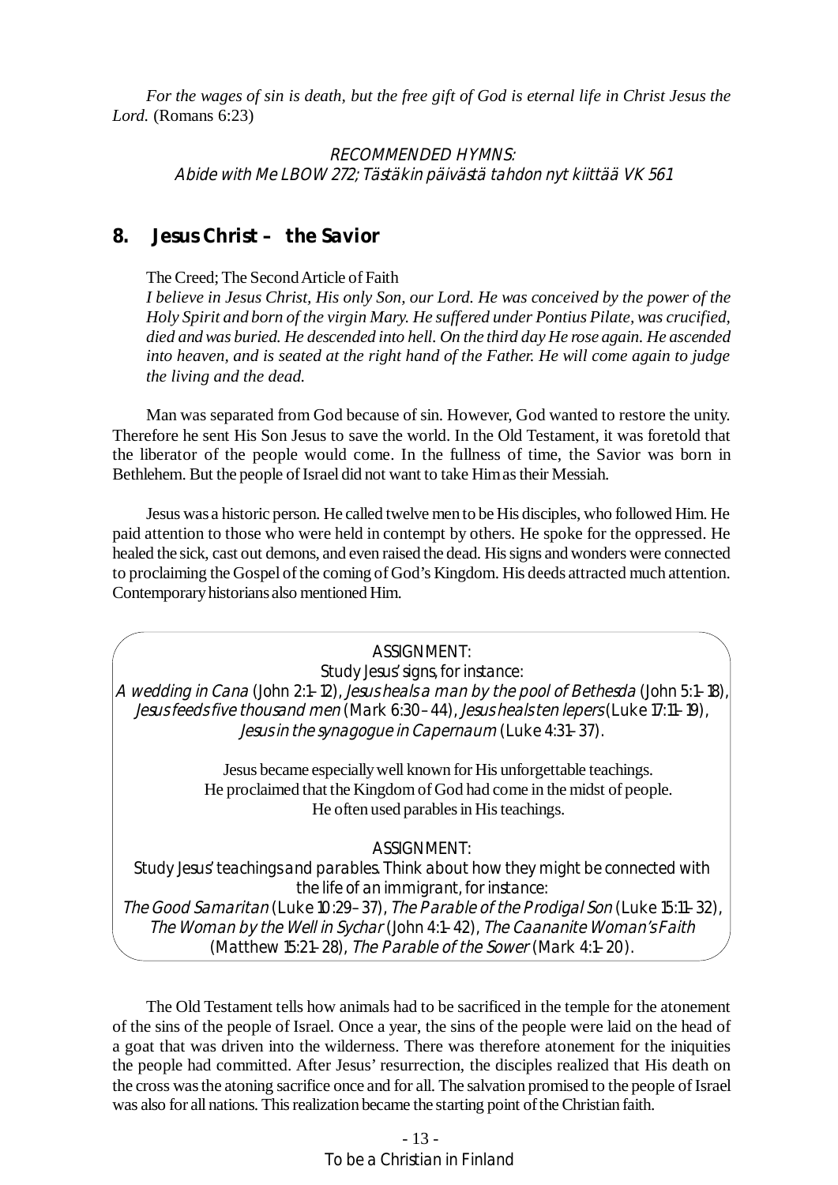*For the wages of sin is death, but the free gift of God is eternal life in Christ Jesus the Lord.* (Romans 6:23)

*RECOMMENDED HYMNS:*
*Abide with Me LBOW 272; Tästäkin päivästä tahdon nyt kiittää VK 561*

## 8. Jesus Christ – the Savior

The Creed; The Second Article of Faith

*I believe in Jesus Christ, His only Son, our Lord. He was conceived by the power of the Holy Spirit and born of the virgin Mary. He suffered under Pontius Pilate, was crucified, died and was buried. He descended into hell. On the third day He rose again. He ascended into heaven, and is seated at the right hand of the Father. He will come again to judge the living and the dead.*

Man was separated from God because of sin. However, God wanted to restore the unity. Therefore he sent His Son Jesus to save the world. In the Old Testament, it was foretold that the liberator of the people would come. In the fullness of time, the Savior was born in Bethlehem. But the people of Israel did not want to take Him as their Messiah.

Jesus was a historic person. He called twelve men to be His disciples, who followed Him. He paid attention to those who were held in contempt by others. He spoke for the oppressed. He healed the sick, cast out demons, and even raised the dead. His signs and wonders were connected to proclaiming the Gospel of the coming of God's Kingdom. His deeds attracted much attention. Contemporary historians also mentioned Him.

ASSIGNMENT:
Study Jesus' signs, for instance:
*A wedding in Cana* (John 2:1–12), *Jesus heals a man by the pool of Bethesda* (John 5:1–18), *Jesus feeds five thousand men* (Mark 6:30–44), *Jesus heals ten lepers* (Luke 17:11–19), *Jesus in the synagogue in Capernaum* (Luke 4:31–37).

Jesus became especially well known for His unforgettable teachings.
He proclaimed that the Kingdom of God had come in the midst of people.
He often used parables in His teachings.

ASSIGNMENT:
Study Jesus' teachings and parables. Think about how they might be connected with the life of an immigrant, for instance:
*The Good Samaritan* (Luke 10:29–37), *The Parable of the Prodigal Son* (Luke 15:11–32), *The Woman by the Well in Sychar* (John 4:1–42), *The Caananite Woman's Faith* (Matthew 15:21–28), *The Parable of the Sower* (Mark 4:1–20).

The Old Testament tells how animals had to be sacrificed in the temple for the atonement of the sins of the people of Israel. Once a year, the sins of the people were laid on the head of a goat that was driven into the wilderness. There was therefore atonement for the iniquities the people had committed. After Jesus' resurrection, the disciples realized that His death on the cross was the atoning sacrifice once and for all. The salvation promised to the people of Israel was also for all nations. This realization became the starting point of the Christian faith.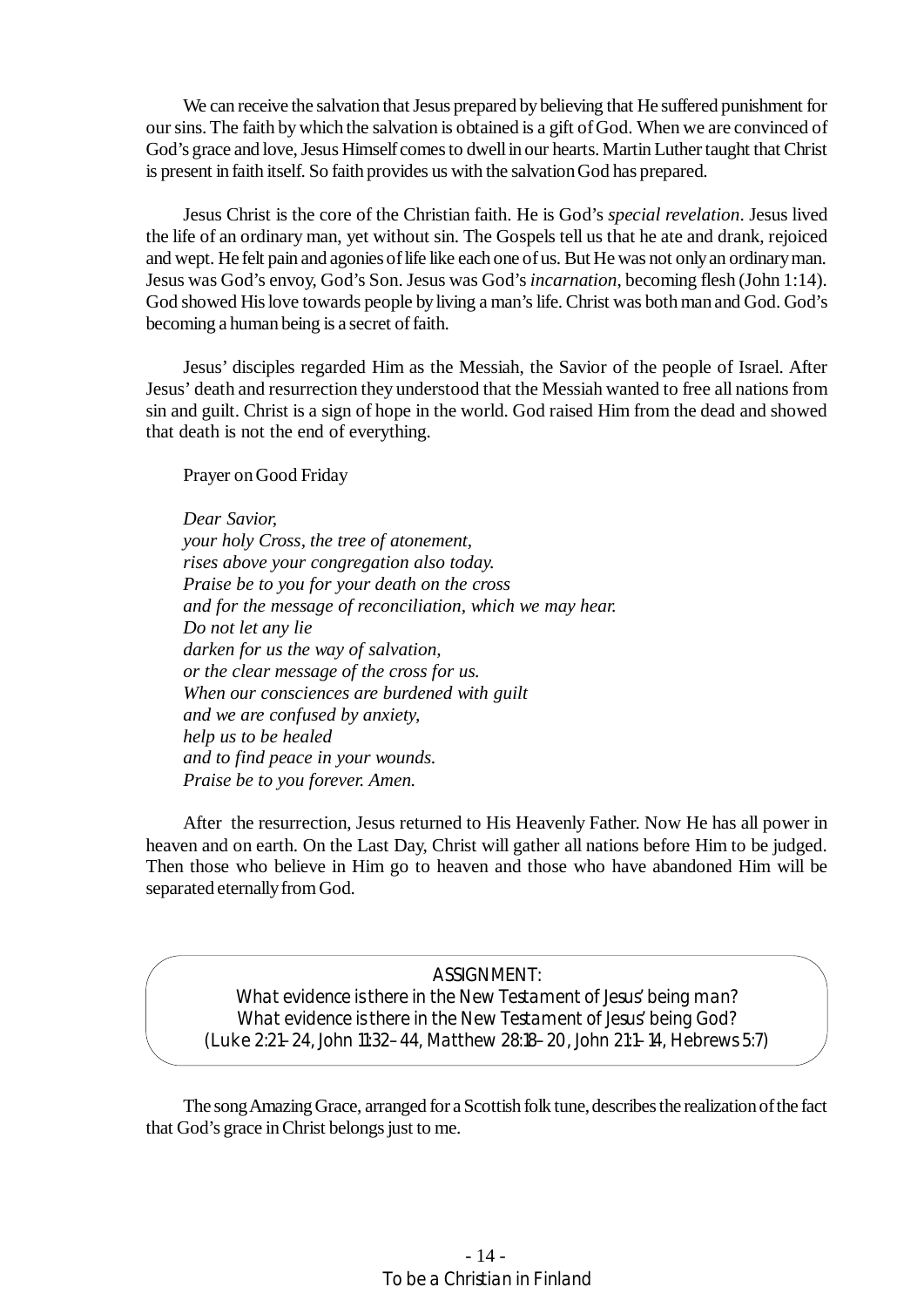We can receive the salvation that Jesus prepared by believing that He suffered punishment for our sins. The faith by which the salvation is obtained is a gift of God. When we are convinced of God's grace and love, Jesus Himself comes to dwell in our hearts. Martin Luther taught that Christ is present in faith itself. So faith provides us with the salvation God has prepared.

Jesus Christ is the core of the Christian faith. He is God's *special revelation*. Jesus lived the life of an ordinary man, yet without sin. The Gospels tell us that he ate and drank, rejoiced and wept. He felt pain and agonies of life like each one of us. But He was not only an ordinary man. Jesus was God's envoy, God's Son. Jesus was God's *incarnation*, becoming flesh (John 1:14). God showed His love towards people by living a man's life. Christ was both man and God. God's becoming a human being is a secret of faith.

Jesus' disciples regarded Him as the Messiah, the Savior of the people of Israel. After Jesus' death and resurrection they understood that the Messiah wanted to free all nations from sin and guilt. Christ is a sign of hope in the world. God raised Him from the dead and showed that death is not the end of everything.

Prayer on Good Friday

*Dear Savior,*
*your holy Cross, the tree of atonement,*
*rises above your congregation also today.*
*Praise be to you for your death on the cross*
*and for the message of reconciliation, which we may hear.*
*Do not let any lie*
*darken for us the way of salvation,*
*or the clear message of the cross for us.*
*When our consciences are burdened with guilt*
*and we are confused by anxiety,*
*help us to be healed*
*and to find peace in your wounds.*
*Praise be to you forever. Amen.*

After the resurrection, Jesus returned to His Heavenly Father. Now He has all power in heaven and on earth. On the Last Day, Christ will gather all nations before Him to be judged. Then those who believe in Him go to heaven and those who have abandoned Him will be separated eternally from God.

ASSIGNMENT:
What evidence is there in the New Testament of Jesus' being man?
What evidence is there in the New Testament of Jesus' being God?
(Luke 2:21–24, John 11:32–44, Matthew 28:18–20, John 21:1–14, Hebrews 5:7)

The song Amazing Grace, arranged for a Scottish folk tune, describes the realization of the fact that God's grace in Christ belongs just to me.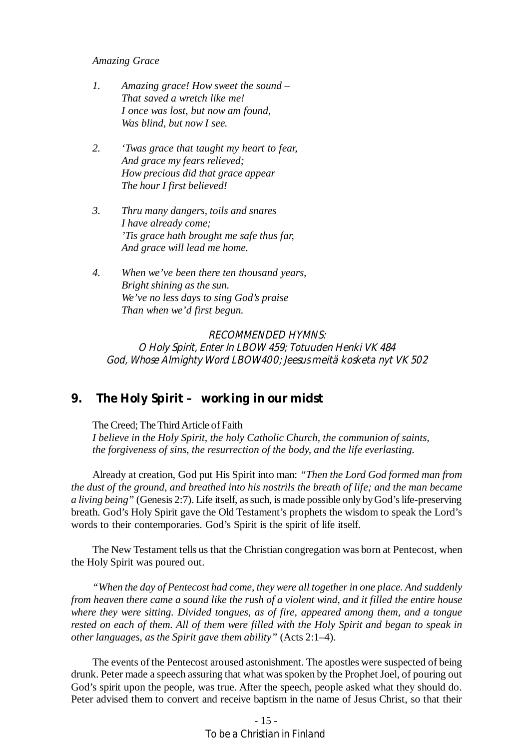*Amazing Grace*

1. *Amazing grace! How sweet the sound –*
   *That saved a wretch like me!*
   *I once was lost, but now am found,*
   *Was blind, but now I see.*

2. *'Twas grace that taught my heart to fear,*
   *And grace my fears relieved;*
   *How precious did that grace appear*
   *The hour I first believed!*

3. *Thru many dangers, toils and snares*
   *I have already come;*
   *'Tis grace hath brought me safe thus far,*
   *And grace will lead me home.*

4. *When we've been there ten thousand years,*
   *Bright shining as the sun.*
   *We've no less days to sing God's praise*
   *Than when we'd first begun.*

*RECOMMENDED HYMNS:*
*O Holy Spirit, Enter In LBOW 459; Totuuden Henki VK 484*
*God, Whose Almighty Word LBOW400; Jeesus meitä kosketa nyt VK 502*

## 9. The Holy Spirit – working in our midst

The Creed; The Third Article of Faith
*I believe in the Holy Spirit, the holy Catholic Church, the communion of saints, the forgiveness of sins, the resurrection of the body, and the life everlasting.*

Already at creation, God put His Spirit into man: *"Then the Lord God formed man from the dust of the ground, and breathed into his nostrils the breath of life; and the man became a living being"* (Genesis 2:7). Life itself, as such, is made possible only by God's life-preserving breath. God's Holy Spirit gave the Old Testament's prophets the wisdom to speak the Lord's words to their contemporaries. God's Spirit is the spirit of life itself.

The New Testament tells us that the Christian congregation was born at Pentecost, when the Holy Spirit was poured out.

*"When the day of Pentecost had come, they were all together in one place. And suddenly from heaven there came a sound like the rush of a violent wind, and it filled the entire house where they were sitting. Divided tongues, as of fire, appeared among them, and a tongue rested on each of them. All of them were filled with the Holy Spirit and began to speak in other languages, as the Spirit gave them ability"* (Acts 2:1–4).

The events of the Pentecost aroused astonishment. The apostles were suspected of being drunk. Peter made a speech assuring that what was spoken by the Prophet Joel, of pouring out God's spirit upon the people, was true. After the speech, people asked what they should do. Peter advised them to convert and receive baptism in the name of Jesus Christ, so that their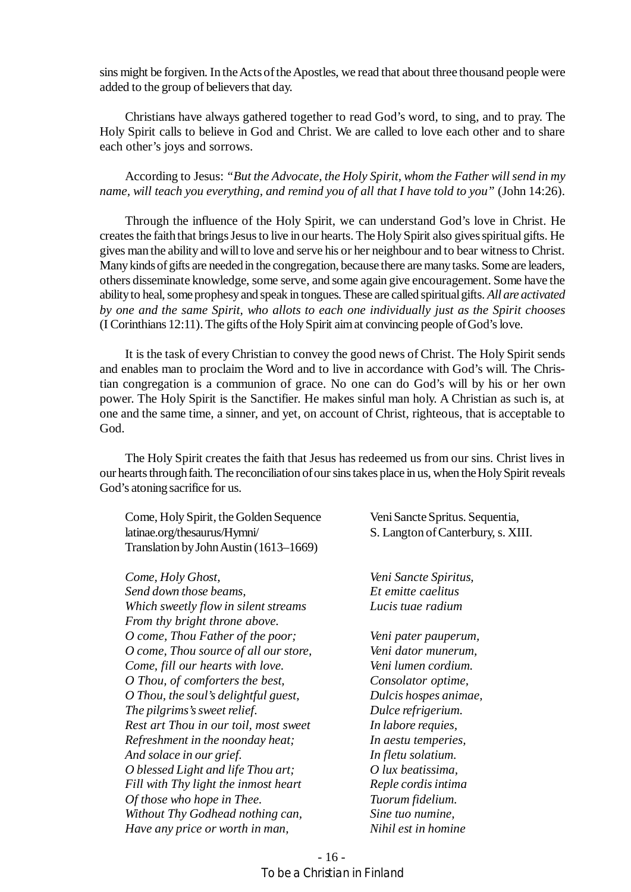sins might be forgiven. In the Acts of the Apostles, we read that about three thousand people were added to the group of believers that day.

Christians have always gathered together to read God's word, to sing, and to pray. The Holy Spirit calls to believe in God and Christ. We are called to love each other and to share each other's joys and sorrows.

According to Jesus: *"But the Advocate, the Holy Spirit, whom the Father will send in my name, will teach you everything, and remind you of all that I have told to you"* (John 14:26).

Through the influence of the Holy Spirit, we can understand God's love in Christ. He creates the faith that brings Jesus to live in our hearts. The Holy Spirit also gives spiritual gifts. He gives man the ability and will to love and serve his or her neighbour and to bear witness to Christ. Many kinds of gifts are needed in the congregation, because there are many tasks. Some are leaders, others disseminate knowledge, some serve, and some again give encouragement. Some have the ability to heal, some prophesy and speak in tongues. These are called spiritual gifts. *All are activated by one and the same Spirit, who allots to each one individually just as the Spirit chooses* (I Corinthians 12:11). The gifts of the Holy Spirit aim at convincing people of God's love.

It is the task of every Christian to convey the good news of Christ. The Holy Spirit sends and enables man to proclaim the Word and to live in accordance with God's will. The Christian congregation is a communion of grace. No one can do God's will by his or her own power. The Holy Spirit is the Sanctifier. He makes sinful man holy. A Christian as such is, at one and the same time, a sinner, and yet, on account of Christ, righteous, that is acceptable to God.

The Holy Spirit creates the faith that Jesus has redeemed us from our sins. Christ lives in our hearts through faith. The reconciliation of our sins takes place in us, when the Holy Spirit reveals God's atoning sacrifice for us.

Come, Holy Spirit, the Golden Sequence
latinae.org/thesaurus/Hymni/
Translation by John Austin (1613–1669)

*Come, Holy Ghost,*
*Send down those beams,*
*Which sweetly flow in silent streams*
*From thy bright throne above.*
*O come, Thou Father of the poor;*
*O come, Thou source of all our store,*
*Come, fill our hearts with love.*
*O Thou, of comforters the best,*
*O Thou, the soul's delightful guest,*
*The pilgrims's sweet relief.*
*Rest art Thou in our toil, most sweet*
*Refreshment in the noonday heat;*
*And solace in our grief.*
*O blessed Light and life Thou art;*
*Fill with Thy light the inmost heart*
*Of those who hope in Thee.*
*Without Thy Godhead nothing can,*
*Have any price or worth in man,*

Veni Sancte Spritus. Sequentia,
S. Langton of Canterbury, s. XIII.

*Veni Sancte Spiritus,*
*Et emitte caelitus*
*Lucis tuae radium*

*Veni pater pauperum,*
*Veni dator munerum,*
*Veni lumen cordium.*
*Consolator optime,*
*Dulcis hospes animae,*
*Dulce refrigerium.*
*In labore requies,*
*In aestu temperies,*
*In fletu solatium.*
*O lux beatissima,*
*Reple cordis intima*
*Tuorum fidelium.*
*Sine tuo numine,*
*Nihil est in homine*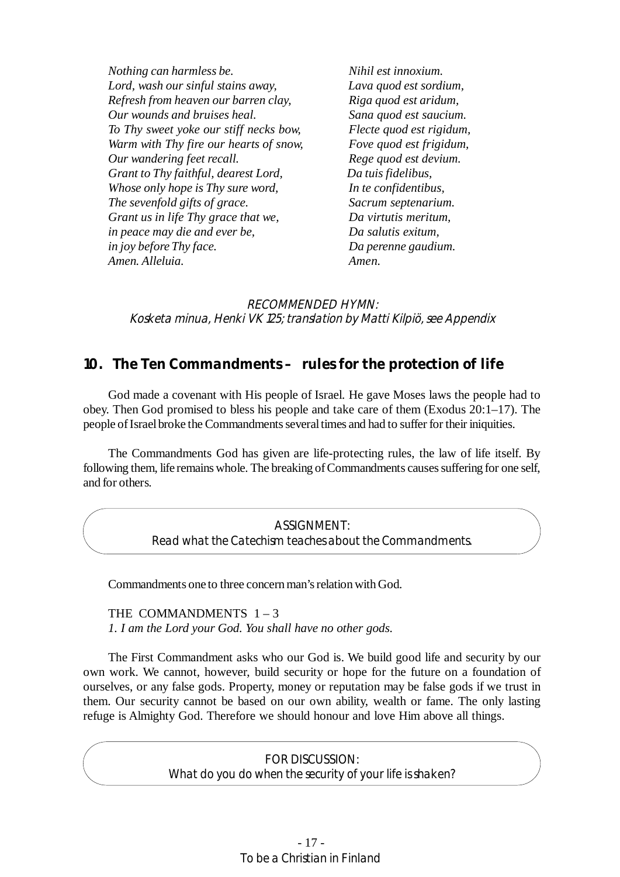*Nothing can harmless be.*
*Lord, wash our sinful stains away,*
*Refresh from heaven our barren clay,*
*Our wounds and bruises heal.*
*To Thy sweet yoke our stiff necks bow,*
*Warm with Thy fire our hearts of snow,*
*Our wandering feet recall.*
*Grant to Thy faithful, dearest Lord,*
*Whose only hope is Thy sure word,*
*The sevenfold gifts of grace.*
*Grant us in life Thy grace that we,*
*in peace may die and ever be,*
*in joy before Thy face.*
*Amen. Alleluia.*

*Nihil est innoxium.*
*Lava quod est sordium,*
*Riga quod est aridum,*
*Sana quod est saucium.*
*Flecte quod est rigidum,*
*Fove quod est frigidum,*
*Rege quod est devium.*
*Da tuis fidelibus,*
*In te confidentibus,*
*Sacrum septenarium.*
*Da virtutis meritum,*
*Da salutis exitum,*
*Da perenne gaudium.*
*Amen.*

*RECOMMENDED HYMN:*
*Kosketa minua, Henki VK 125; translation by Matti Kilpiö, see Appendix*

## 10. The Ten Commandments – rules for the protection of life

God made a covenant with His people of Israel. He gave Moses laws the people had to obey. Then God promised to bless his people and take care of them (Exodus 20:1–17). The people of Israel broke the Commandments several times and had to suffer for their iniquities.

The Commandments God has given are life-protecting rules, the law of life itself. By following them, life remains whole. The breaking of Commandments causes suffering for one self, and for others.

ASSIGNMENT:
Read what the Catechism teaches about the Commandments.

Commandments one to three concern man's relation with God.

THE COMMANDMENTS 1 – 3
*1. I am the Lord your God. You shall have no other gods.*

The First Commandment asks who our God is. We build good life and security by our own work. We cannot, however, build security or hope for the future on a foundation of ourselves, or any false gods. Property, money or reputation may be false gods if we trust in them. Our security cannot be based on our own ability, wealth or fame. The only lasting refuge is Almighty God. Therefore we should honour and love Him above all things.

FOR DISCUSSION:
What do you do when the security of your life is shaken?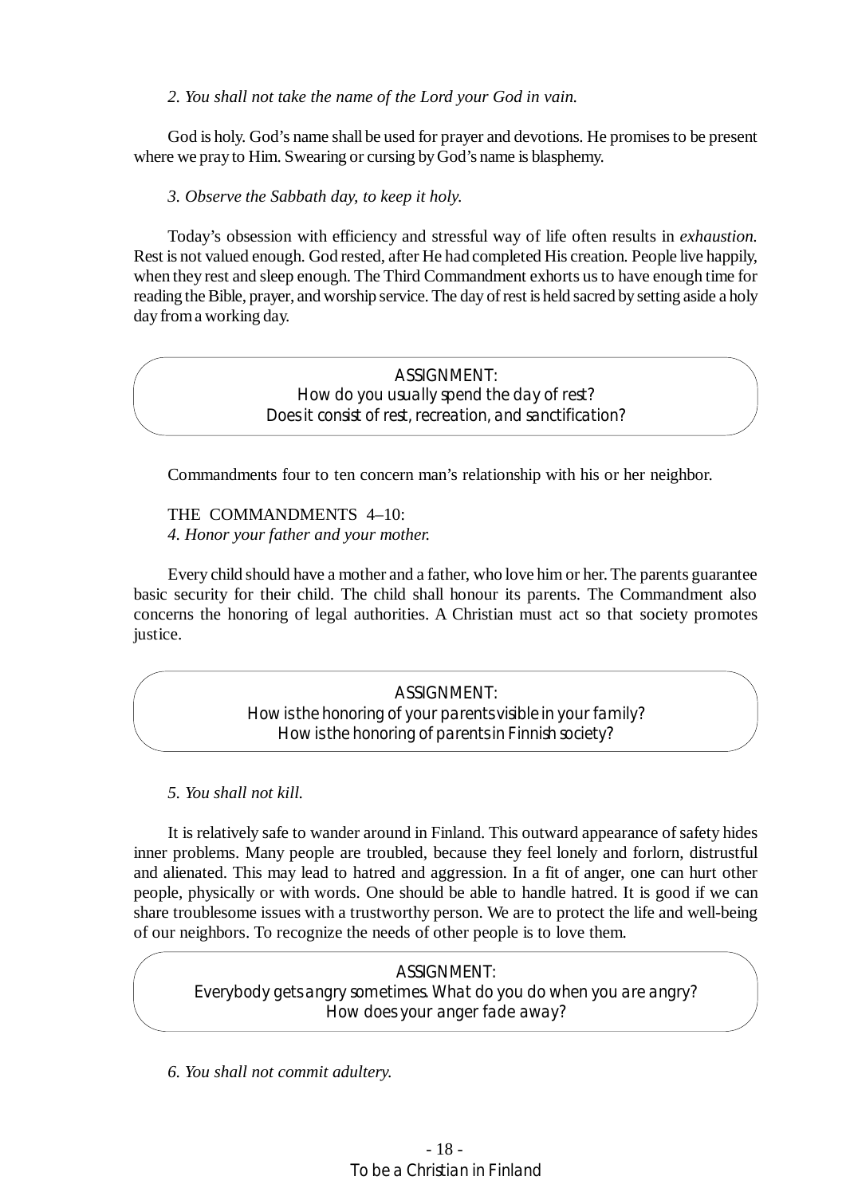*2. You shall not take the name of the Lord your God in vain.*

God is holy. God's name shall be used for prayer and devotions. He promises to be present where we pray to Him. Swearing or cursing by God's name is blasphemy.

*3. Observe the Sabbath day, to keep it holy.*

Today's obsession with efficiency and stressful way of life often results in *exhaustion.* Rest is not valued enough. God rested, after He had completed His creation. People live happily, when they rest and sleep enough. The Third Commandment exhorts us to have enough time for reading the Bible, prayer, and worship service. The day of rest is held sacred by setting aside a holy day from a working day.

> ASSIGNMENT:
> How do you usually spend the day of rest?
> Does it consist of rest, recreation, and sanctification?

Commandments four to ten concern man's relationship with his or her neighbor.

THE COMMANDMENTS 4–10:
*4. Honor your father and your mother.*

Every child should have a mother and a father, who love him or her. The parents guarantee basic security for their child. The child shall honour its parents. The Commandment also concerns the honoring of legal authorities. A Christian must act so that society promotes justice.

> ASSIGNMENT:
> How is the honoring of your parents visible in your family?
> How is the honoring of parents in Finnish society?

*5. You shall not kill.*

It is relatively safe to wander around in Finland. This outward appearance of safety hides inner problems. Many people are troubled, because they feel lonely and forlorn, distrustful and alienated. This may lead to hatred and aggression. In a fit of anger, one can hurt other people, physically or with words. One should be able to handle hatred. It is good if we can share troublesome issues with a trustworthy person. We are to protect the life and well-being of our neighbors. To recognize the needs of other people is to love them.

> ASSIGNMENT:
> Everybody gets angry sometimes. What do you do when you are angry?
> How does your anger fade away?

*6. You shall not commit adultery.*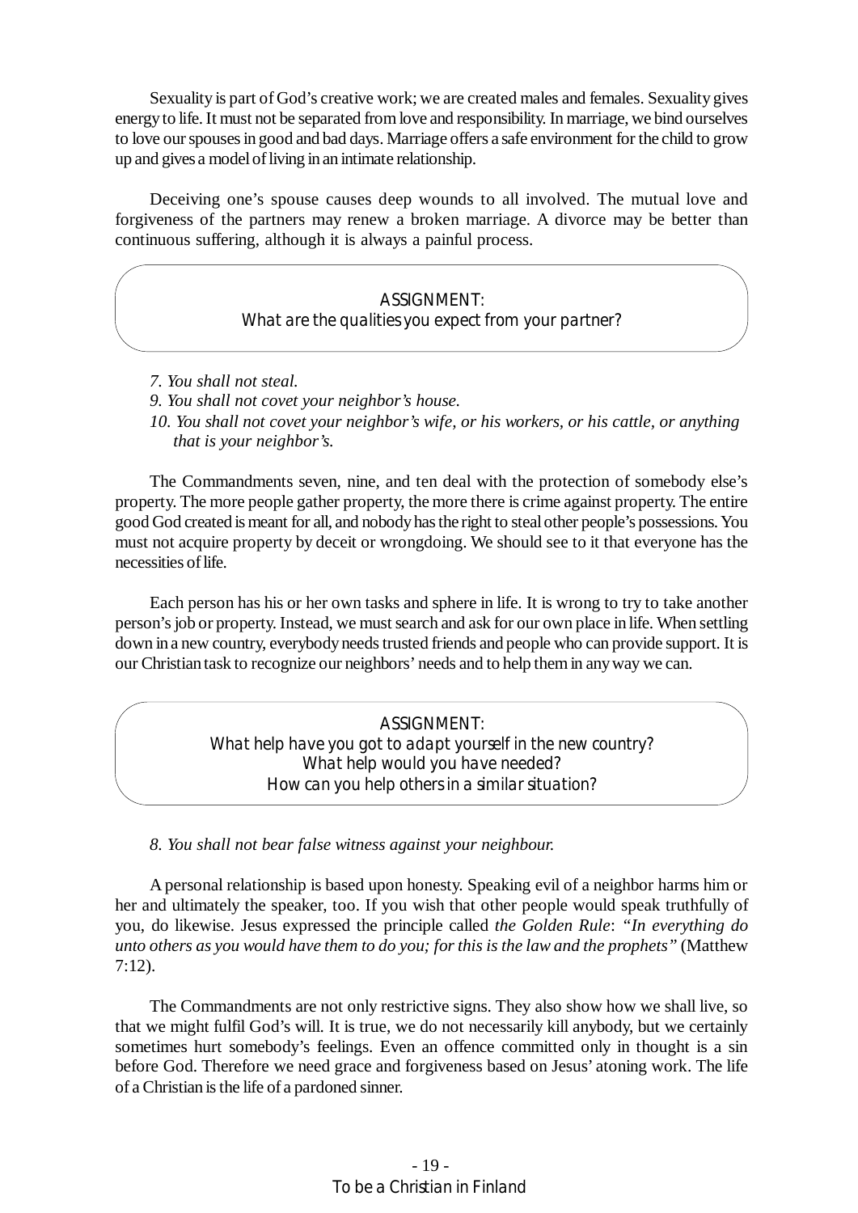Sexuality is part of God's creative work; we are created males and females. Sexuality gives energy to life. It must not be separated from love and responsibility. In marriage, we bind ourselves to love our spouses in good and bad days. Marriage offers a safe environment for the child to grow up and gives a model of living in an intimate relationship.

Deceiving one's spouse causes deep wounds to all involved. The mutual love and forgiveness of the partners may renew a broken marriage. A divorce may be better than continuous suffering, although it is always a painful process.

> ASSIGNMENT:
> What are the qualities you expect from your partner?

*7. You shall not steal.*
*9. You shall not covet your neighbor's house.*
*10. You shall not covet your neighbor's wife, or his workers, or his cattle, or anything that is your neighbor's.*

The Commandments seven, nine, and ten deal with the protection of somebody else's property. The more people gather property, the more there is crime against property. The entire good God created is meant for all, and nobody has the right to steal other people's possessions. You must not acquire property by deceit or wrongdoing. We should see to it that everyone has the necessities of life.

Each person has his or her own tasks and sphere in life. It is wrong to try to take another person's job or property. Instead, we must search and ask for our own place in life. When settling down in a new country, everybody needs trusted friends and people who can provide support. It is our Christian task to recognize our neighbors' needs and to help them in any way we can.

> ASSIGNMENT:
> What help have you got to adapt yourself in the new country?
> What help would you have needed?
> How can you help others in a similar situation?

*8. You shall not bear false witness against your neighbour.*

A personal relationship is based upon honesty. Speaking evil of a neighbor harms him or her and ultimately the speaker, too. If you wish that other people would speak truthfully of you, do likewise. Jesus expressed the principle called *the Golden Rule*: *"In everything do unto others as you would have them to do you; for this is the law and the prophets"* (Matthew 7:12).

The Commandments are not only restrictive signs. They also show how we shall live, so that we might fulfil God's will. It is true, we do not necessarily kill anybody, but we certainly sometimes hurt somebody's feelings. Even an offence committed only in thought is a sin before God. Therefore we need grace and forgiveness based on Jesus' atoning work. The life of a Christian is the life of a pardoned sinner.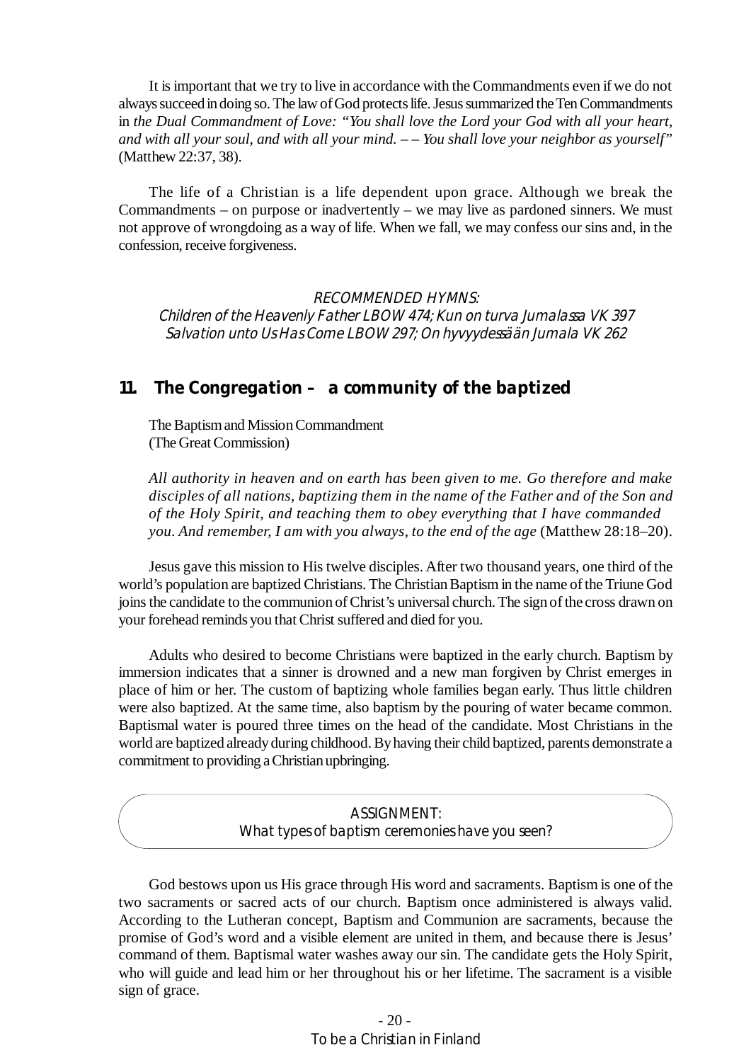It is important that we try to live in accordance with the Commandments even if we do not always succeed in doing so. The law of God protects life. Jesus summarized the Ten Commandments in *the Dual Commandment of Love: "You shall love the Lord your God with all your heart, and with all your soul, and with all your mind. – – You shall love your neighbor as yourself"* (Matthew 22:37, 38).

The life of a Christian is a life dependent upon grace. Although we break the Commandments – on purpose or inadvertently – we may live as pardoned sinners. We must not approve of wrongdoing as a way of life. When we fall, we may confess our sins and, in the confession, receive forgiveness.

*RECOMMENDED HYMNS:*
*Children of the Heavenly Father LBOW 474; Kun on turva Jumalassa VK 397*
*Salvation unto Us Has Come LBOW 297; On hyvyydessään Jumala VK 262*

## 11. The Congregation – a community of the baptized

The Baptism and Mission Commandment
(The Great Commission)

*All authority in heaven and on earth has been given to me. Go therefore and make disciples of all nations, baptizing them in the name of the Father and of the Son and of the Holy Spirit, and teaching them to obey everything that I have commanded you. And remember, I am with you always, to the end of the age* (Matthew 28:18–20).

Jesus gave this mission to His twelve disciples. After two thousand years, one third of the world's population are baptized Christians. The Christian Baptism in the name of the Triune God joins the candidate to the communion of Christ's universal church. The sign of the cross drawn on your forehead reminds you that Christ suffered and died for you.

Adults who desired to become Christians were baptized in the early church. Baptism by immersion indicates that a sinner is drowned and a new man forgiven by Christ emerges in place of him or her. The custom of baptizing whole families began early. Thus little children were also baptized. At the same time, also baptism by the pouring of water became common. Baptismal water is poured three times on the head of the candidate. Most Christians in the world are baptized already during childhood. By having their child baptized, parents demonstrate a commitment to providing a Christian upbringing.

ASSIGNMENT:
What types of baptism ceremonies have you seen?

God bestows upon us His grace through His word and sacraments. Baptism is one of the two sacraments or sacred acts of our church. Baptism once administered is always valid. According to the Lutheran concept, Baptism and Communion are sacraments, because the promise of God's word and a visible element are united in them, and because there is Jesus' command of them. Baptismal water washes away our sin. The candidate gets the Holy Spirit, who will guide and lead him or her throughout his or her lifetime. The sacrament is a visible sign of grace.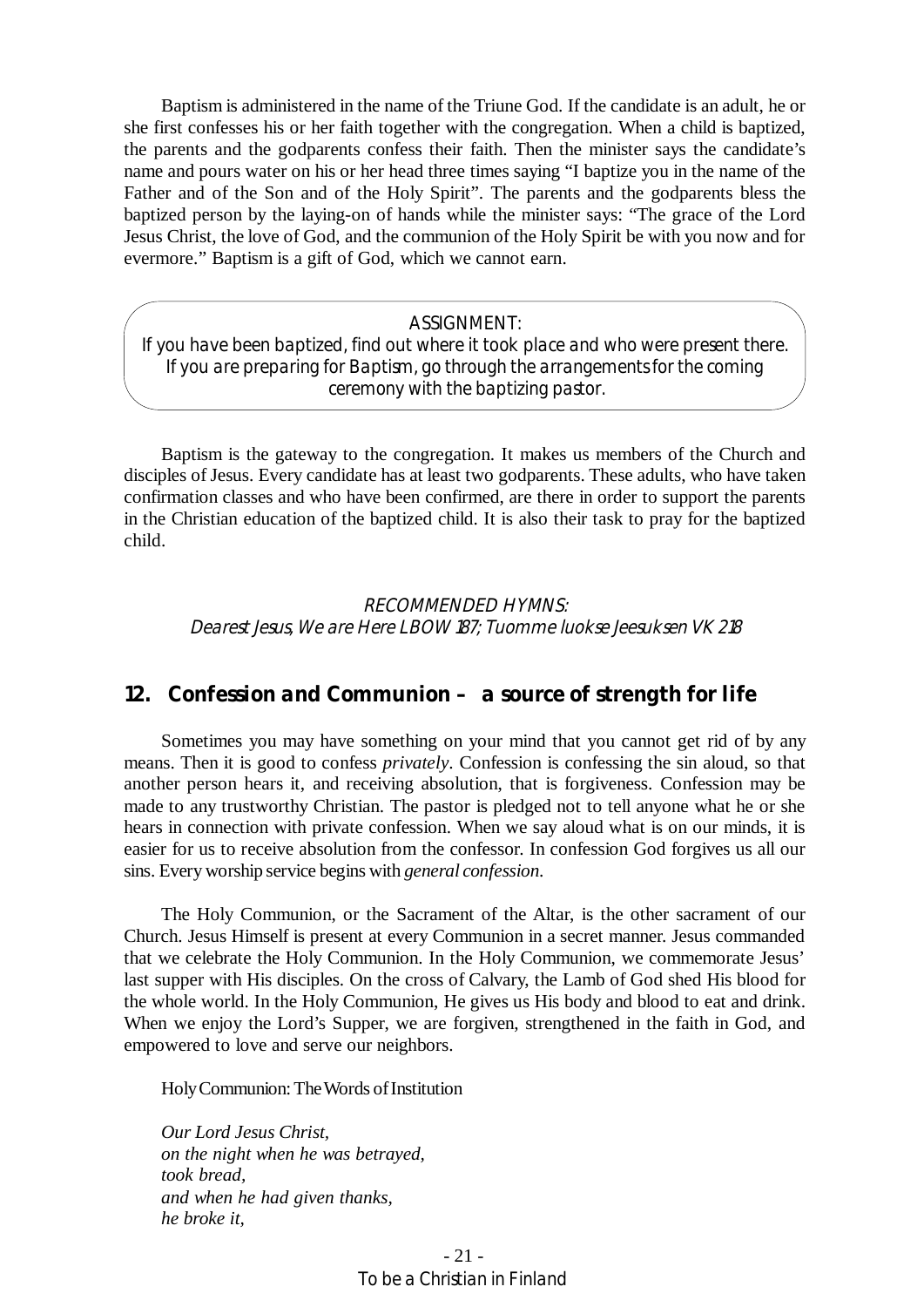Baptism is administered in the name of the Triune God. If the candidate is an adult, he or she first confesses his or her faith together with the congregation. When a child is baptized, the parents and the godparents confess their faith. Then the minister says the candidate's name and pours water on his or her head three times saying "I baptize you in the name of the Father and of the Son and of the Holy Spirit". The parents and the godparents bless the baptized person by the laying-on of hands while the minister says: "The grace of the Lord Jesus Christ, the love of God, and the communion of the Holy Spirit be with you now and for evermore." Baptism is a gift of God, which we cannot earn.

> ASSIGNMENT:
> If you have been baptized, find out where it took place and who were present there. If you are preparing for Baptism, go through the arrangements for the coming ceremony with the baptizing pastor.

Baptism is the gateway to the congregation. It makes us members of the Church and disciples of Jesus. Every candidate has at least two godparents. These adults, who have taken confirmation classes and who have been confirmed, are there in order to support the parents in the Christian education of the baptized child. It is also their task to pray for the baptized child.

*RECOMMENDED HYMNS:*
*Dearest Jesus, We are Here LBOW 187; Tuomme luokse Jeesuksen VK 218*

## 12. Confession and Communion – a source of strength for life

Sometimes you may have something on your mind that you cannot get rid of by any means. Then it is good to confess *privately*. Confession is confessing the sin aloud, so that another person hears it, and receiving absolution, that is forgiveness. Confession may be made to any trustworthy Christian. The pastor is pledged not to tell anyone what he or she hears in connection with private confession. When we say aloud what is on our minds, it is easier for us to receive absolution from the confessor. In confession God forgives us all our sins. Every worship service begins with *general confession*.

The Holy Communion, or the Sacrament of the Altar, is the other sacrament of our Church. Jesus Himself is present at every Communion in a secret manner. Jesus commanded that we celebrate the Holy Communion. In the Holy Communion, we commemorate Jesus' last supper with His disciples. On the cross of Calvary, the Lamb of God shed His blood for the whole world. In the Holy Communion, He gives us His body and blood to eat and drink. When we enjoy the Lord's Supper, we are forgiven, strengthened in the faith in God, and empowered to love and serve our neighbors.

Holy Communion: The Words of Institution

*Our Lord Jesus Christ,*
*on the night when he was betrayed,*
*took bread,*
*and when he had given thanks,*
*he broke it,*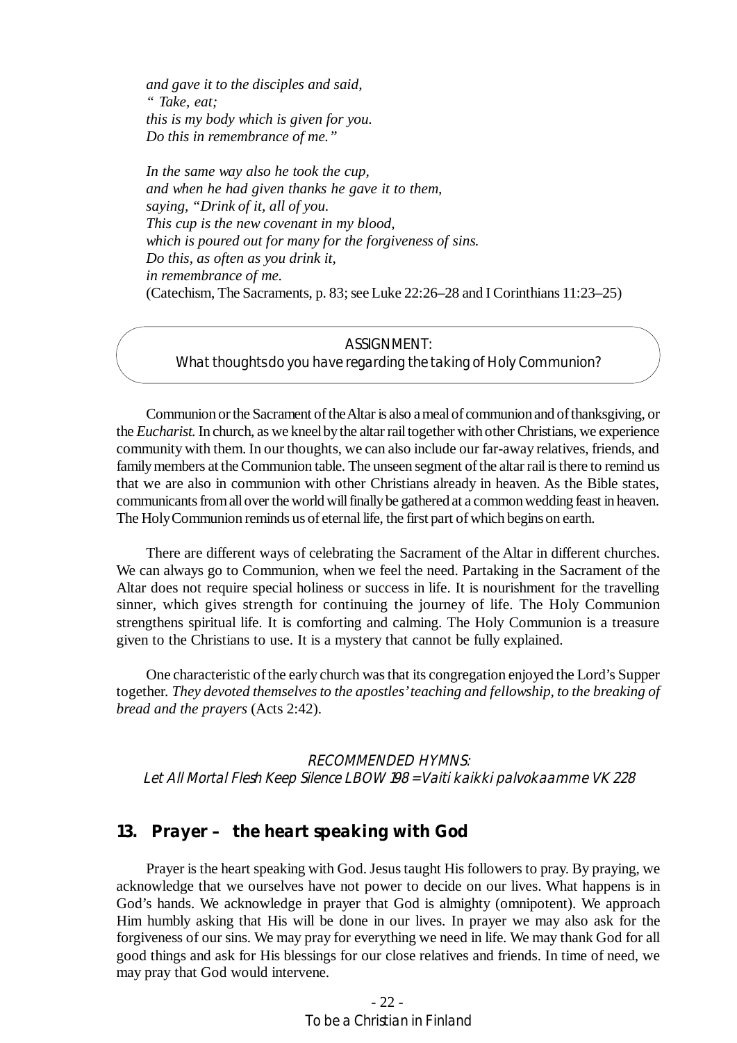*and gave it to the disciples and said,*
*" Take, eat;*
*this is my body which is given for you.*
*Do this in remembrance of me."*

*In the same way also he took the cup,*
*and when he had given thanks he gave it to them,*
*saying, "Drink of it, all of you.*
*This cup is the new covenant in my blood,*
*which is poured out for many for the forgiveness of sins.*
*Do this, as often as you drink it,*
*in remembrance of me.*
(Catechism, The Sacraments, p. 83; see Luke 22:26–28 and I Corinthians 11:23–25)

ASSIGNMENT:
What thoughts do you have regarding the taking of Holy Communion?

Communion or the Sacrament of the Altar is also a meal of communion and of thanksgiving, or the *Eucharist*. In church, as we kneel by the altar rail together with other Christians, we experience community with them. In our thoughts, we can also include our far-away relatives, friends, and family members at the Communion table. The unseen segment of the altar rail is there to remind us that we are also in communion with other Christians already in heaven. As the Bible states, communicants from all over the world will finally be gathered at a common wedding feast in heaven. The Holy Communion reminds us of eternal life, the first part of which begins on earth.

There are different ways of celebrating the Sacrament of the Altar in different churches. We can always go to Communion, when we feel the need. Partaking in the Sacrament of the Altar does not require special holiness or success in life. It is nourishment for the travelling sinner, which gives strength for continuing the journey of life. The Holy Communion strengthens spiritual life. It is comforting and calming. The Holy Communion is a treasure given to the Christians to use. It is a mystery that cannot be fully explained.

One characteristic of the early church was that its congregation enjoyed the Lord's Supper together. *They devoted themselves to the apostles' teaching and fellowship, to the breaking of bread and the prayers* (Acts 2:42).

*RECOMMENDED HYMNS:*
*Let All Mortal Flesh Keep Silence LBOW 198 = Vaiti kaikki palvokaamme VK 228*

## 13. Prayer – the heart speaking with God

Prayer is the heart speaking with God. Jesus taught His followers to pray. By praying, we acknowledge that we ourselves have not power to decide on our lives. What happens is in God's hands. We acknowledge in prayer that God is almighty (omnipotent). We approach Him humbly asking that His will be done in our lives. In prayer we may also ask for the forgiveness of our sins. We may pray for everything we need in life. We may thank God for all good things and ask for His blessings for our close relatives and friends. In time of need, we may pray that God would intervene.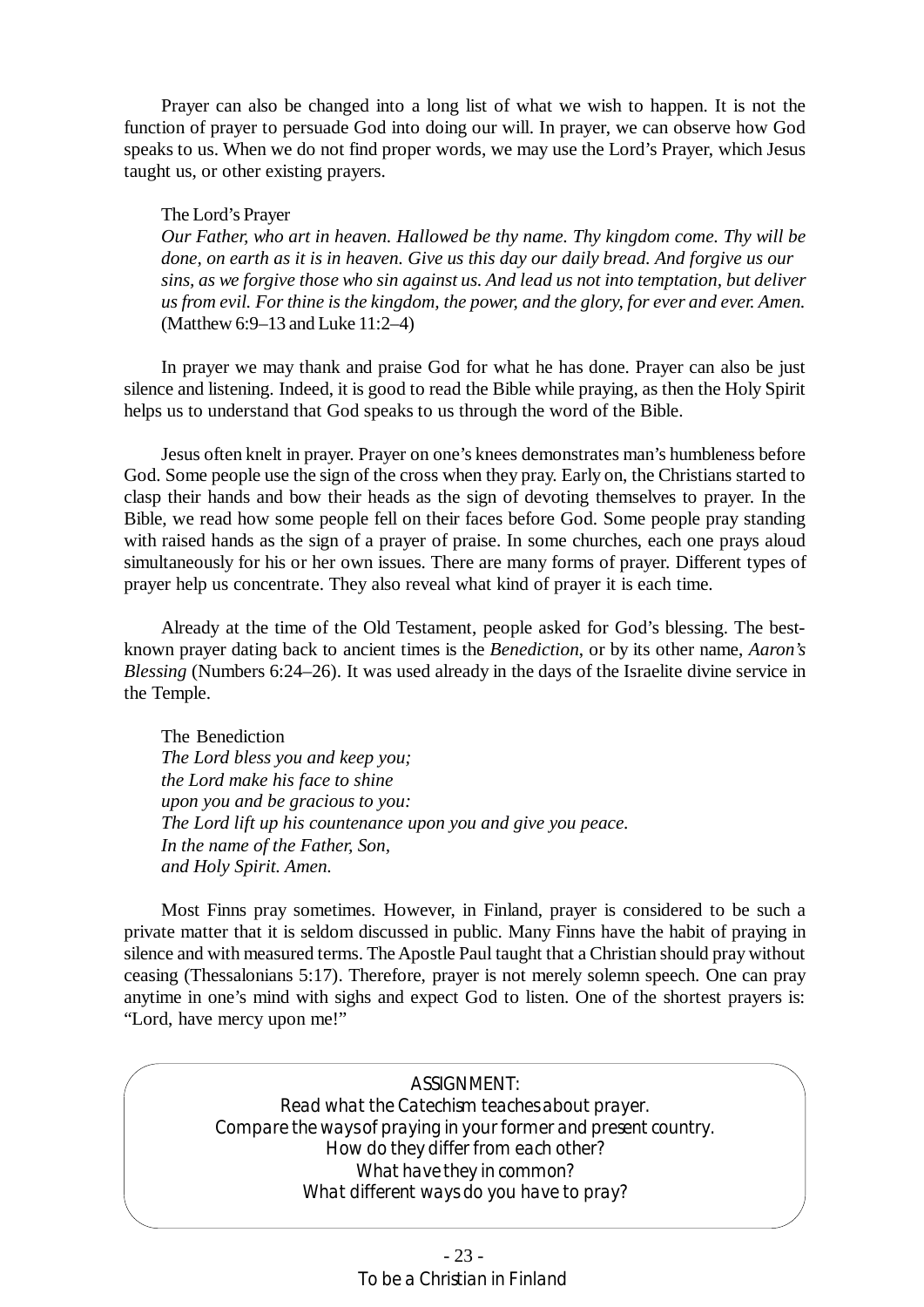Prayer can also be changed into a long list of what we wish to happen. It is not the function of prayer to persuade God into doing our will. In prayer, we can observe how God speaks to us. When we do not find proper words, we may use the Lord's Prayer, which Jesus taught us, or other existing prayers.

> The Lord's Prayer
> *Our Father, who art in heaven. Hallowed be thy name. Thy kingdom come. Thy will be done, on earth as it is in heaven. Give us this day our daily bread. And forgive us our sins, as we forgive those who sin against us. And lead us not into temptation, but deliver us from evil. For thine is the kingdom, the power, and the glory, for ever and ever. Amen.*
> (Matthew 6:9–13 and Luke 11:2–4)

In prayer we may thank and praise God for what he has done. Prayer can also be just silence and listening. Indeed, it is good to read the Bible while praying, as then the Holy Spirit helps us to understand that God speaks to us through the word of the Bible.

Jesus often knelt in prayer. Prayer on one's knees demonstrates man's humbleness before God. Some people use the sign of the cross when they pray. Early on, the Christians started to clasp their hands and bow their heads as the sign of devoting themselves to prayer. In the Bible, we read how some people fell on their faces before God. Some people pray standing with raised hands as the sign of a prayer of praise. In some churches, each one prays aloud simultaneously for his or her own issues. There are many forms of prayer. Different types of prayer help us concentrate. They also reveal what kind of prayer it is each time.

Already at the time of the Old Testament, people asked for God's blessing. The best-known prayer dating back to ancient times is the *Benediction*, or by its other name, *Aaron's Blessing* (Numbers 6:24–26). It was used already in the days of the Israelite divine service in the Temple.

> The Benediction
> *The Lord bless you and keep you;*
> *the Lord make his face to shine*
> *upon you and be gracious to you:*
> *The Lord lift up his countenance upon you and give you peace.*
> *In the name of the Father, Son,*
> *and Holy Spirit. Amen.*

Most Finns pray sometimes. However, in Finland, prayer is considered to be such a private matter that it is seldom discussed in public. Many Finns have the habit of praying in silence and with measured terms. The Apostle Paul taught that a Christian should pray without ceasing (Thessalonians 5:17). Therefore, prayer is not merely solemn speech. One can pray anytime in one's mind with sighs and expect God to listen. One of the shortest prayers is: "Lord, have mercy upon me!"

> ASSIGNMENT:
> Read what the Catechism teaches about prayer.
> Compare the ways of praying in your former and present country.
> How do they differ from each other?
> What have they in common?
> What different ways do you have to pray?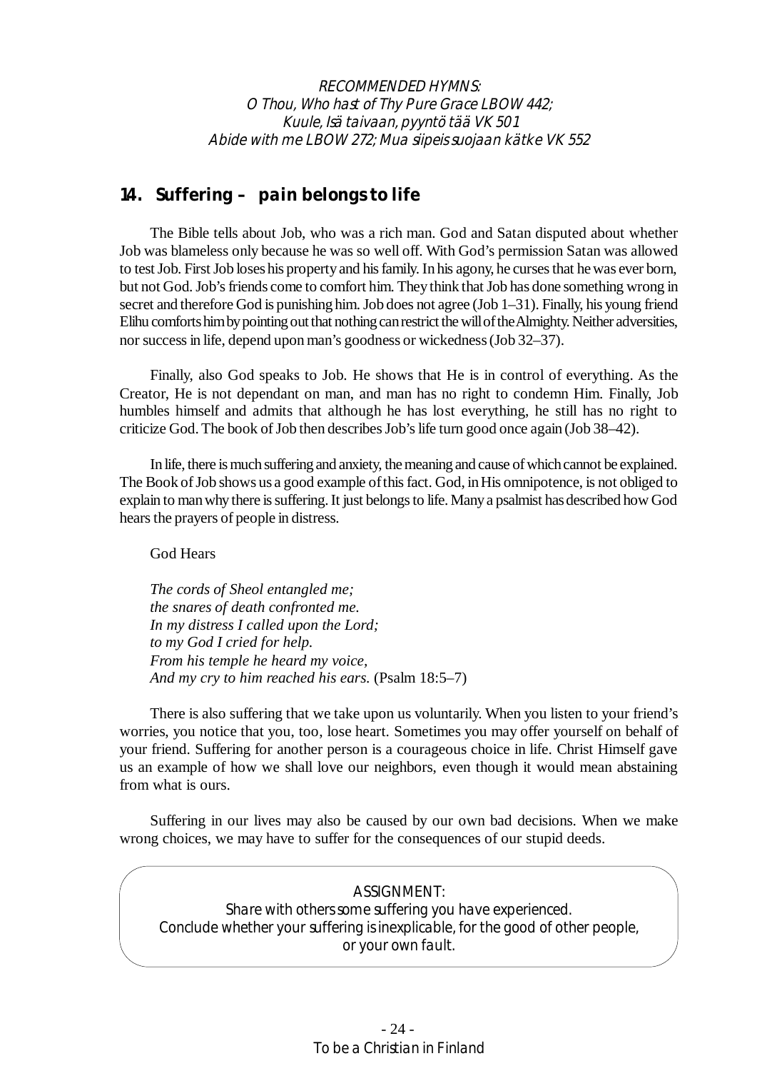*RECOMMENDED HYMNS:*
*O Thou, Who hast of Thy Pure Grace LBOW 442;*
*Kuule, Isä taivaan, pyyntö tää VK 501*
*Abide with me LBOW 272; Mua siipeis suojaan kätke VK 552*

## 14. Suffering – pain belongs to life

The Bible tells about Job, who was a rich man. God and Satan disputed about whether Job was blameless only because he was so well off. With God's permission Satan was allowed to test Job. First Job loses his property and his family. In his agony, he curses that he was ever born, but not God. Job's friends come to comfort him. They think that Job has done something wrong in secret and therefore God is punishing him. Job does not agree (Job 1–31). Finally, his young friend Elihu comforts him by pointing out that nothing can restrict the will of the Almighty. Neither adversities, nor success in life, depend upon man's goodness or wickedness (Job 32–37).

Finally, also God speaks to Job. He shows that He is in control of everything. As the Creator, He is not dependant on man, and man has no right to condemn Him. Finally, Job humbles himself and admits that although he has lost everything, he still has no right to criticize God. The book of Job then describes Job's life turn good once again (Job 38–42).

In life, there is much suffering and anxiety, the meaning and cause of which cannot be explained. The Book of Job shows us a good example of this fact. God, in His omnipotence, is not obliged to explain to man why there is suffering. It just belongs to life. Many a psalmist has described how God hears the prayers of people in distress.

God Hears

*The cords of Sheol entangled me;*
*the snares of death confronted me.*
*In my distress I called upon the Lord;*
*to my God I cried for help.*
*From his temple he heard my voice,*
*And my cry to him reached his ears.* (Psalm 18:5–7)

There is also suffering that we take upon us voluntarily. When you listen to your friend's worries, you notice that you, too, lose heart. Sometimes you may offer yourself on behalf of your friend. Suffering for another person is a courageous choice in life. Christ Himself gave us an example of how we shall love our neighbors, even though it would mean abstaining from what is ours.

Suffering in our lives may also be caused by our own bad decisions. When we make wrong choices, we may have to suffer for the consequences of our stupid deeds.

ASSIGNMENT:
Share with others some suffering you have experienced.
Conclude whether your suffering is inexplicable, for the good of other people, or your own fault.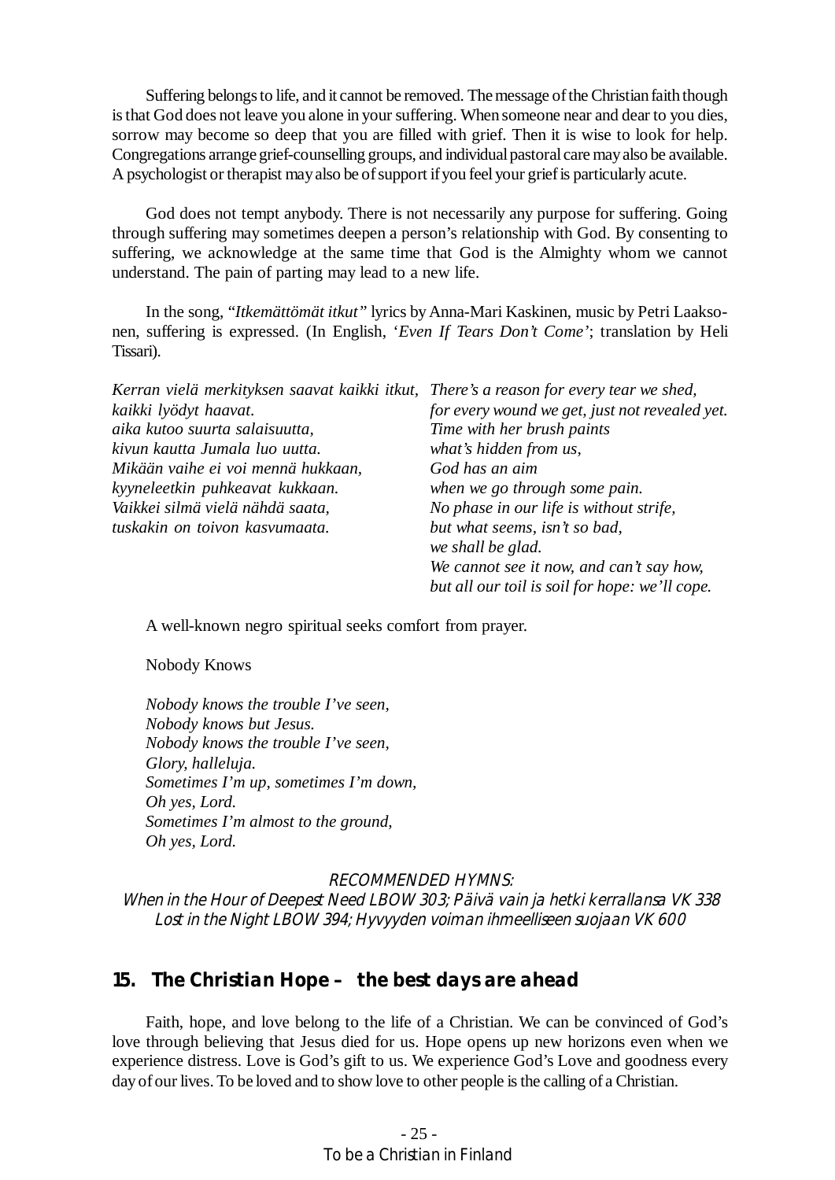Suffering belongs to life, and it cannot be removed. The message of the Christian faith though is that God does not leave you alone in your suffering. When someone near and dear to you dies, sorrow may become so deep that you are filled with grief. Then it is wise to look for help. Congregations arrange grief-counselling groups, and individual pastoral care may also be available. A psychologist or therapist may also be of support if you feel your grief is particularly acute.

God does not tempt anybody. There is not necessarily any purpose for suffering. Going through suffering may sometimes deepen a person's relationship with God. By consenting to suffering, we acknowledge at the same time that God is the Almighty whom we cannot understand. The pain of parting may lead to a new life.

In the song, "*Itkemättömät itkut"* lyrics by Anna-Mari Kaskinen, music by Petri Laaksonen, suffering is expressed. (In English, '*Even If Tears Don't Come*'; translation by Heli Tissari).

*Kerran vielä merkityksen saavat kaikki itkut,*
*kaikki lyödyt haavat.*
*aika kutoo suurta salaisuutta,*
*kivun kautta Jumala luo uutta.*
*Mikään vaihe ei voi mennä hukkaan,*
*kyyneleetkin puhkeavat kukkaan.*
*Vaikkei silmä vielä nähdä saata,*
*tuskakin on toivon kasvumaata.*

*There's a reason for every tear we shed,*
*for every wound we get, just not revealed yet.*
*Time with her brush paints*
*what's hidden from us,*
*God has an aim*
*when we go through some pain.*
*No phase in our life is without strife,*
*but what seems, isn't so bad,*
*we shall be glad.*
*We cannot see it now, and can't say how,*
*but all our toil is soil for hope: we'll cope.*

A well-known negro spiritual seeks comfort from prayer.

Nobody Knows

*Nobody knows the trouble I've seen,*
*Nobody knows but Jesus.*
*Nobody knows the trouble I've seen,*
*Glory, halleluja.*
*Sometimes I'm up, sometimes I'm down,*
*Oh yes, Lord.*
*Sometimes I'm almost to the ground,*
*Oh yes, Lord.*

*RECOMMENDED HYMNS:*
*When in the Hour of Deepest Need LBOW 303; Päivä vain ja hetki kerrallansa VK 338*
*Lost in the Night LBOW 394; Hyvyyden voiman ihmeelliseen suojaan VK 600*

## 15. The Christian Hope – the best days are ahead

Faith, hope, and love belong to the life of a Christian. We can be convinced of God's love through believing that Jesus died for us. Hope opens up new horizons even when we experience distress. Love is God's gift to us. We experience God's Love and goodness every day of our lives. To be loved and to show love to other people is the calling of a Christian.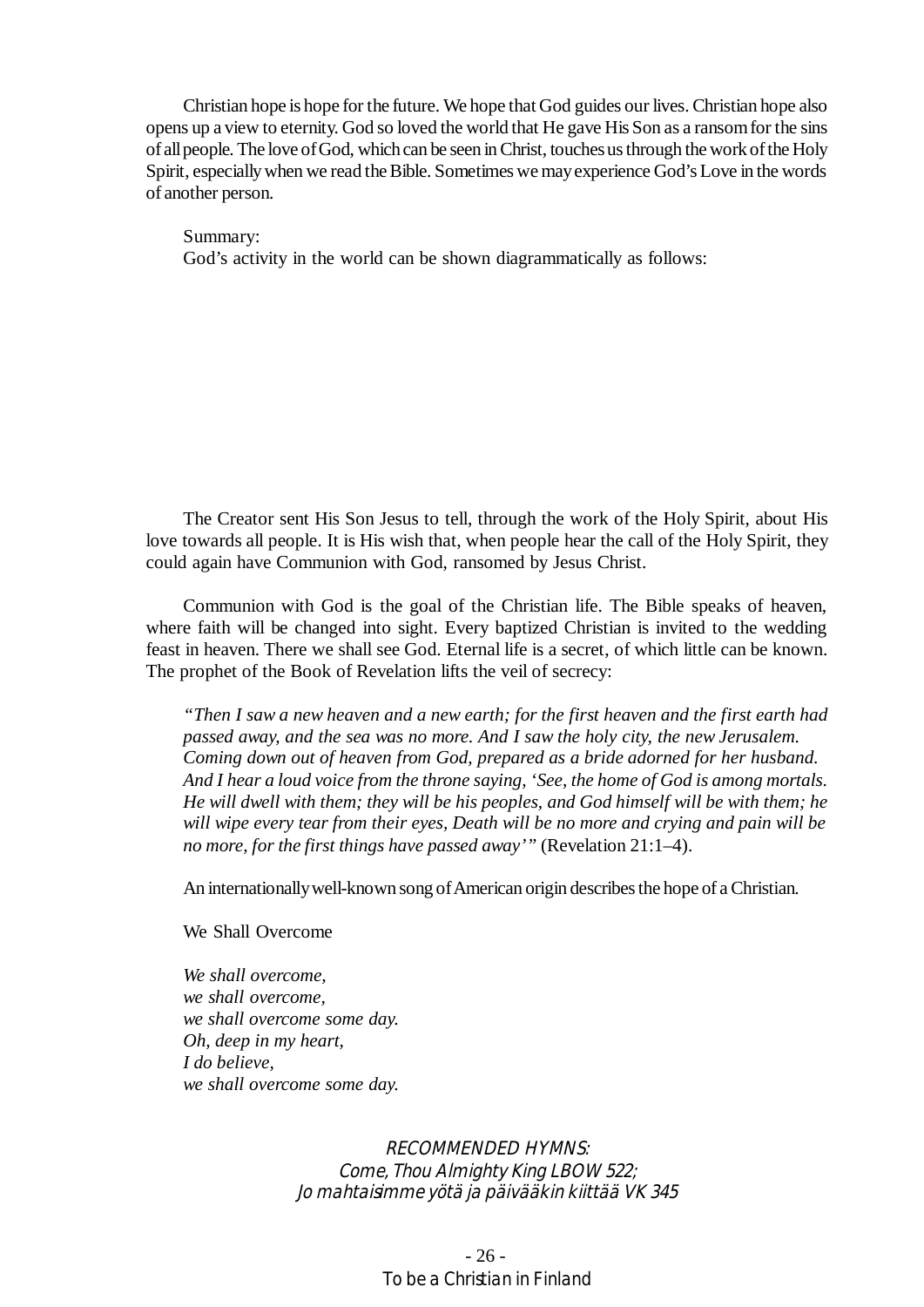Christian hope is hope for the future. We hope that God guides our lives. Christian hope also opens up a view to eternity. God so loved the world that He gave His Son as a ransom for the sins of all people. The love of God, which can be seen in Christ, touches us through the work of the Holy Spirit, especially when we read the Bible. Sometimes we may experience God's Love in the words of another person.

Summary:
God's activity in the world can be shown diagrammatically as follows:

The Creator sent His Son Jesus to tell, through the work of the Holy Spirit, about His love towards all people. It is His wish that, when people hear the call of the Holy Spirit, they could again have Communion with God, ransomed by Jesus Christ.

Communion with God is the goal of the Christian life. The Bible speaks of heaven, where faith will be changed into sight. Every baptized Christian is invited to the wedding feast in heaven. There we shall see God. Eternal life is a secret, of which little can be known. The prophet of the Book of Revelation lifts the veil of secrecy:

*"Then I saw a new heaven and a new earth; for the first heaven and the first earth had passed away, and the sea was no more. And I saw the holy city, the new Jerusalem. Coming down out of heaven from God, prepared as a bride adorned for her husband. And I hear a loud voice from the throne saying, 'See, the home of God is among mortals. He will dwell with them; they will be his peoples, and God himself will be with them; he will wipe every tear from their eyes, Death will be no more and crying and pain will be no more, for the first things have passed away'"* (Revelation 21:1–4).

An internationally well-known song of American origin describes the hope of a Christian.

We Shall Overcome

*We shall overcome,*
*we shall overcome,*
*we shall overcome some day.*
*Oh, deep in my heart,*
*I do believe,*
*we shall overcome some day.*

*RECOMMENDED HYMNS:*
*Come, Thou Almighty King LBOW 522;*
*Jo mahtaisimme yötä ja päivääkin kiittää VK 345*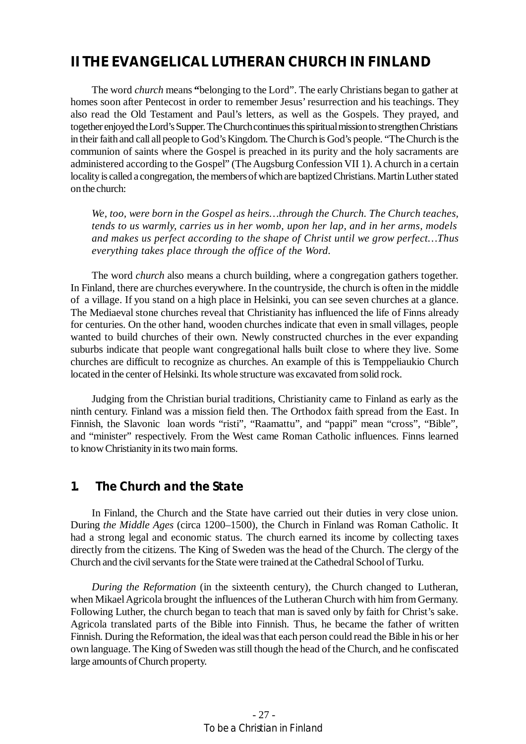# II THE EVANGELICAL LUTHERAN CHURCH IN FINLAND

The word *church* means **"**belonging to the Lord". The early Christians began to gather at homes soon after Pentecost in order to remember Jesus' resurrection and his teachings. They also read the Old Testament and Paul's letters, as well as the Gospels. They prayed, and together enjoyed the Lord's Supper. The Church continues this spiritual mission to strengthen Christians in their faith and call all people to God's Kingdom. The Church is God's people. "The Church is the communion of saints where the Gospel is preached in its purity and the holy sacraments are administered according to the Gospel" (The Augsburg Confession VII 1). A church in a certain locality is called a congregation, the members of which are baptized Christians. Martin Luther stated on the church:

*We, too, were born in the Gospel as heirs…through the Church. The Church teaches, tends to us warmly, carries us in her womb, upon her lap, and in her arms, models and makes us perfect according to the shape of Christ until we grow perfect…Thus everything takes place through the office of the Word.*

The word *church* also means a church building, where a congregation gathers together. In Finland, there are churches everywhere. In the countryside, the church is often in the middle of a village. If you stand on a high place in Helsinki, you can see seven churches at a glance. The Mediaeval stone churches reveal that Christianity has influenced the life of Finns already for centuries. On the other hand, wooden churches indicate that even in small villages, people wanted to build churches of their own. Newly constructed churches in the ever expanding suburbs indicate that people want congregational halls built close to where they live. Some churches are difficult to recognize as churches. An example of this is Temppeliaukio Church located in the center of Helsinki. Its whole structure was excavated from solid rock.

Judging from the Christian burial traditions, Christianity came to Finland as early as the ninth century. Finland was a mission field then. The Orthodox faith spread from the East. In Finnish, the Slavonic loan words "risti", "Raamattu", and "pappi" mean "cross", "Bible", and "minister" respectively. From the West came Roman Catholic influences. Finns learned to know Christianity in its two main forms.

## 1. The Church and the State

In Finland, the Church and the State have carried out their duties in very close union. During *the Middle Ages* (circa 1200–1500), the Church in Finland was Roman Catholic. It had a strong legal and economic status. The church earned its income by collecting taxes directly from the citizens. The King of Sweden was the head of the Church. The clergy of the Church and the civil servants for the State were trained at the Cathedral School of Turku.

*During the Reformation* (in the sixteenth century), the Church changed to Lutheran, when Mikael Agricola brought the influences of the Lutheran Church with him from Germany. Following Luther, the church began to teach that man is saved only by faith for Christ's sake. Agricola translated parts of the Bible into Finnish. Thus, he became the father of written Finnish. During the Reformation, the ideal was that each person could read the Bible in his or her own language. The King of Sweden was still though the head of the Church, and he confiscated large amounts of Church property.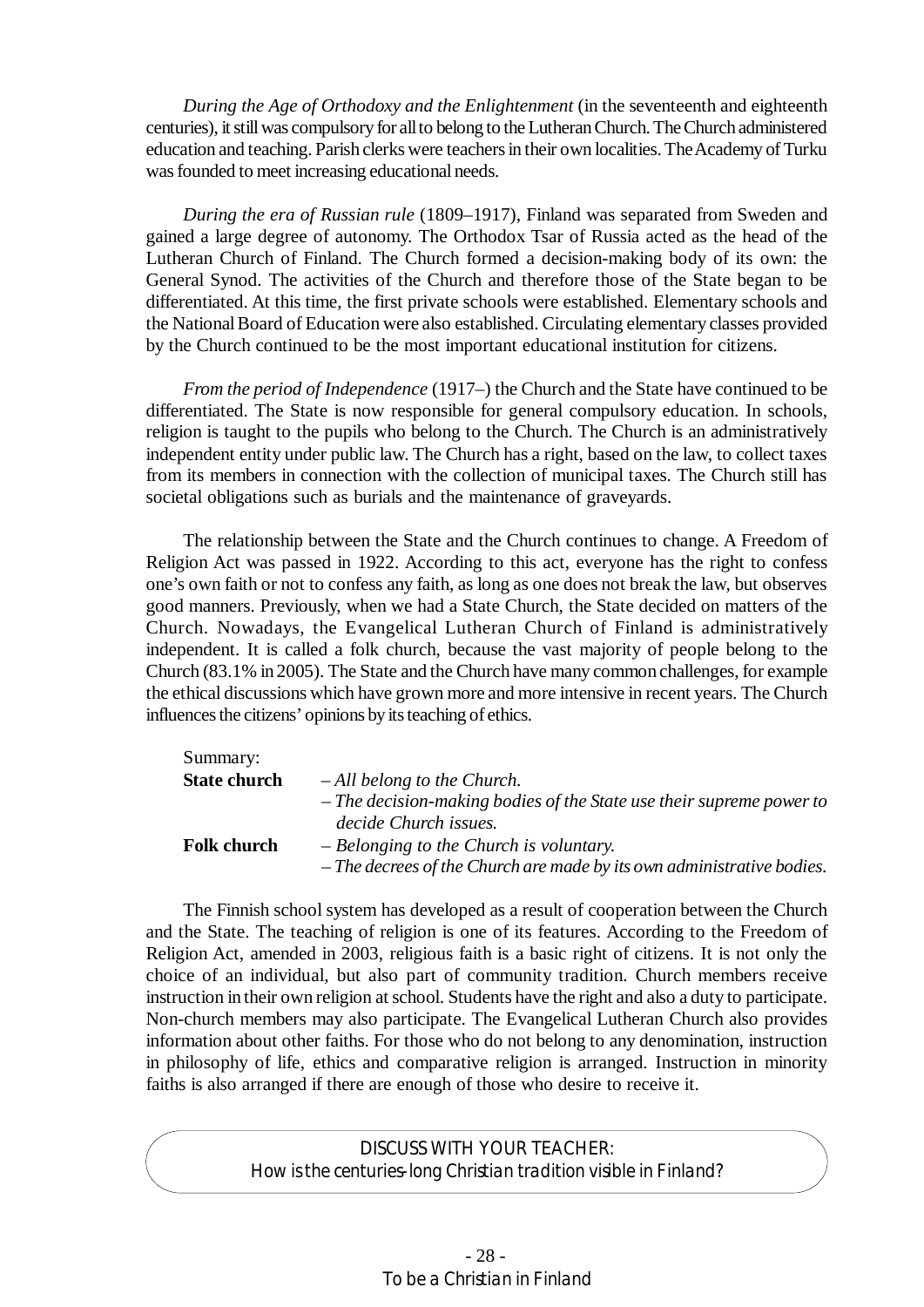*During the Age of Orthodoxy and the Enlightenment* (in the seventeenth and eighteenth centuries), it still was compulsory for all to belong to the Lutheran Church. The Church administered education and teaching. Parish clerks were teachers in their own localities. The Academy of Turku was founded to meet increasing educational needs.

*During the era of Russian rule* (1809–1917), Finland was separated from Sweden and gained a large degree of autonomy. The Orthodox Tsar of Russia acted as the head of the Lutheran Church of Finland. The Church formed a decision-making body of its own: the General Synod. The activities of the Church and therefore those of the State began to be differentiated. At this time, the first private schools were established. Elementary schools and the National Board of Education were also established. Circulating elementary classes provided by the Church continued to be the most important educational institution for citizens.

*From the period of Independence* (1917–) the Church and the State have continued to be differentiated. The State is now responsible for general compulsory education. In schools, religion is taught to the pupils who belong to the Church. The Church is an administratively independent entity under public law. The Church has a right, based on the law, to collect taxes from its members in connection with the collection of municipal taxes. The Church still has societal obligations such as burials and the maintenance of graveyards.

The relationship between the State and the Church continues to change. A Freedom of Religion Act was passed in 1922. According to this act, everyone has the right to confess one's own faith or not to confess any faith, as long as one does not break the law, but observes good manners. Previously, when we had a State Church, the State decided on matters of the Church. Nowadays, the Evangelical Lutheran Church of Finland is administratively independent. It is called a folk church, because the vast majority of people belong to the Church (83.1% in 2005). The State and the Church have many common challenges, for example the ethical discussions which have grown more and more intensive in recent years. The Church influences the citizens' opinions by its teaching of ethics.

Summary:

| | |
|---|---|
| **State church** | *– All belong to the Church.*<br>*– The decision-making bodies of the State use their supreme power to decide Church issues.* |
| **Folk church** | *– Belonging to the Church is voluntary.*<br>*– The decrees of the Church are made by its own administrative bodies.* |

The Finnish school system has developed as a result of cooperation between the Church and the State. The teaching of religion is one of its features. According to the Freedom of Religion Act, amended in 2003, religious faith is a basic right of citizens. It is not only the choice of an individual, but also part of community tradition. Church members receive instruction in their own religion at school. Students have the right and also a duty to participate. Non-church members may also participate. The Evangelical Lutheran Church also provides information about other faiths. For those who do not belong to any denomination, instruction in philosophy of life, ethics and comparative religion is arranged. Instruction in minority faiths is also arranged if there are enough of those who desire to receive it.

DISCUSS WITH YOUR TEACHER:
How is the centuries-long Christian tradition visible in Finland?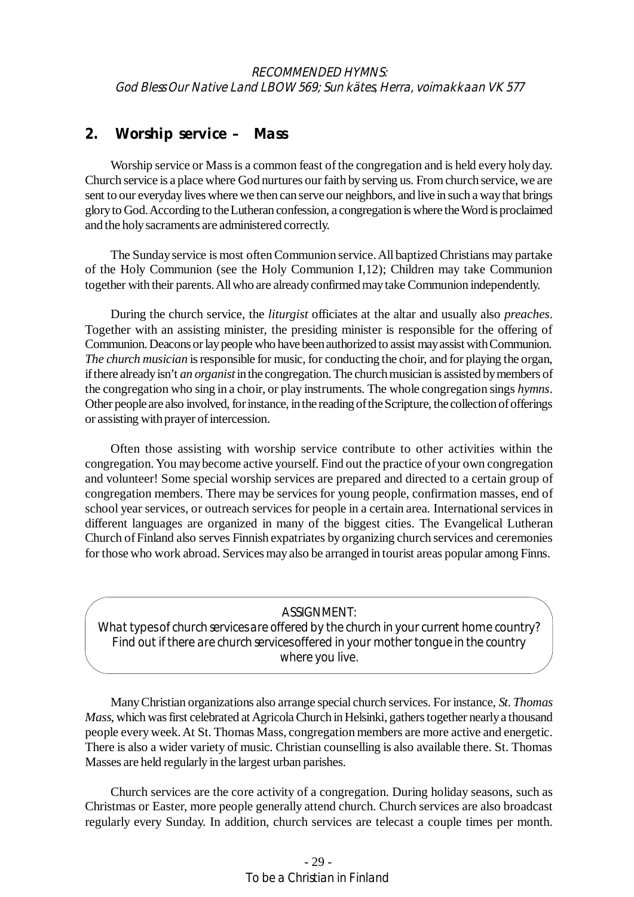*RECOMMENDED HYMNS:*
*God Bless Our Native Land LBOW 569; Sun kätes, Herra, voimakkaan VK 577*

## 2. Worship service – Mass

Worship service or Mass is a common feast of the congregation and is held every holy day. Church service is a place where God nurtures our faith by serving us. From church service, we are sent to our everyday lives where we then can serve our neighbors, and live in such a way that brings glory to God. According to the Lutheran confession, a congregation is where the Word is proclaimed and the holy sacraments are administered correctly.

The Sunday service is most often Communion service. All baptized Christians may partake of the Holy Communion (see the Holy Communion I,12); Children may take Communion together with their parents. All who are already confirmed may take Communion independently.

During the church service, the *liturgist* officiates at the altar and usually also *preaches*. Together with an assisting minister, the presiding minister is responsible for the offering of Communion. Deacons or lay people who have been authorized to assist may assist with Communion. *The church musician* is responsible for music, for conducting the choir, and for playing the organ, if there already isn't *an organist* in the congregation. The church musician is assisted by members of the congregation who sing in a choir, or play instruments. The whole congregation sings *hymns*. Other people are also involved, for instance, in the reading of the Scripture, the collection of offerings or assisting with prayer of intercession.

Often those assisting with worship service contribute to other activities within the congregation. You may become active yourself. Find out the practice of your own congregation and volunteer! Some special worship services are prepared and directed to a certain group of congregation members. There may be services for young people, confirmation masses, end of school year services, or outreach services for people in a certain area. International services in different languages are organized in many of the biggest cities. The Evangelical Lutheran Church of Finland also serves Finnish expatriates by organizing church services and ceremonies for those who work abroad. Services may also be arranged in tourist areas popular among Finns.

> ASSIGNMENT:
> What types of church services are offered by the church in your current home country? Find out if there are church services offered in your mother tongue in the country where you live.

Many Christian organizations also arrange special church services. For instance, *St. Thomas Mass*, which was first celebrated at Agricola Church in Helsinki, gathers together nearly a thousand people every week. At St. Thomas Mass, congregation members are more active and energetic. There is also a wider variety of music. Christian counselling is also available there. St. Thomas Masses are held regularly in the largest urban parishes.

Church services are the core activity of a congregation. During holiday seasons, such as Christmas or Easter, more people generally attend church. Church services are also broadcast regularly every Sunday. In addition, church services are telecast a couple times per month.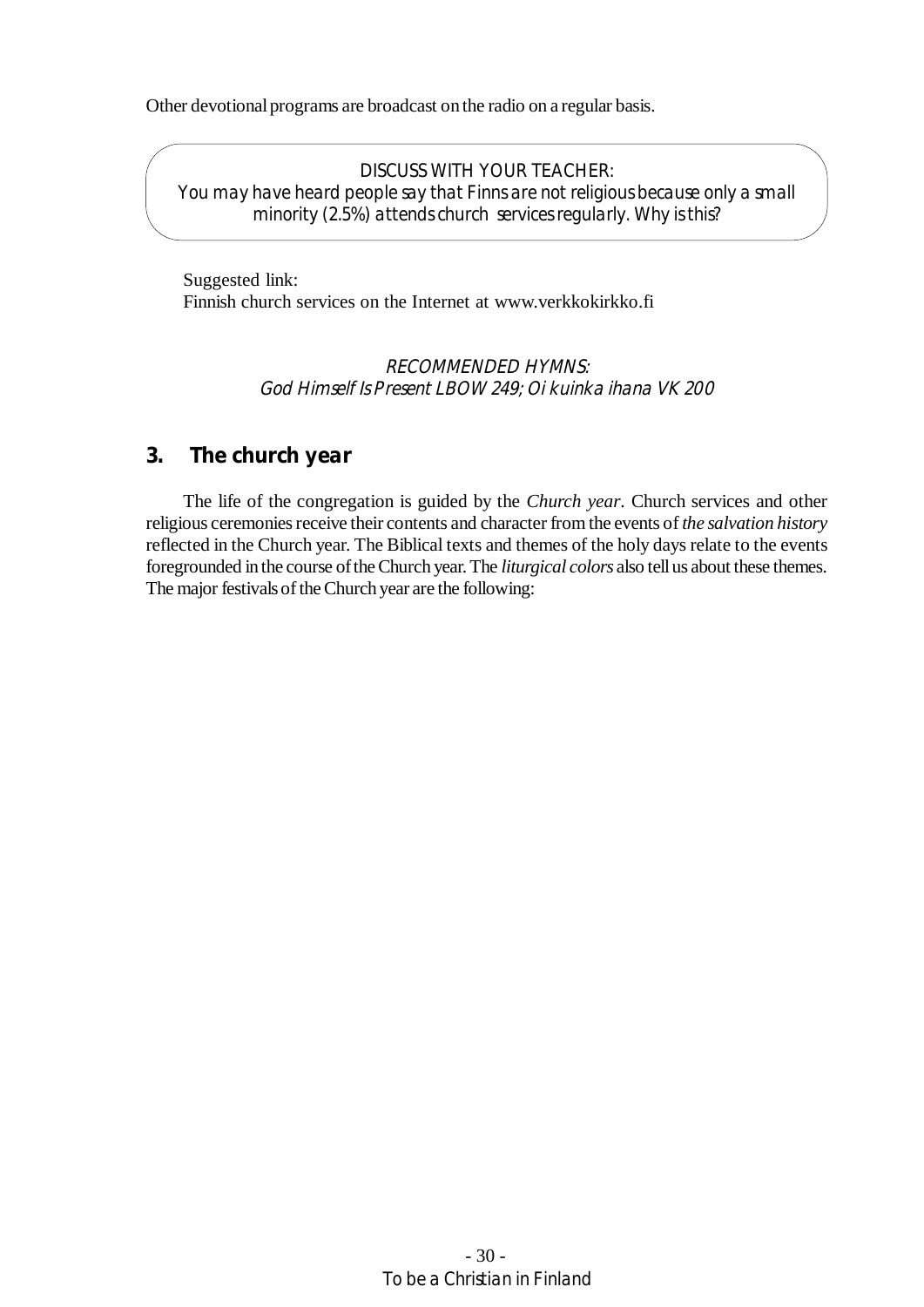Other devotional programs are broadcast on the radio on a regular basis.

> DISCUSS WITH YOUR TEACHER:
> You may have heard people say that Finns are not religious because only a small minority (2.5%) attends church services regularly. Why is this?

Suggested link:
Finnish church services on the Internet at www.verkkokirkko.fi

*RECOMMENDED HYMNS:*
*God Himself Is Present LBOW 249; Oi kuinka ihana VK 200*

## 3. The church year

The life of the congregation is guided by the *Church year*. Church services and other religious ceremonies receive their contents and character from the events of *the salvation history* reflected in the Church year. The Biblical texts and themes of the holy days relate to the events foregrounded in the course of the Church year. The *liturgical colors* also tell us about these themes. The major festivals of the Church year are the following: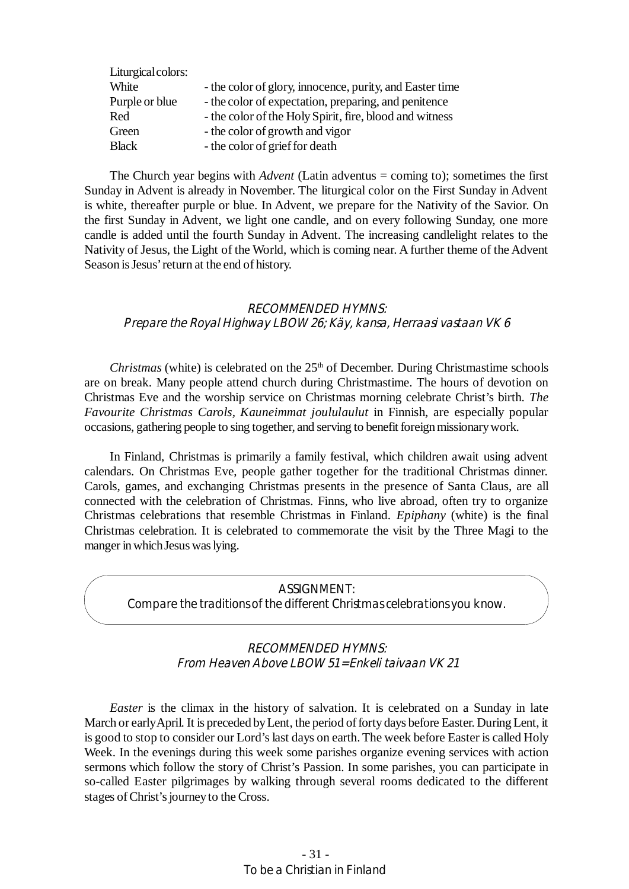Liturgical colors:

| | |
|---|---|
| White | - the color of glory, innocence, purity, and Easter time |
| Purple or blue | - the color of expectation, preparing, and penitence |
| Red | - the color of the Holy Spirit, fire, blood and witness |
| Green | - the color of growth and vigor |
| Black | - the color of grief for death |

The Church year begins with *Advent* (Latin adventus = coming to); sometimes the first Sunday in Advent is already in November. The liturgical color on the First Sunday in Advent is white, thereafter purple or blue. In Advent, we prepare for the Nativity of the Savior. On the first Sunday in Advent, we light one candle, and on every following Sunday, one more candle is added until the fourth Sunday in Advent. The increasing candlelight relates to the Nativity of Jesus, the Light of the World, which is coming near. A further theme of the Advent Season is Jesus' return at the end of history.

*RECOMMENDED HYMNS:*
*Prepare the Royal Highway LBOW 26; Käy, kansa, Herraasi vastaan VK 6*

*Christmas* (white) is celebrated on the 25th of December. During Christmastime schools are on break. Many people attend church during Christmastime. The hours of devotion on Christmas Eve and the worship service on Christmas morning celebrate Christ's birth. *The Favourite Christmas Carols*, *Kauneimmat joululaulut* in Finnish, are especially popular occasions, gathering people to sing together, and serving to benefit foreign missionary work.

In Finland, Christmas is primarily a family festival, which children await using advent calendars. On Christmas Eve, people gather together for the traditional Christmas dinner. Carols, games, and exchanging Christmas presents in the presence of Santa Claus, are all connected with the celebration of Christmas. Finns, who live abroad, often try to organize Christmas celebrations that resemble Christmas in Finland. *Epiphany* (white) is the final Christmas celebration. It is celebrated to commemorate the visit by the Three Magi to the manger in which Jesus was lying.

ASSIGNMENT:
Compare the traditions of the different Christmas celebrations you know.

*RECOMMENDED HYMNS:*
*From Heaven Above LBOW 51=Enkeli taivaan VK 21*

*Easter* is the climax in the history of salvation. It is celebrated on a Sunday in late March or early April. It is preceded by Lent, the period of forty days before Easter. During Lent, it is good to stop to consider our Lord's last days on earth. The week before Easter is called Holy Week. In the evenings during this week some parishes organize evening services with action sermons which follow the story of Christ's Passion. In some parishes, you can participate in so-called Easter pilgrimages by walking through several rooms dedicated to the different stages of Christ's journey to the Cross.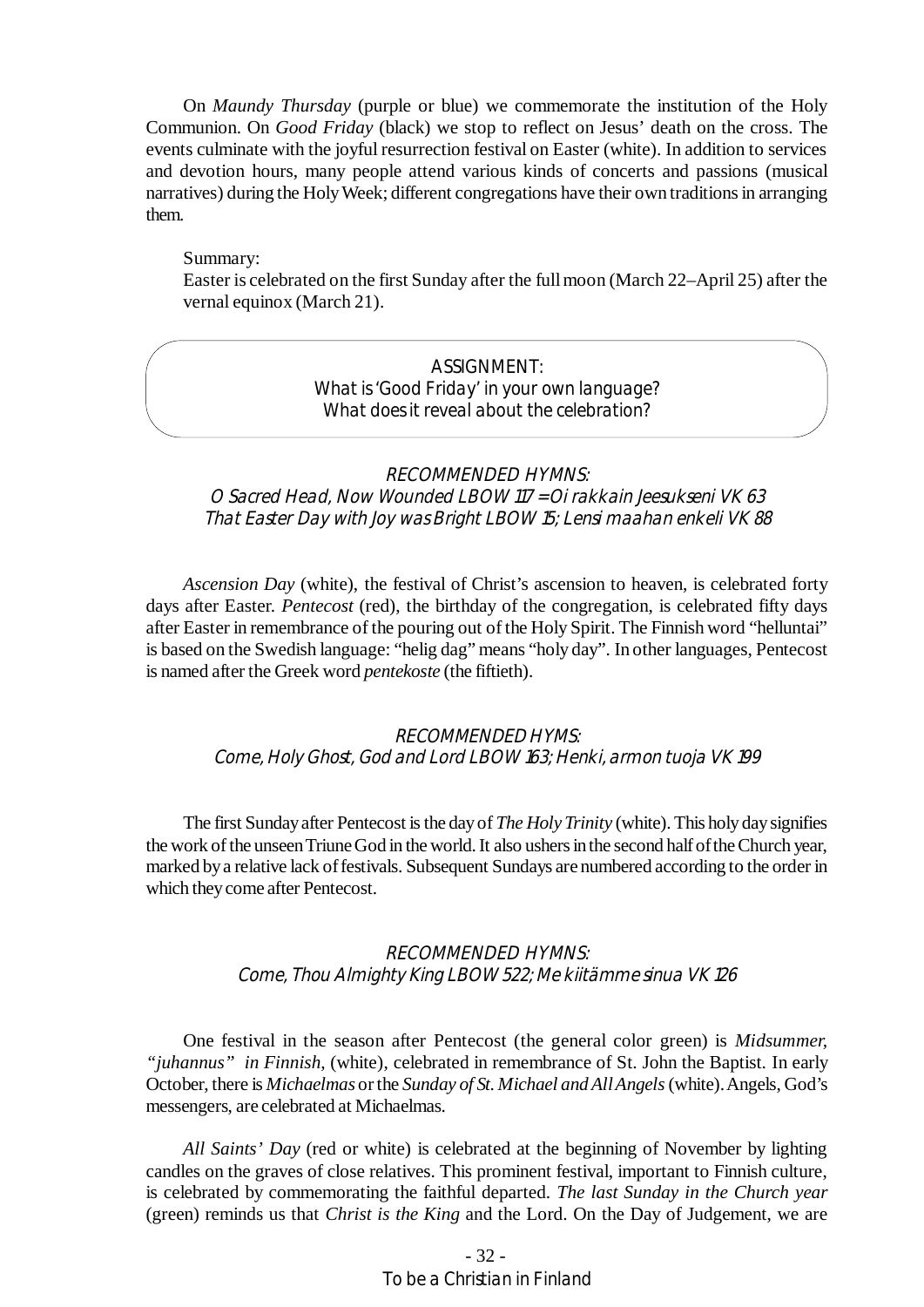On *Maundy Thursday* (purple or blue) we commemorate the institution of the Holy Communion. On *Good Friday* (black) we stop to reflect on Jesus' death on the cross. The events culminate with the joyful resurrection festival on Easter (white). In addition to services and devotion hours, many people attend various kinds of concerts and passions (musical narratives) during the Holy Week; different congregations have their own traditions in arranging them.

Summary:
Easter is celebrated on the first Sunday after the full moon (March 22–April 25) after the vernal equinox (March 21).

> ASSIGNMENT:
> What is 'Good Friday' in your own language?
> What does it reveal about the celebration?

*RECOMMENDED HYMNS:*
*O Sacred Head, Now Wounded LBOW 117 = Oi rakkain Jeesukseni VK 63*
*That Easter Day with Joy was Bright LBOW 15; Lensi maahan enkeli VK 88*

*Ascension Day* (white), the festival of Christ's ascension to heaven, is celebrated forty days after Easter. *Pentecost* (red), the birthday of the congregation, is celebrated fifty days after Easter in remembrance of the pouring out of the Holy Spirit. The Finnish word "helluntai" is based on the Swedish language: "helig dag" means "holy day". In other languages, Pentecost is named after the Greek word *pentekoste* (the fiftieth).

*RECOMMENDED HYMS:*
*Come, Holy Ghost, God and Lord LBOW 163; Henki, armon tuoja VK 199*

The first Sunday after Pentecost is the day of *The Holy Trinity* (white). This holy day signifies the work of the unseen Triune God in the world. It also ushers in the second half of the Church year, marked by a relative lack of festivals. Subsequent Sundays are numbered according to the order in which they come after Pentecost.

*RECOMMENDED HYMNS:*
*Come, Thou Almighty King LBOW 522; Me kiitämme sinua VK 126*

One festival in the season after Pentecost (the general color green) is *Midsummer, "juhannus" in Finnish,* (white), celebrated in remembrance of St. John the Baptist. In early October, there is *Michaelmas* or the *Sunday of St. Michael and All Angels* (white). Angels, God's messengers, are celebrated at Michaelmas.

*All Saints' Day* (red or white) is celebrated at the beginning of November by lighting candles on the graves of close relatives. This prominent festival, important to Finnish culture, is celebrated by commemorating the faithful departed. *The last Sunday in the Church year* (green) reminds us that *Christ is the King* and the Lord. On the Day of Judgement, we are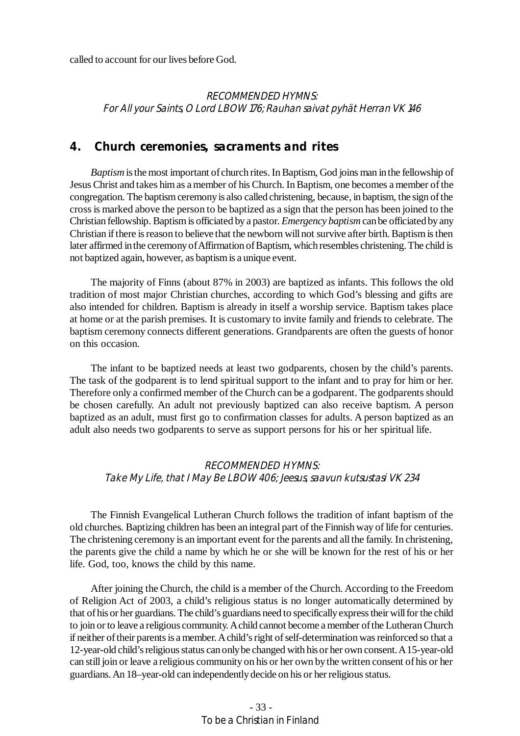called to account for our lives before God.

*RECOMMENDED HYMNS:*
*For All your Saints, O Lord LBOW 176; Rauhan saivat pyhät Herran VK 146*

## 4. Church ceremonies, sacraments and rites

*Baptism* is the most important of church rites. In Baptism, God joins man in the fellowship of Jesus Christ and takes him as a member of his Church. In Baptism, one becomes a member of the congregation. The baptism ceremony is also called christening, because, in baptism, the sign of the cross is marked above the person to be baptized as a sign that the person has been joined to the Christian fellowship. Baptism is officiated by a pastor. *Emergency baptism* can be officiated by any Christian if there is reason to believe that the newborn will not survive after birth. Baptism is then later affirmed in the ceremony of Affirmation of Baptism, which resembles christening. The child is not baptized again, however, as baptism is a unique event.

The majority of Finns (about 87% in 2003) are baptized as infants. This follows the old tradition of most major Christian churches, according to which God's blessing and gifts are also intended for children. Baptism is already in itself a worship service. Baptism takes place at home or at the parish premises. It is customary to invite family and friends to celebrate. The baptism ceremony connects different generations. Grandparents are often the guests of honor on this occasion.

The infant to be baptized needs at least two godparents, chosen by the child's parents. The task of the godparent is to lend spiritual support to the infant and to pray for him or her. Therefore only a confirmed member of the Church can be a godparent. The godparents should be chosen carefully. An adult not previously baptized can also receive baptism. A person baptized as an adult, must first go to confirmation classes for adults. A person baptized as an adult also needs two godparents to serve as support persons for his or her spiritual life.

*RECOMMENDED HYMNS:*
*Take My Life, that I May Be LBOW 406; Jeesus, saavun kutsustasi VK 234*

The Finnish Evangelical Lutheran Church follows the tradition of infant baptism of the old churches. Baptizing children has been an integral part of the Finnish way of life for centuries. The christening ceremony is an important event for the parents and all the family. In christening, the parents give the child a name by which he or she will be known for the rest of his or her life. God, too, knows the child by this name.

After joining the Church, the child is a member of the Church. According to the Freedom of Religion Act of 2003, a child's religious status is no longer automatically determined by that of his or her guardians. The child's guardians need to specifically express their will for the child to join or to leave a religious community. A child cannot become a member of the Lutheran Church if neither of their parents is a member. A child's right of self-determination was reinforced so that a 12-year-old child's religious status can only be changed with his or her own consent. A 15-year-old can still join or leave a religious community on his or her own by the written consent of his or her guardians. An 18–year-old can independently decide on his or her religious status.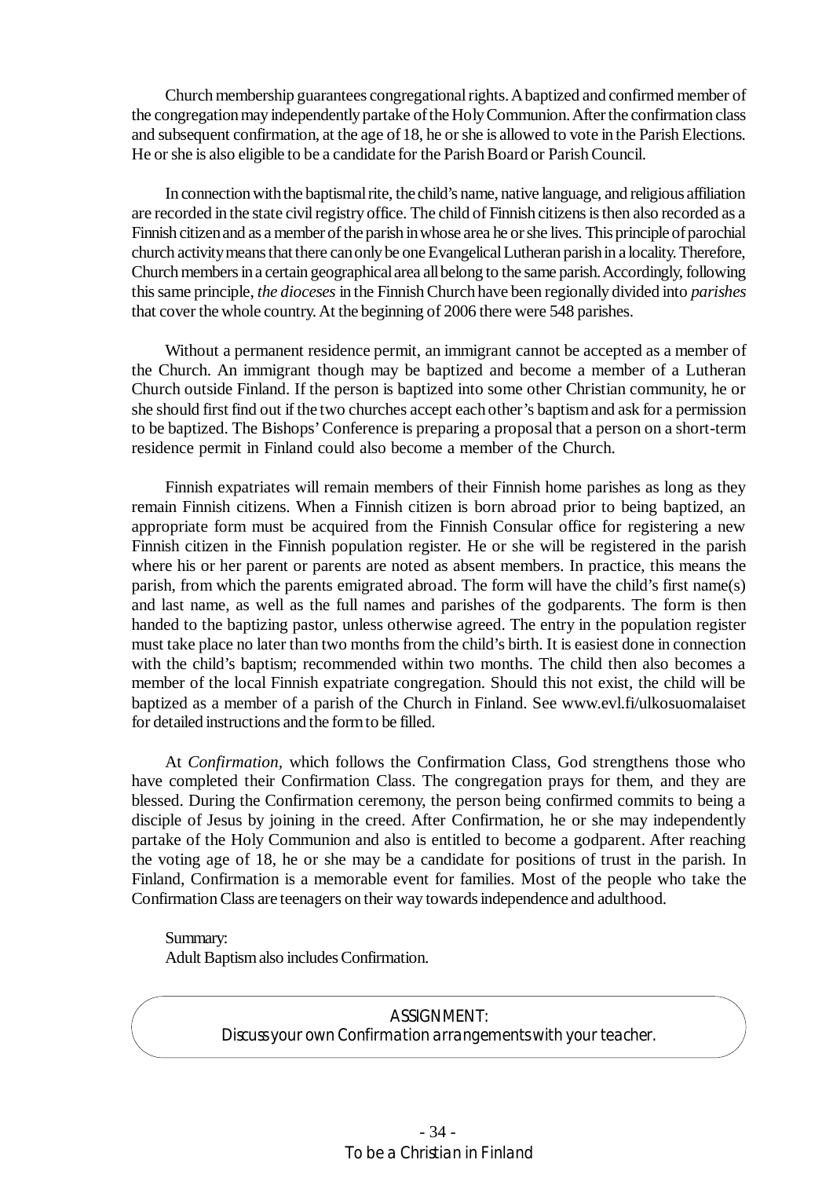Church membership guarantees congregational rights. A baptized and confirmed member of the congregation may independently partake of the Holy Communion. After the confirmation class and subsequent confirmation, at the age of 18, he or she is allowed to vote in the Parish Elections. He or she is also eligible to be a candidate for the Parish Board or Parish Council.

In connection with the baptismal rite, the child's name, native language, and religious affiliation are recorded in the state civil registry office. The child of Finnish citizens is then also recorded as a Finnish citizen and as a member of the parish in whose area he or she lives. This principle of parochial church activity means that there can only be one Evangelical Lutheran parish in a locality. Therefore, Church members in a certain geographical area all belong to the same parish. Accordingly, following this same principle, *the dioceses* in the Finnish Church have been regionally divided into *parishes* that cover the whole country. At the beginning of 2006 there were 548 parishes.

Without a permanent residence permit, an immigrant cannot be accepted as a member of the Church. An immigrant though may be baptized and become a member of a Lutheran Church outside Finland. If the person is baptized into some other Christian community, he or she should first find out if the two churches accept each other's baptism and ask for a permission to be baptized. The Bishops' Conference is preparing a proposal that a person on a short-term residence permit in Finland could also become a member of the Church.

Finnish expatriates will remain members of their Finnish home parishes as long as they remain Finnish citizens. When a Finnish citizen is born abroad prior to being baptized, an appropriate form must be acquired from the Finnish Consular office for registering a new Finnish citizen in the Finnish population register. He or she will be registered in the parish where his or her parent or parents are noted as absent members. In practice, this means the parish, from which the parents emigrated abroad. The form will have the child's first name(s) and last name, as well as the full names and parishes of the godparents. The form is then handed to the baptizing pastor, unless otherwise agreed. The entry in the population register must take place no later than two months from the child's birth. It is easiest done in connection with the child's baptism; recommended within two months. The child then also becomes a member of the local Finnish expatriate congregation. Should this not exist, the child will be baptized as a member of a parish of the Church in Finland. See www.evl.fi/ulkosuomalaiset for detailed instructions and the form to be filled.

At *Confirmation,* which follows the Confirmation Class, God strengthens those who have completed their Confirmation Class. The congregation prays for them, and they are blessed. During the Confirmation ceremony, the person being confirmed commits to being a disciple of Jesus by joining in the creed. After Confirmation, he or she may independently partake of the Holy Communion and also is entitled to become a godparent. After reaching the voting age of 18, he or she may be a candidate for positions of trust in the parish. In Finland, Confirmation is a memorable event for families. Most of the people who take the Confirmation Class are teenagers on their way towards independence and adulthood.

Summary:
Adult Baptism also includes Confirmation.

ASSIGNMENT:
Discuss your own Confirmation arrangements with your teacher.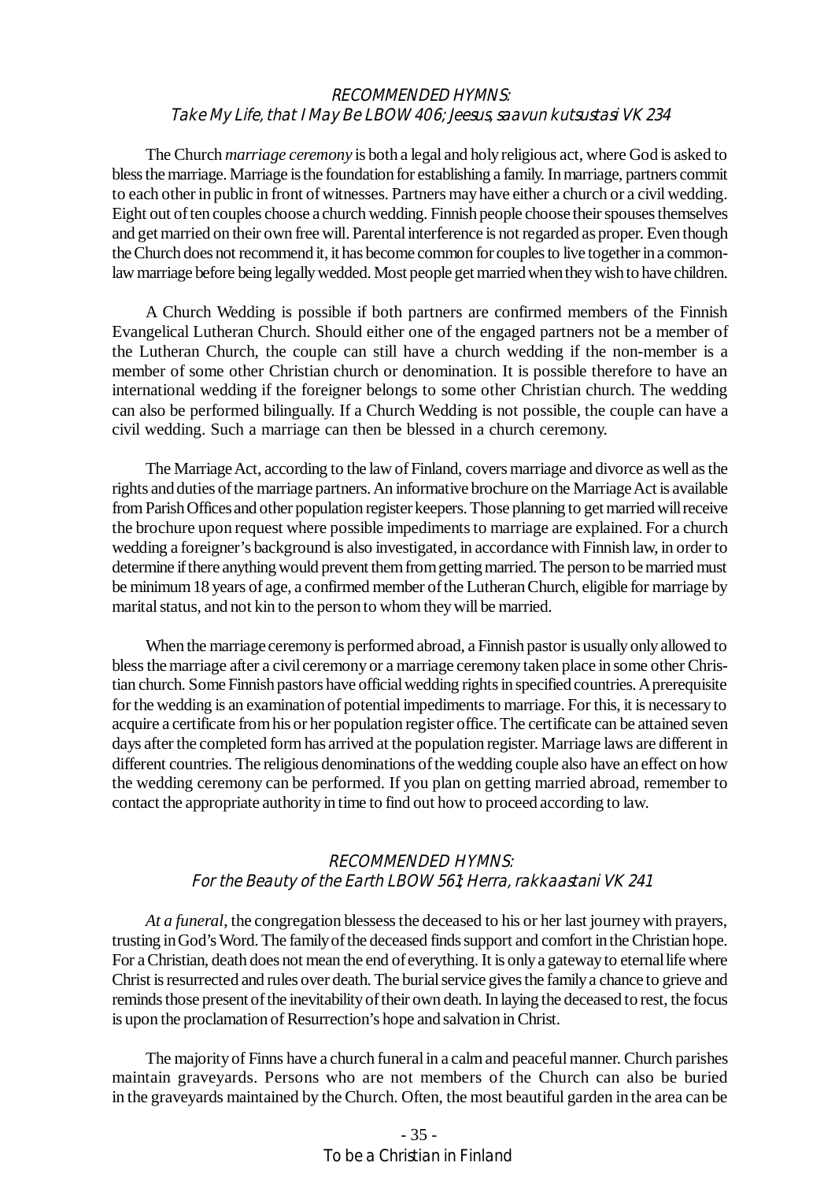*RECOMMENDED HYMNS:*
*Take My Life, that I May Be LBOW 406; Jeesus, saavun kutsustasi VK 234*

The Church *marriage ceremony* is both a legal and holy religious act, where God is asked to bless the marriage. Marriage is the foundation for establishing a family. In marriage, partners commit to each other in public in front of witnesses. Partners may have either a church or a civil wedding. Eight out of ten couples choose a church wedding. Finnish people choose their spouses themselves and get married on their own free will. Parental interference is not regarded as proper. Even though the Church does not recommend it, it has become common for couples to live together in a common-law marriage before being legally wedded. Most people get married when they wish to have children.

A Church Wedding is possible if both partners are confirmed members of the Finnish Evangelical Lutheran Church. Should either one of the engaged partners not be a member of the Lutheran Church, the couple can still have a church wedding if the non-member is a member of some other Christian church or denomination. It is possible therefore to have an international wedding if the foreigner belongs to some other Christian church. The wedding can also be performed bilingually. If a Church Wedding is not possible, the couple can have a civil wedding. Such a marriage can then be blessed in a church ceremony.

The Marriage Act, according to the law of Finland, covers marriage and divorce as well as the rights and duties of the marriage partners. An informative brochure on the Marriage Act is available from Parish Offices and other population register keepers. Those planning to get married will receive the brochure upon request where possible impediments to marriage are explained. For a church wedding a foreigner's background is also investigated, in accordance with Finnish law, in order to determine if there anything would prevent them from getting married. The person to be married must be minimum 18 years of age, a confirmed member of the Lutheran Church, eligible for marriage by marital status, and not kin to the person to whom they will be married.

When the marriage ceremony is performed abroad, a Finnish pastor is usually only allowed to bless the marriage after a civil ceremony or a marriage ceremony taken place in some other Christian church. Some Finnish pastors have official wedding rights in specified countries. A prerequisite for the wedding is an examination of potential impediments to marriage. For this, it is necessary to acquire a certificate from his or her population register office. The certificate can be attained seven days after the completed form has arrived at the population register. Marriage laws are different in different countries. The religious denominations of the wedding couple also have an effect on how the wedding ceremony can be performed. If you plan on getting married abroad, remember to contact the appropriate authority in time to find out how to proceed according to law.

*RECOMMENDED HYMNS:*
*For the Beauty of the Earth LBOW 561; Herra, rakkaastani VK 241*

*At a funeral*, the congregation blessess the deceased to his or her last journey with prayers, trusting in God's Word. The family of the deceased finds support and comfort in the Christian hope. For a Christian, death does not mean the end of everything. It is only a gateway to eternal life where Christ is resurrected and rules over death. The burial service gives the family a chance to grieve and reminds those present of the inevitability of their own death. In laying the deceased to rest, the focus is upon the proclamation of Resurrection's hope and salvation in Christ.

The majority of Finns have a church funeral in a calm and peaceful manner. Church parishes maintain graveyards. Persons who are not members of the Church can also be buried in the graveyards maintained by the Church. Often, the most beautiful garden in the area can be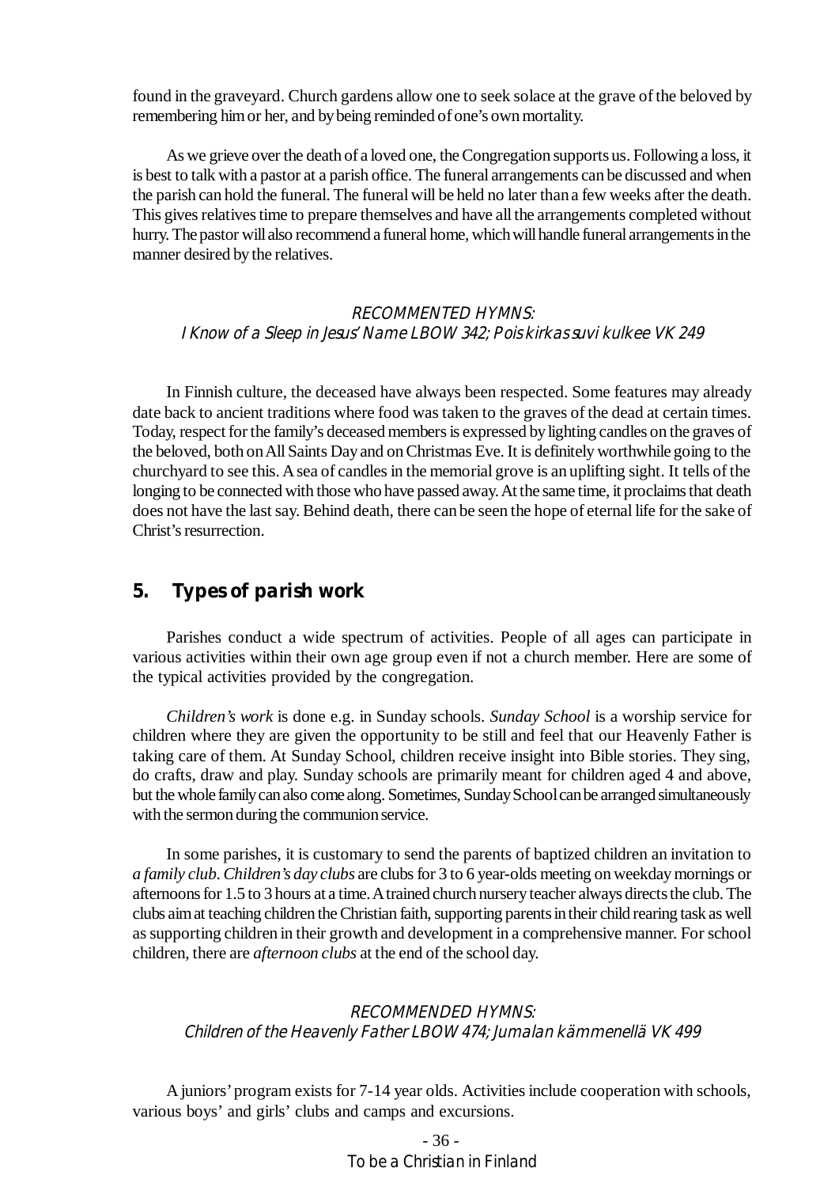found in the graveyard. Church gardens allow one to seek solace at the grave of the beloved by remembering him or her, and by being reminded of one's own mortality.

As we grieve over the death of a loved one, the Congregation supports us. Following a loss, it is best to talk with a pastor at a parish office. The funeral arrangements can be discussed and when the parish can hold the funeral. The funeral will be held no later than a few weeks after the death. This gives relatives time to prepare themselves and have all the arrangements completed without hurry. The pastor will also recommend a funeral home, which will handle funeral arrangements in the manner desired by the relatives.

*RECOMMENTED HYMNS:*
*I Know of a Sleep in Jesus' Name LBOW 342; Pois kirkas suvi kulkee VK 249*

In Finnish culture, the deceased have always been respected. Some features may already date back to ancient traditions where food was taken to the graves of the dead at certain times. Today, respect for the family's deceased members is expressed by lighting candles on the graves of the beloved, both on All Saints Day and on Christmas Eve. It is definitely worthwhile going to the churchyard to see this. A sea of candles in the memorial grove is an uplifting sight. It tells of the longing to be connected with those who have passed away. At the same time, it proclaims that death does not have the last say. Behind death, there can be seen the hope of eternal life for the sake of Christ's resurrection.

## 5. Types of parish work

Parishes conduct a wide spectrum of activities. People of all ages can participate in various activities within their own age group even if not a church member. Here are some of the typical activities provided by the congregation.

*Children's work* is done e.g. in Sunday schools. *Sunday School* is a worship service for children where they are given the opportunity to be still and feel that our Heavenly Father is taking care of them. At Sunday School, children receive insight into Bible stories. They sing, do crafts, draw and play. Sunday schools are primarily meant for children aged 4 and above, but the whole family can also come along. Sometimes, Sunday School can be arranged simultaneously with the sermon during the communion service.

In some parishes, it is customary to send the parents of baptized children an invitation to *a family club*. *Children's day clubs* are clubs for 3 to 6 year-olds meeting on weekday mornings or afternoons for 1.5 to 3 hours at a time. A trained church nursery teacher always directs the club. The clubs aim at teaching children the Christian faith, supporting parents in their child rearing task as well as supporting children in their growth and development in a comprehensive manner. For school children, there are *afternoon clubs* at the end of the school day.

*RECOMMENDED HYMNS:*
*Children of the Heavenly Father LBOW 474; Jumalan kämmenellä VK 499*

A juniors' program exists for 7-14 year olds. Activities include cooperation with schools, various boys' and girls' clubs and camps and excursions.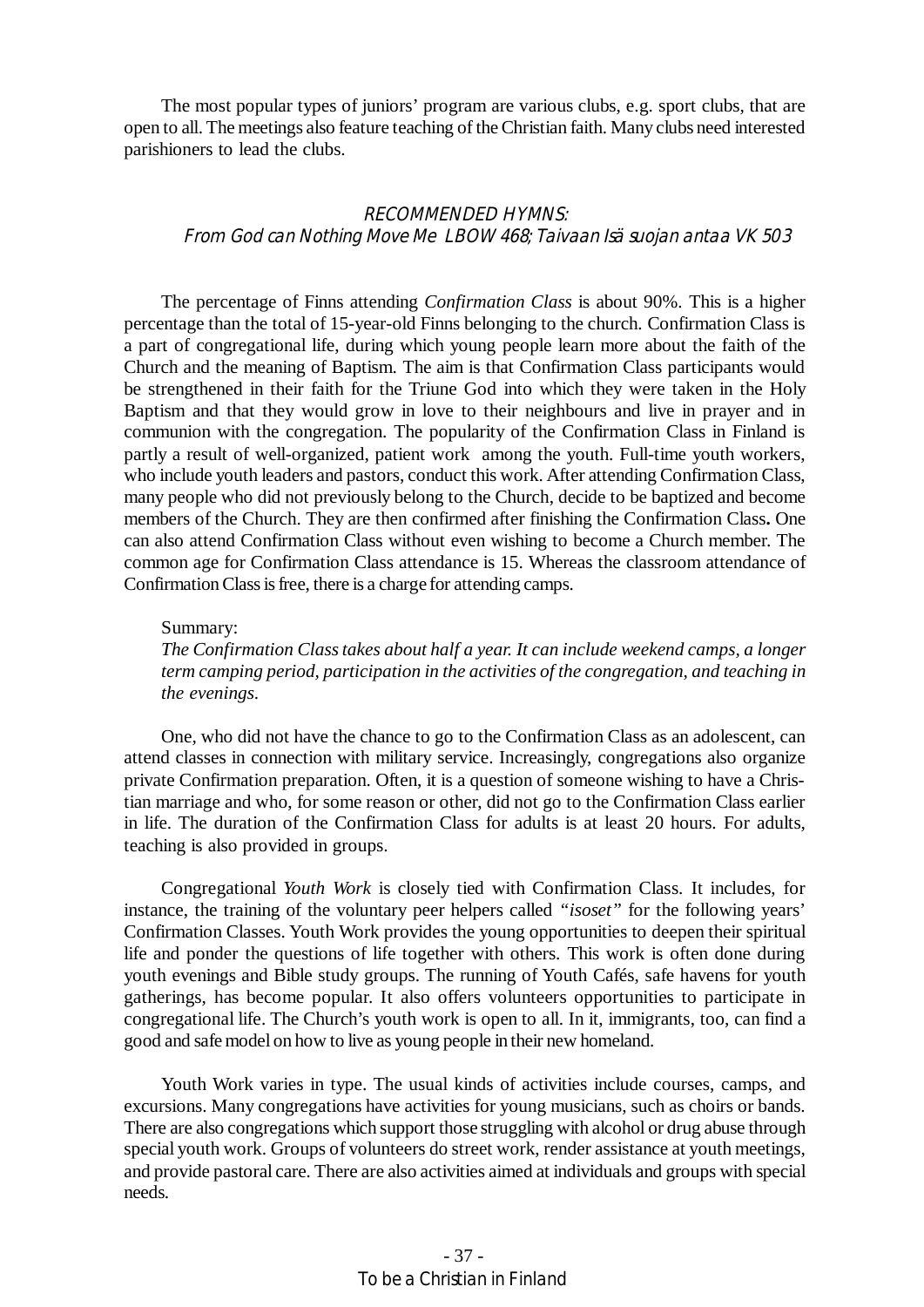The most popular types of juniors' program are various clubs, e.g. sport clubs, that are open to all. The meetings also feature teaching of the Christian faith. Many clubs need interested parishioners to lead the clubs.

*RECOMMENDED HYMNS:*
*From God can Nothing Move Me LBOW 468; Taivaan Isä suojan antaa VK 503*

The percentage of Finns attending *Confirmation Class* is about 90%. This is a higher percentage than the total of 15-year-old Finns belonging to the church. Confirmation Class is a part of congregational life, during which young people learn more about the faith of the Church and the meaning of Baptism. The aim is that Confirmation Class participants would be strengthened in their faith for the Triune God into which they were taken in the Holy Baptism and that they would grow in love to their neighbours and live in prayer and in communion with the congregation. The popularity of the Confirmation Class in Finland is partly a result of well-organized, patient work among the youth. Full-time youth workers, who include youth leaders and pastors, conduct this work. After attending Confirmation Class, many people who did not previously belong to the Church, decide to be baptized and become members of the Church. They are then confirmed after finishing the Confirmation Class**.** One can also attend Confirmation Class without even wishing to become a Church member. The common age for Confirmation Class attendance is 15. Whereas the classroom attendance of Confirmation Class is free, there is a charge for attending camps.

Summary:
*The Confirmation Class takes about half a year. It can include weekend camps, a longer term camping period, participation in the activities of the congregation, and teaching in the evenings.*

One, who did not have the chance to go to the Confirmation Class as an adolescent, can attend classes in connection with military service. Increasingly, congregations also organize private Confirmation preparation. Often, it is a question of someone wishing to have a Christian marriage and who, for some reason or other, did not go to the Confirmation Class earlier in life. The duration of the Confirmation Class for adults is at least 20 hours. For adults, teaching is also provided in groups.

Congregational *Youth Work* is closely tied with Confirmation Class. It includes, for instance, the training of the voluntary peer helpers called *"isoset"* for the following years' Confirmation Classes. Youth Work provides the young opportunities to deepen their spiritual life and ponder the questions of life together with others. This work is often done during youth evenings and Bible study groups. The running of Youth Cafés, safe havens for youth gatherings, has become popular. It also offers volunteers opportunities to participate in congregational life. The Church's youth work is open to all. In it, immigrants, too, can find a good and safe model on how to live as young people in their new homeland.

Youth Work varies in type. The usual kinds of activities include courses, camps, and excursions. Many congregations have activities for young musicians, such as choirs or bands. There are also congregations which support those struggling with alcohol or drug abuse through special youth work. Groups of volunteers do street work, render assistance at youth meetings, and provide pastoral care. There are also activities aimed at individuals and groups with special needs.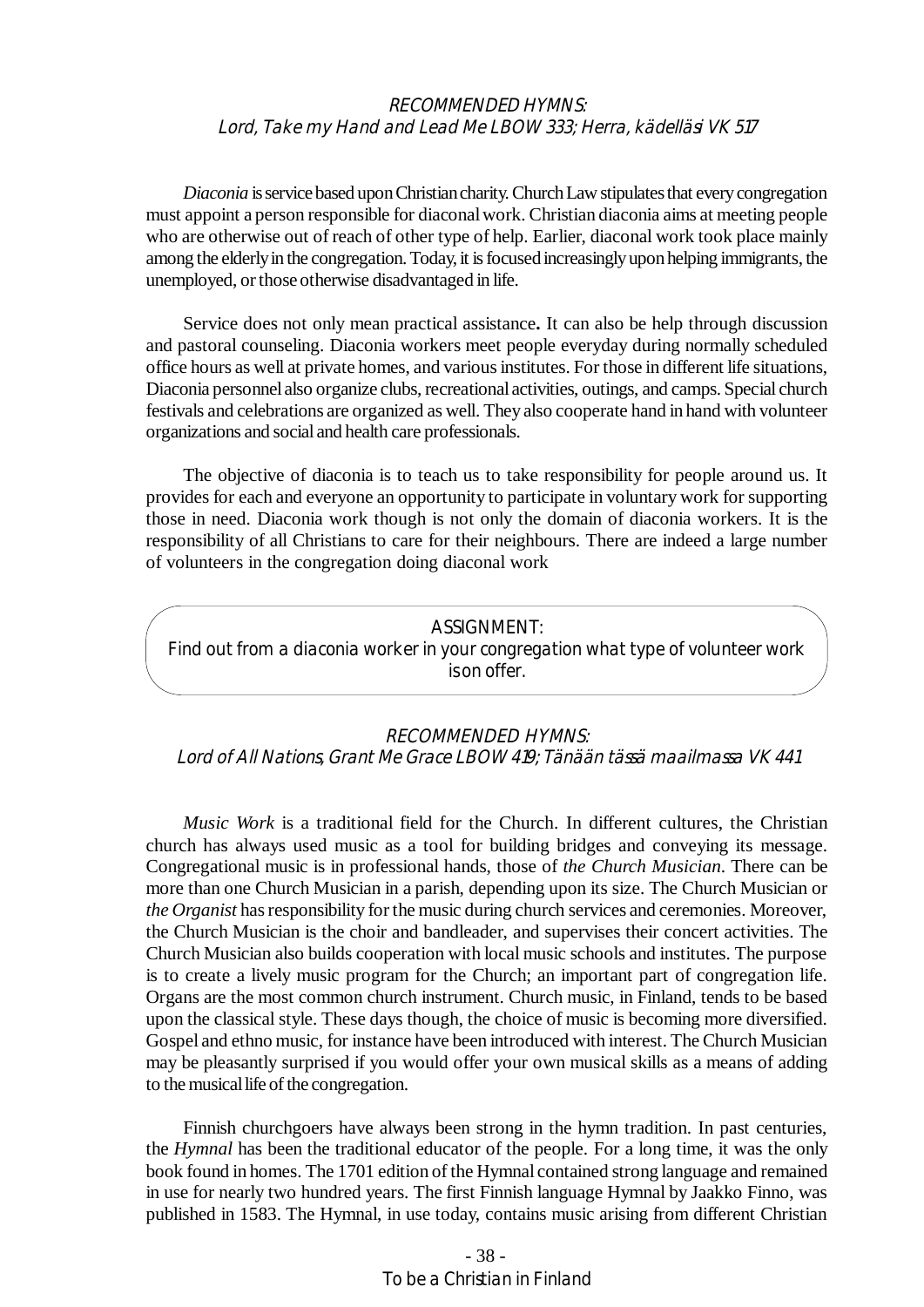*RECOMMENDED HYMNS:*
*Lord, Take my Hand and Lead Me LBOW 333; Herra, kädelläsi VK 517*

*Diaconia* is service based upon Christian charity. Church Law stipulates that every congregation must appoint a person responsible for diaconal work. Christian diaconia aims at meeting people who are otherwise out of reach of other type of help. Earlier, diaconal work took place mainly among the elderly in the congregation. Today, it is focused increasingly upon helping immigrants, the unemployed, or those otherwise disadvantaged in life.

Service does not only mean practical assistance**.** It can also be help through discussion and pastoral counseling. Diaconia workers meet people everyday during normally scheduled office hours as well at private homes, and various institutes. For those in different life situations, Diaconia personnel also organize clubs, recreational activities, outings, and camps. Special church festivals and celebrations are organized as well. They also cooperate hand in hand with volunteer organizations and social and health care professionals.

The objective of diaconia is to teach us to take responsibility for people around us. It provides for each and everyone an opportunity to participate in voluntary work for supporting those in need. Diaconia work though is not only the domain of diaconia workers. It is the responsibility of all Christians to care for their neighbours. There are indeed a large number of volunteers in the congregation doing diaconal work

> ASSIGNMENT:
> Find out from a diaconia worker in your congregation what type of volunteer work is on offer.

*RECOMMENDED HYMNS:*
*Lord of All Nations, Grant Me Grace LBOW 419; Tänään tässä maailmassa VK 441*

*Music Work* is a traditional field for the Church. In different cultures, the Christian church has always used music as a tool for building bridges and conveying its message. Congregational music is in professional hands, those of *the Church Musician*. There can be more than one Church Musician in a parish, depending upon its size. The Church Musician or *the Organist* has responsibility for the music during church services and ceremonies. Moreover, the Church Musician is the choir and bandleader, and supervises their concert activities. The Church Musician also builds cooperation with local music schools and institutes. The purpose is to create a lively music program for the Church; an important part of congregation life. Organs are the most common church instrument. Church music, in Finland, tends to be based upon the classical style. These days though, the choice of music is becoming more diversified. Gospel and ethno music, for instance have been introduced with interest. The Church Musician may be pleasantly surprised if you would offer your own musical skills as a means of adding to the musical life of the congregation.

Finnish churchgoers have always been strong in the hymn tradition. In past centuries, the *Hymnal* has been the traditional educator of the people. For a long time, it was the only book found in homes. The 1701 edition of the Hymnal contained strong language and remained in use for nearly two hundred years. The first Finnish language Hymnal by Jaakko Finno, was published in 1583. The Hymnal, in use today, contains music arising from different Christian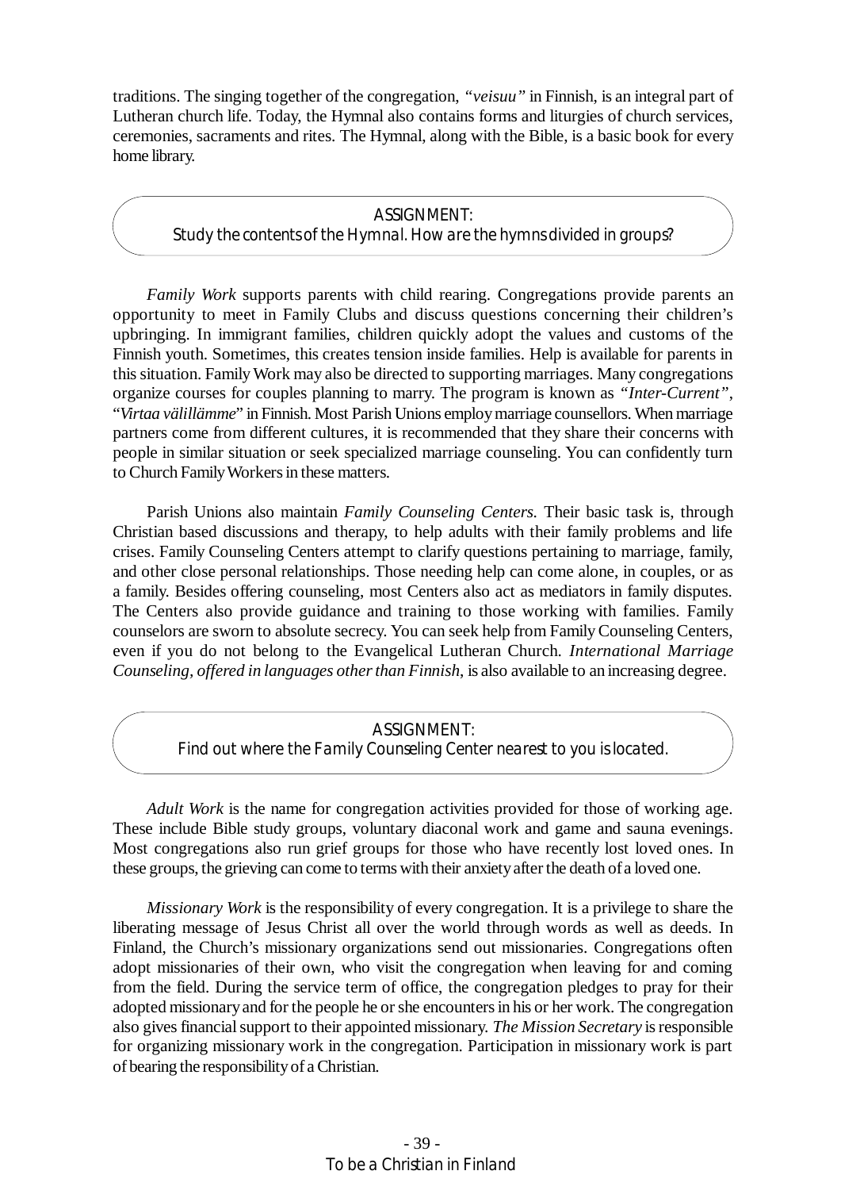traditions. The singing together of the congregation, *"veisuu"* in Finnish, is an integral part of Lutheran church life. Today, the Hymnal also contains forms and liturgies of church services, ceremonies, sacraments and rites. The Hymnal, along with the Bible, is a basic book for every home library.

> ASSIGNMENT:
> Study the contents of the Hymnal. How are the hymns divided in groups?

*Family Work* supports parents with child rearing. Congregations provide parents an opportunity to meet in Family Clubs and discuss questions concerning their children's upbringing. In immigrant families, children quickly adopt the values and customs of the Finnish youth. Sometimes, this creates tension inside families. Help is available for parents in this situation. Family Work may also be directed to supporting marriages. Many congregations organize courses for couples planning to marry. The program is known as *"Inter-Current"*, "*Virtaa välillämme*" in Finnish. Most Parish Unions employ marriage counsellors. When marriage partners come from different cultures, it is recommended that they share their concerns with people in similar situation or seek specialized marriage counseling. You can confidently turn to Church Family Workers in these matters.

Parish Unions also maintain *Family Counseling Centers.* Their basic task is, through Christian based discussions and therapy, to help adults with their family problems and life crises. Family Counseling Centers attempt to clarify questions pertaining to marriage, family, and other close personal relationships. Those needing help can come alone, in couples, or as a family. Besides offering counseling, most Centers also act as mediators in family disputes. The Centers also provide guidance and training to those working with families. Family counselors are sworn to absolute secrecy. You can seek help from Family Counseling Centers, even if you do not belong to the Evangelical Lutheran Church. *International Marriage Counseling, offered in languages other than Finnish*, is also available to an increasing degree.

> ASSIGNMENT:
> Find out where the Family Counseling Center nearest to you is located.

*Adult Work* is the name for congregation activities provided for those of working age. These include Bible study groups, voluntary diaconal work and game and sauna evenings. Most congregations also run grief groups for those who have recently lost loved ones. In these groups, the grieving can come to terms with their anxiety after the death of a loved one.

*Missionary Work* is the responsibility of every congregation. It is a privilege to share the liberating message of Jesus Christ all over the world through words as well as deeds. In Finland, the Church's missionary organizations send out missionaries. Congregations often adopt missionaries of their own, who visit the congregation when leaving for and coming from the field. During the service term of office, the congregation pledges to pray for their adopted missionary and for the people he or she encounters in his or her work. The congregation also gives financial support to their appointed missionary. *The Mission Secretary* is responsible for organizing missionary work in the congregation. Participation in missionary work is part of bearing the responsibility of a Christian.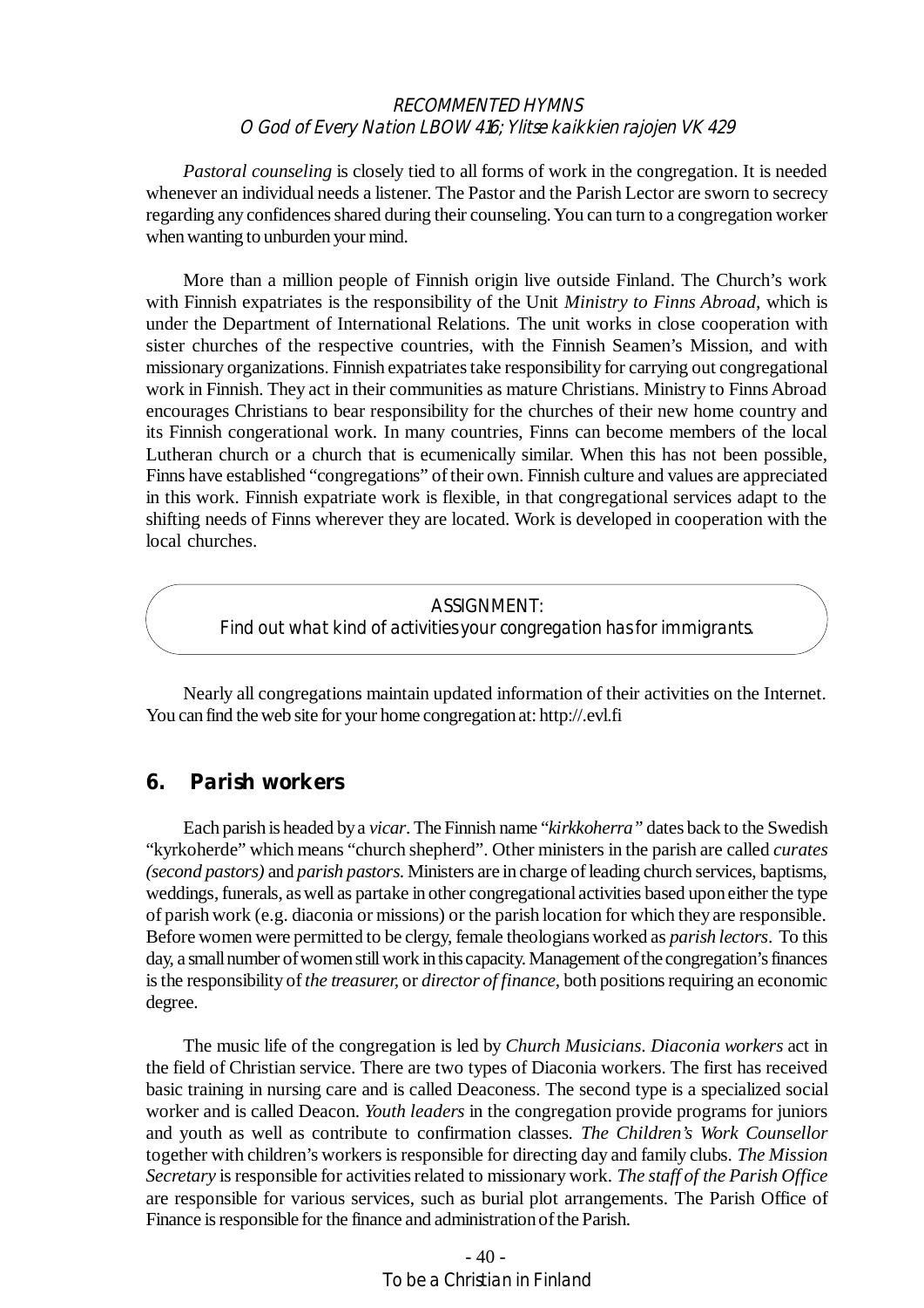RECOMMENTED HYMNS
O God of Every Nation LBOW 416; Ylitse kaikkien rajojen VK 429

*Pastoral counseling* is closely tied to all forms of work in the congregation. It is needed whenever an individual needs a listener. The Pastor and the Parish Lector are sworn to secrecy regarding any confidences shared during their counseling. You can turn to a congregation worker when wanting to unburden your mind.

More than a million people of Finnish origin live outside Finland. The Church's work with Finnish expatriates is the responsibility of the Unit *Ministry to Finns Abroad*, which is under the Department of International Relations. The unit works in close cooperation with sister churches of the respective countries, with the Finnish Seamen's Mission, and with missionary organizations. Finnish expatriates take responsibility for carrying out congregational work in Finnish. They act in their communities as mature Christians. Ministry to Finns Abroad encourages Christians to bear responsibility for the churches of their new home country and its Finnish congerational work. In many countries, Finns can become members of the local Lutheran church or a church that is ecumenically similar. When this has not been possible, Finns have established "congregations" of their own. Finnish culture and values are appreciated in this work. Finnish expatriate work is flexible, in that congregational services adapt to the shifting needs of Finns wherever they are located. Work is developed in cooperation with the local churches.

ASSIGNMENT:
Find out what kind of activities your congregation has for immigrants.

Nearly all congregations maintain updated information of their activities on the Internet. You can find the web site for your home congregation at: http://.evl.fi

## 6. Parish workers

Each parish is headed by a *vicar*. The Finnish name "*kirkkoherra"* dates back to the Swedish "kyrkoherde" which means "church shepherd". Other ministers in the parish are called *curates (second pastors)* and *parish pastors*. Ministers are in charge of leading church services, baptisms, weddings, funerals, as well as partake in other congregational activities based upon either the type of parish work (e.g. diaconia or missions) or the parish location for which they are responsible. Before women were permitted to be clergy, female theologians worked as *parish lectors*. To this day, a small number of women still work in this capacity. Management of the congregation's finances is the responsibility of *the treasurer,* or *director of finance,* both positions requiring an economic degree.

The music life of the congregation is led by *Church Musicians*. *Diaconia workers* act in the field of Christian service. There are two types of Diaconia workers. The first has received basic training in nursing care and is called Deaconess. The second type is a specialized social worker and is called Deacon. *Youth leaders* in the congregation provide programs for juniors and youth as well as contribute to confirmation classes. *The Children's Work Counsellor* together with children's workers is responsible for directing day and family clubs. *The Mission Secretary* is responsible for activities related to missionary work. *The staff of the Parish Office* are responsible for various services, such as burial plot arrangements. The Parish Office of Finance is responsible for the finance and administration of the Parish.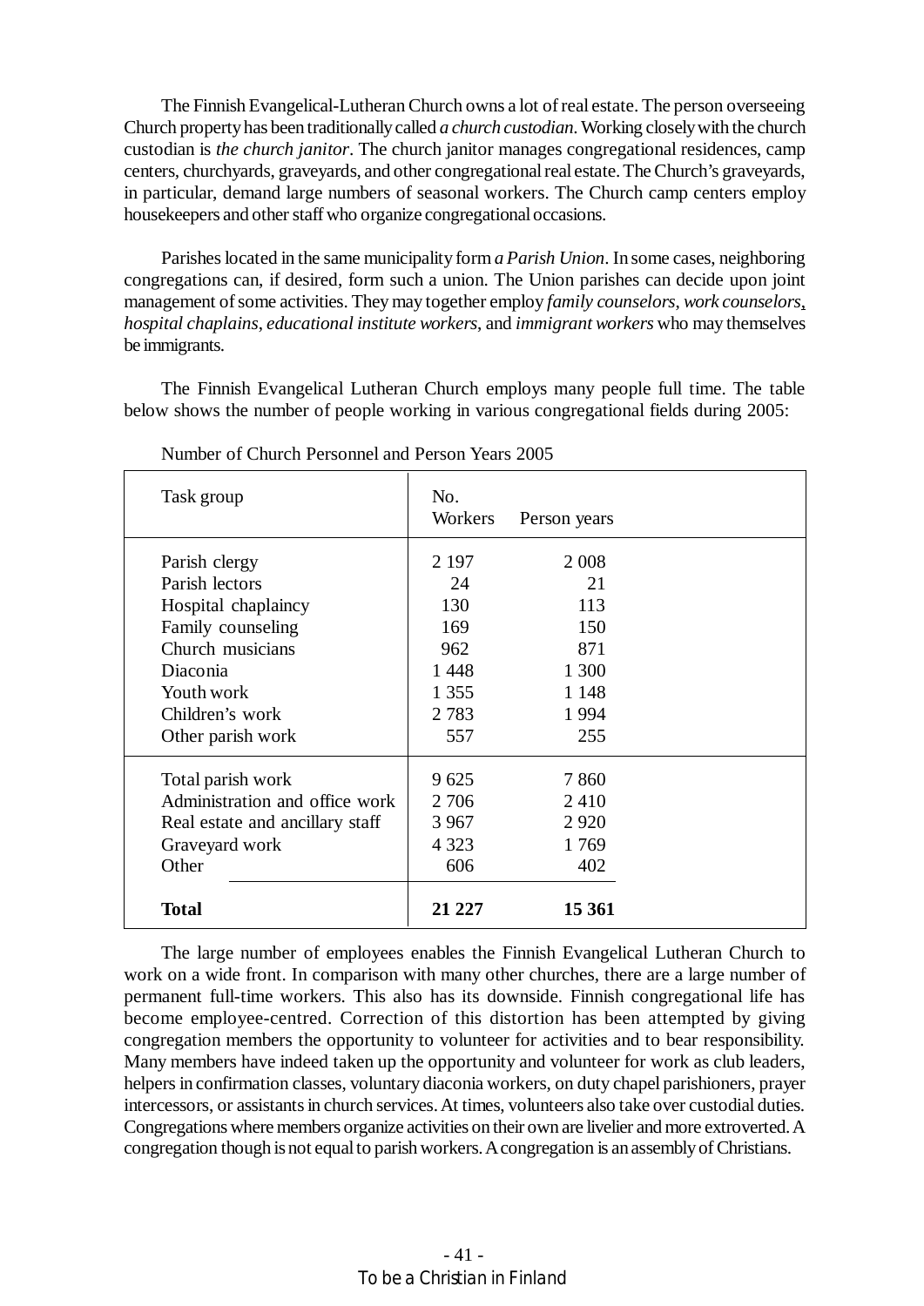The Finnish Evangelical-Lutheran Church owns a lot of real estate. The person overseeing Church property has been traditionally called *a church custodian*. Working closely with the church custodian is *the church janitor*. The church janitor manages congregational residences, camp centers, churchyards, graveyards, and other congregational real estate. The Church's graveyards, in particular, demand large numbers of seasonal workers. The Church camp centers employ housekeepers and other staff who organize congregational occasions.

Parishes located in the same municipality form *a Parish Union*. In some cases, neighboring congregations can, if desired, form such a union. The Union parishes can decide upon joint management of some activities. They may together employ *family counselors*, *work counselors*, *hospital chaplains*, *educational institute workers*, and *immigrant workers* who may themselves be immigrants.

The Finnish Evangelical Lutheran Church employs many people full time. The table below shows the number of people working in various congregational fields during 2005:

Number of Church Personnel and Person Years 2005

| Task group | No. Workers | Person years |
|---|---|---|
| Parish clergy | 2 197 | 2 008 |
| Parish lectors | 24 | 21 |
| Hospital chaplaincy | 130 | 113 |
| Family counseling | 169 | 150 |
| Church musicians | 962 | 871 |
| Diaconia | 1 448 | 1 300 |
| Youth work | 1 355 | 1 148 |
| Children's work | 2 783 | 1 994 |
| Other parish work | 557 | 255 |
| Total parish work | 9 625 | 7 860 |
| Administration and office work | 2 706 | 2 410 |
| Real estate and ancillary staff | 3 967 | 2 920 |
| Graveyard work | 4 323 | 1 769 |
| Other | 606 | 402 |
| **Total** | **21 227** | **15 361** |

The large number of employees enables the Finnish Evangelical Lutheran Church to work on a wide front. In comparison with many other churches, there are a large number of permanent full-time workers. This also has its downside. Finnish congregational life has become employee-centred. Correction of this distortion has been attempted by giving congregation members the opportunity to volunteer for activities and to bear responsibility. Many members have indeed taken up the opportunity and volunteer for work as club leaders, helpers in confirmation classes, voluntary diaconia workers, on duty chapel parishioners, prayer intercessors, or assistants in church services. At times, volunteers also take over custodial duties. Congregations where members organize activities on their own are livelier and more extroverted. A congregation though is not equal to parish workers. A congregation is an assembly of Christians.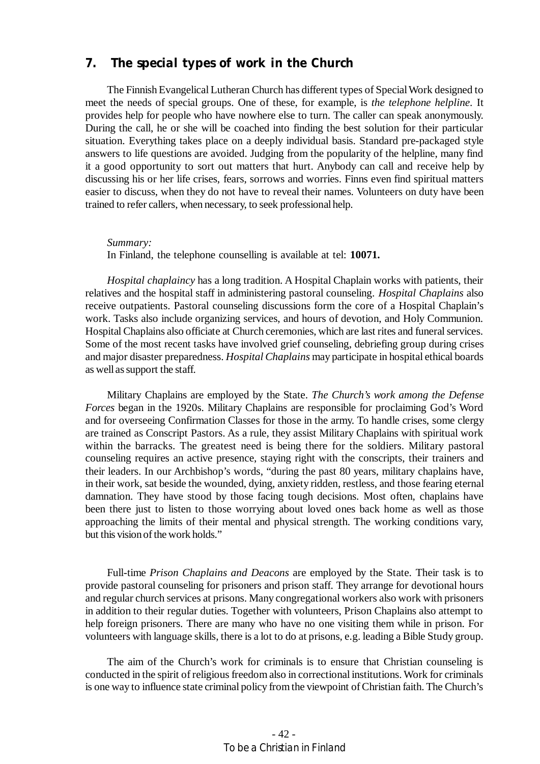## 7. The special types of work in the Church

The Finnish Evangelical Lutheran Church has different types of Special Work designed to meet the needs of special groups. One of these, for example, is *the telephone helpline*. It provides help for people who have nowhere else to turn. The caller can speak anonymously. During the call, he or she will be coached into finding the best solution for their particular situation. Everything takes place on a deeply individual basis. Standard pre-packaged style answers to life questions are avoided. Judging from the popularity of the helpline, many find it a good opportunity to sort out matters that hurt. Anybody can call and receive help by discussing his or her life crises, fears, sorrows and worries. Finns even find spiritual matters easier to discuss, when they do not have to reveal their names. Volunteers on duty have been trained to refer callers, when necessary, to seek professional help.

*Summary:*
In Finland, the telephone counselling is available at tel: **10071.**

*Hospital chaplaincy* has a long tradition. A Hospital Chaplain works with patients, their relatives and the hospital staff in administering pastoral counseling. *Hospital Chaplains* also receive outpatients. Pastoral counseling discussions form the core of a Hospital Chaplain's work. Tasks also include organizing services, and hours of devotion, and Holy Communion. Hospital Chaplains also officiate at Church ceremonies, which are last rites and funeral services. Some of the most recent tasks have involved grief counseling, debriefing group during crises and major disaster preparedness. *Hospital Chaplains* may participate in hospital ethical boards as well as support the staff.

Military Chaplains are employed by the State. *The Church's work among the Defense Forces* began in the 1920s. Military Chaplains are responsible for proclaiming God's Word and for overseeing Confirmation Classes for those in the army. To handle crises, some clergy are trained as Conscript Pastors. As a rule, they assist Military Chaplains with spiritual work within the barracks. The greatest need is being there for the soldiers. Military pastoral counseling requires an active presence, staying right with the conscripts, their trainers and their leaders. In our Archbishop's words, "during the past 80 years, military chaplains have, in their work, sat beside the wounded, dying, anxiety ridden, restless, and those fearing eternal damnation. They have stood by those facing tough decisions. Most often, chaplains have been there just to listen to those worrying about loved ones back home as well as those approaching the limits of their mental and physical strength. The working conditions vary, but this vision of the work holds."

Full-time *Prison Chaplains and Deacons* are employed by the State. Their task is to provide pastoral counseling for prisoners and prison staff. They arrange for devotional hours and regular church services at prisons. Many congregational workers also work with prisoners in addition to their regular duties. Together with volunteers, Prison Chaplains also attempt to help foreign prisoners. There are many who have no one visiting them while in prison. For volunteers with language skills, there is a lot to do at prisons, e.g. leading a Bible Study group.

The aim of the Church's work for criminals is to ensure that Christian counseling is conducted in the spirit of religious freedom also in correctional institutions. Work for criminals is one way to influence state criminal policy from the viewpoint of Christian faith. The Church's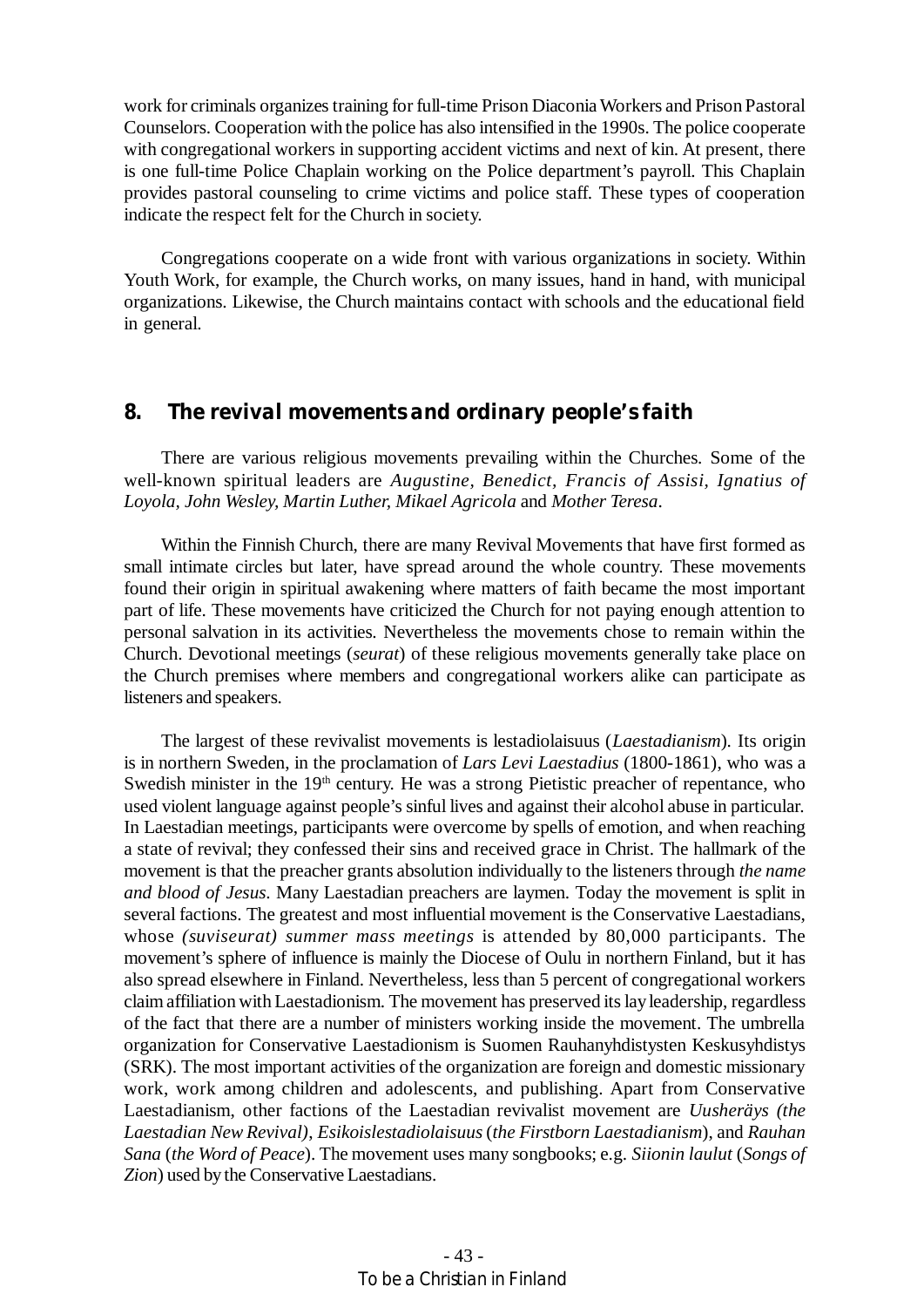work for criminals organizes training for full-time Prison Diaconia Workers and Prison Pastoral Counselors. Cooperation with the police has also intensified in the 1990s. The police cooperate with congregational workers in supporting accident victims and next of kin. At present, there is one full-time Police Chaplain working on the Police department's payroll. This Chaplain provides pastoral counseling to crime victims and police staff. These types of cooperation indicate the respect felt for the Church in society.

Congregations cooperate on a wide front with various organizations in society. Within Youth Work, for example, the Church works, on many issues, hand in hand, with municipal organizations. Likewise, the Church maintains contact with schools and the educational field in general.

## 8. The revival movements and ordinary people's faith

There are various religious movements prevailing within the Churches. Some of the well-known spiritual leaders are *Augustine, Benedict, Francis of Assisi, Ignatius of Loyola, John Wesley, Martin Luther, Mikael Agricola* and *Mother Teresa*.

Within the Finnish Church, there are many Revival Movements that have first formed as small intimate circles but later, have spread around the whole country. These movements found their origin in spiritual awakening where matters of faith became the most important part of life. These movements have criticized the Church for not paying enough attention to personal salvation in its activities. Nevertheless the movements chose to remain within the Church. Devotional meetings (*seurat*) of these religious movements generally take place on the Church premises where members and congregational workers alike can participate as listeners and speakers.

The largest of these revivalist movements is lestadiolaisuus (*Laestadianism*). Its origin is in northern Sweden, in the proclamation of *Lars Levi Laestadius* (1800-1861), who was a Swedish minister in the 19th century. He was a strong Pietistic preacher of repentance, who used violent language against people's sinful lives and against their alcohol abuse in particular. In Laestadian meetings, participants were overcome by spells of emotion, and when reaching a state of revival; they confessed their sins and received grace in Christ. The hallmark of the movement is that the preacher grants absolution individually to the listeners through *the name and blood of Jesus*. Many Laestadian preachers are laymen. Today the movement is split in several factions. The greatest and most influential movement is the Conservative Laestadians, whose *(suviseurat) summer mass meetings* is attended by 80,000 participants. The movement's sphere of influence is mainly the Diocese of Oulu in northern Finland, but it has also spread elsewhere in Finland. Nevertheless, less than 5 percent of congregational workers claim affiliation with Laestadionism. The movement has preserved its lay leadership, regardless of the fact that there are a number of ministers working inside the movement. The umbrella organization for Conservative Laestadionism is Suomen Rauhanyhdistysten Keskusyhdistys (SRK). The most important activities of the organization are foreign and domestic missionary work, work among children and adolescents, and publishing. Apart from Conservative Laestadianism, other factions of the Laestadian revivalist movement are *Uusheräys (the Laestadian New Revival)*, *Esikoislestadiolaisuus* (*the Firstborn Laestadianism*), and *Rauhan Sana* (*the Word of Peace*). The movement uses many songbooks; e.g. *Siionin laulut* (*Songs of Zion*) used by the Conservative Laestadians.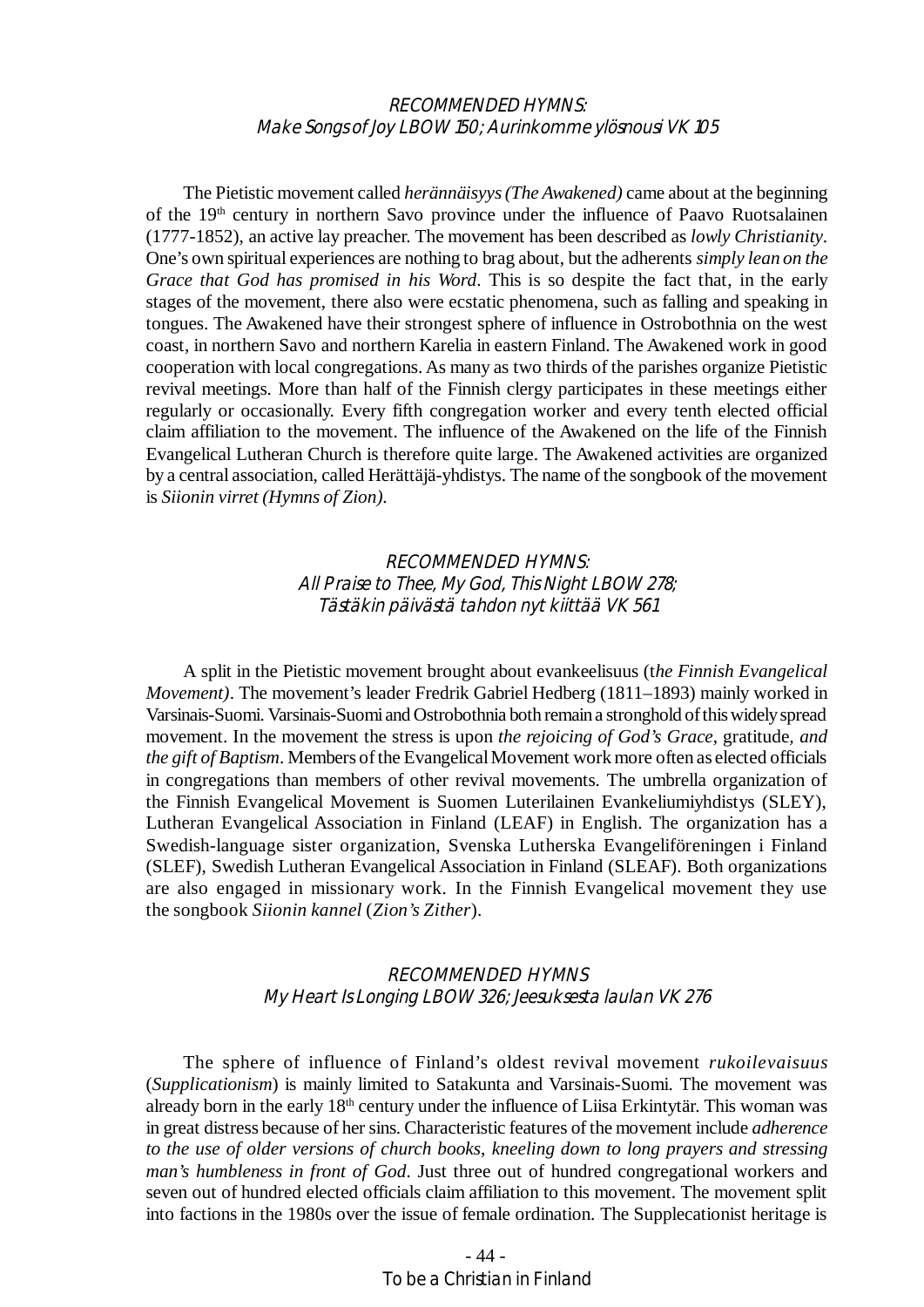*RECOMMENDED HYMNS:*
*Make Songs of Joy LBOW 150; Aurinkomme ylösnousi VK 105*

The Pietistic movement called *herännäisyys (The Awakened)* came about at the beginning of the 19th century in northern Savo province under the influence of Paavo Ruotsalainen (1777-1852), an active lay preacher. The movement has been described as *lowly Christianity*. One's own spiritual experiences are nothing to brag about, but the adherents *simply lean on the Grace that God has promised in his Word*. This is so despite the fact that, in the early stages of the movement, there also were ecstatic phenomena, such as falling and speaking in tongues. The Awakened have their strongest sphere of influence in Ostrobothnia on the west coast, in northern Savo and northern Karelia in eastern Finland. The Awakened work in good cooperation with local congregations. As many as two thirds of the parishes organize Pietistic revival meetings. More than half of the Finnish clergy participates in these meetings either regularly or occasionally. Every fifth congregation worker and every tenth elected official claim affiliation to the movement. The influence of the Awakened on the life of the Finnish Evangelical Lutheran Church is therefore quite large. The Awakened activities are organized by a central association, called Herättäjä-yhdistys. The name of the songbook of the movement is *Siionin virret (Hymns of Zion)*.

*RECOMMENDED HYMNS:*
*All Praise to Thee, My God, This Night LBOW 278;*
*Tästäkin päivästä tahdon nyt kiittää VK 561*

A split in the Pietistic movement brought about evankeelisuus (t*he Finnish Evangelical Movement)*. The movement's leader Fredrik Gabriel Hedberg (1811–1893) mainly worked in Varsinais-Suomi. Varsinais-Suomi and Ostrobothnia both remain a stronghold of this widely spread movement. In the movement the stress is upon *the rejoicing of God's Grace*, gratitude, *and the gift of Baptism*. Members of the Evangelical Movement work more often as elected officials in congregations than members of other revival movements. The umbrella organization of the Finnish Evangelical Movement is Suomen Luterilainen Evankeliumiyhdistys (SLEY), Lutheran Evangelical Association in Finland (LEAF) in English. The organization has a Swedish-language sister organization, Svenska Lutherska Evangeliföreningen i Finland (SLEF), Swedish Lutheran Evangelical Association in Finland (SLEAF). Both organizations are also engaged in missionary work. In the Finnish Evangelical movement they use the songbook *Siionin kannel* (*Zion's Zither*).

*RECOMMENDED HYMNS*
*My Heart Is Longing LBOW 326; Jeesuksesta laulan VK 276*

The sphere of influence of Finland's oldest revival movement *rukoilevaisuus* (*Supplicationism*) is mainly limited to Satakunta and Varsinais-Suomi. The movement was already born in the early 18th century under the influence of Liisa Erkintytär. This woman was in great distress because of her sins. Characteristic features of the movement include *adherence to the use of older versions of church books, kneeling down to long prayers and stressing man's humbleness in front of God*. Just three out of hundred congregational workers and seven out of hundred elected officials claim affiliation to this movement. The movement split into factions in the 1980s over the issue of female ordination. The Supplecationist heritage is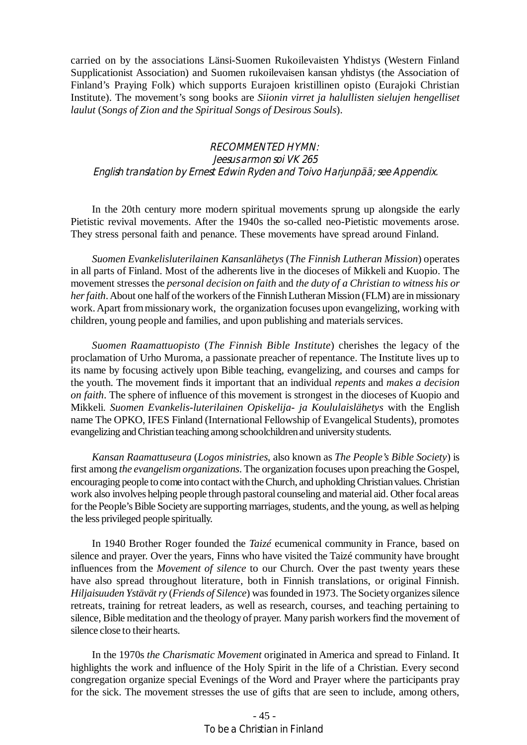carried on by the associations Länsi-Suomen Rukoilevaisten Yhdistys (Western Finland Supplicationist Association) and Suomen rukoilevaisen kansan yhdistys (the Association of Finland's Praying Folk) which supports Eurajoen kristillinen opisto (Eurajoki Christian Institute). The movement's song books are *Siionin virret ja halullisten sielujen hengelliset laulut* (*Songs of Zion and the Spiritual Songs of Desirous Souls*).

*RECOMMENTED HYMN:*
*Jeesus armon soi VK 265*
*English translation by Ernest Edwin Ryden and Toivo Harjunpää; see Appendix.*

In the 20th century more modern spiritual movements sprung up alongside the early Pietistic revival movements. After the 1940s the so-called neo-Pietistic movements arose. They stress personal faith and penance. These movements have spread around Finland.

*Suomen Evankelisluterilainen Kansanlähetys* (*The Finnish Lutheran Mission*) operates in all parts of Finland. Most of the adherents live in the dioceses of Mikkeli and Kuopio. The movement stresses the *personal decision on faith* and *the duty of a Christian to witness his or her faith*. About one half of the workers of the Finnish Lutheran Mission (FLM) are in missionary work. Apart from missionary work, the organization focuses upon evangelizing, working with children, young people and families, and upon publishing and materials services.

*Suomen Raamattuopisto* (*The Finnish Bible Institute*) cherishes the legacy of the proclamation of Urho Muroma, a passionate preacher of repentance. The Institute lives up to its name by focusing actively upon Bible teaching, evangelizing, and courses and camps for the youth. The movement finds it important that an individual *repents* and *makes a decision on faith*. The sphere of influence of this movement is strongest in the dioceses of Kuopio and Mikkeli. *Suomen Evankelis-luterilainen Opiskelija- ja Koululaislähetys* with the English name The OPKO, IFES Finland (International Fellowship of Evangelical Students), promotes evangelizing and Christian teaching among schoolchildren and university students.

*Kansan Raamattuseura* (*Logos ministries*, also known as *The People's Bible Society*) is first among *the evangelism organizations*. The organization focuses upon preaching the Gospel, encouraging people to come into contact with the Church, and upholding Christian values. Christian work also involves helping people through pastoral counseling and material aid. Other focal areas for the People's Bible Society are supporting marriages, students, and the young, as well as helping the less privileged people spiritually.

In 1940 Brother Roger founded the *Taizé* ecumenical community in France, based on silence and prayer. Over the years, Finns who have visited the Taizé community have brought influences from the *Movement of silence* to our Church. Over the past twenty years these have also spread throughout literature, both in Finnish translations, or original Finnish. *Hiljaisuuden Ystävät ry* (*Friends of Silence*) was founded in 1973. The Society organizes silence retreats, training for retreat leaders, as well as research, courses, and teaching pertaining to silence, Bible meditation and the theology of prayer. Many parish workers find the movement of silence close to their hearts.

In the 1970s *the Charismatic Movement* originated in America and spread to Finland. It highlights the work and influence of the Holy Spirit in the life of a Christian. Every second congregation organize special Evenings of the Word and Prayer where the participants pray for the sick. The movement stresses the use of gifts that are seen to include, among others,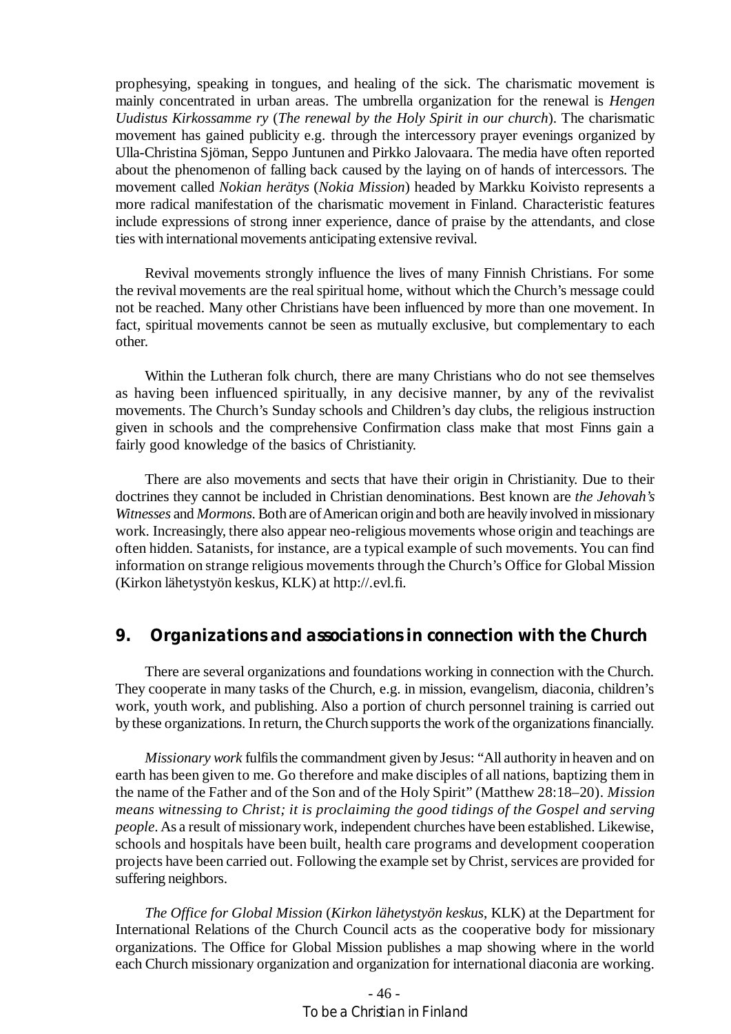prophesying, speaking in tongues, and healing of the sick. The charismatic movement is mainly concentrated in urban areas. The umbrella organization for the renewal is *Hengen Uudistus Kirkossamme ry* (*The renewal by the Holy Spirit in our church*). The charismatic movement has gained publicity e.g. through the intercessory prayer evenings organized by Ulla-Christina Sjöman, Seppo Juntunen and Pirkko Jalovaara. The media have often reported about the phenomenon of falling back caused by the laying on of hands of intercessors. The movement called *Nokian herätys* (*Nokia Mission*) headed by Markku Koivisto represents a more radical manifestation of the charismatic movement in Finland. Characteristic features include expressions of strong inner experience, dance of praise by the attendants, and close ties with international movements anticipating extensive revival.

Revival movements strongly influence the lives of many Finnish Christians. For some the revival movements are the real spiritual home, without which the Church's message could not be reached. Many other Christians have been influenced by more than one movement. In fact, spiritual movements cannot be seen as mutually exclusive, but complementary to each other.

Within the Lutheran folk church, there are many Christians who do not see themselves as having been influenced spiritually, in any decisive manner, by any of the revivalist movements. The Church's Sunday schools and Children's day clubs, the religious instruction given in schools and the comprehensive Confirmation class make that most Finns gain a fairly good knowledge of the basics of Christianity.

There are also movements and sects that have their origin in Christianity. Due to their doctrines they cannot be included in Christian denominations. Best known are *the Jehovah's Witnesses* and *Mormons*. Both are of American origin and both are heavily involved in missionary work. Increasingly, there also appear neo-religious movements whose origin and teachings are often hidden. Satanists, for instance, are a typical example of such movements. You can find information on strange religious movements through the Church's Office for Global Mission (Kirkon lähetystyön keskus, KLK) at http://.evl.fi.

## 9. Organizations and associations in connection with the Church

There are several organizations and foundations working in connection with the Church. They cooperate in many tasks of the Church, e.g. in mission, evangelism, diaconia, children's work, youth work, and publishing. Also a portion of church personnel training is carried out by these organizations. In return, the Church supports the work of the organizations financially.

*Missionary work* fulfils the commandment given by Jesus: "All authority in heaven and on earth has been given to me. Go therefore and make disciples of all nations, baptizing them in the name of the Father and of the Son and of the Holy Spirit" (Matthew 28:18–20). *Mission means witnessing to Christ; it is proclaiming the good tidings of the Gospel and serving people*. As a result of missionary work, independent churches have been established. Likewise, schools and hospitals have been built, health care programs and development cooperation projects have been carried out. Following the example set by Christ, services are provided for suffering neighbors.

*The Office for Global Mission* (*Kirkon lähetystyön keskus*, KLK) at the Department for International Relations of the Church Council acts as the cooperative body for missionary organizations. The Office for Global Mission publishes a map showing where in the world each Church missionary organization and organization for international diaconia are working.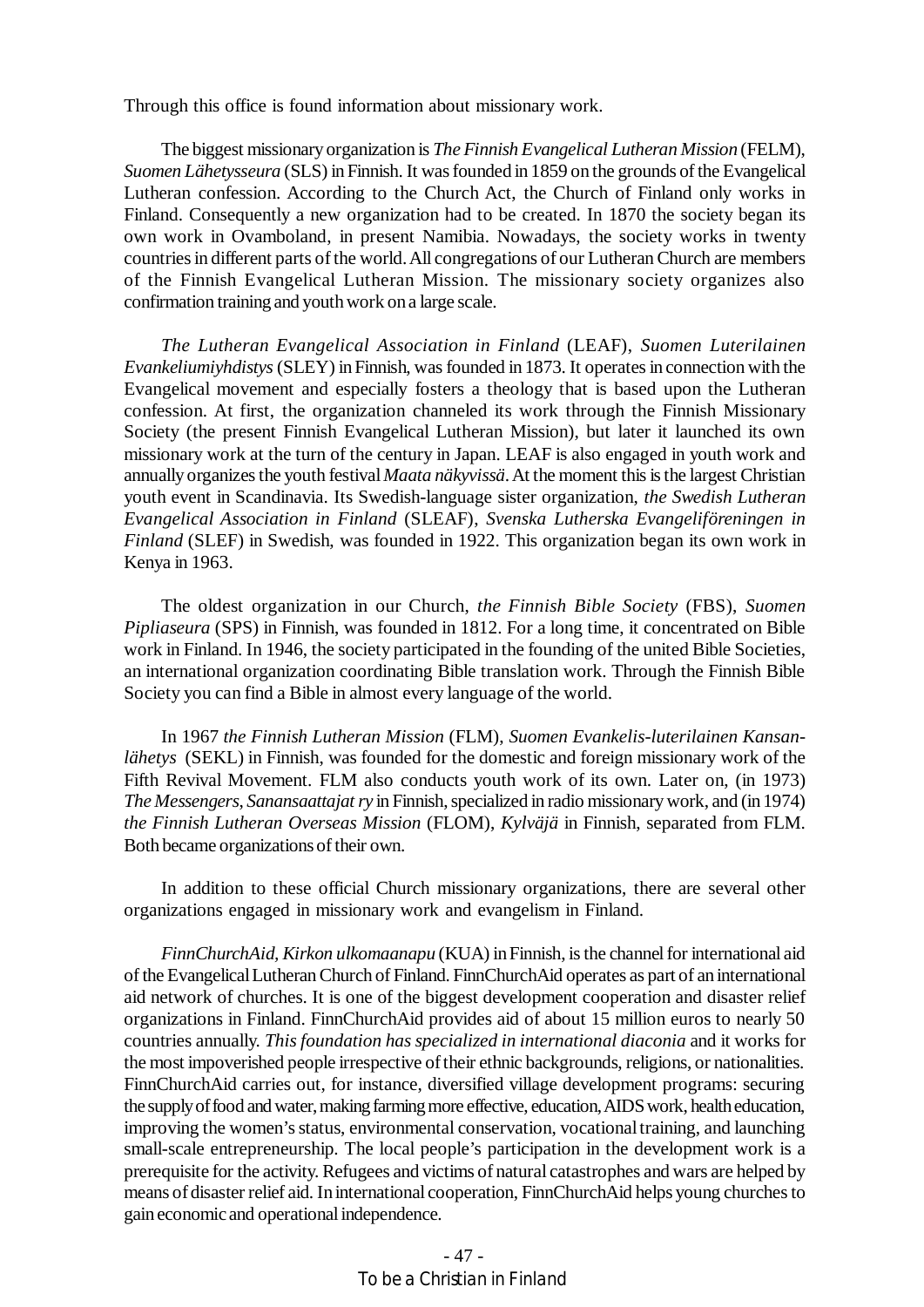Through this office is found information about missionary work.

The biggest missionary organization is *The Finnish Evangelical Lutheran Mission* (FELM), *Suomen Lähetysseura* (SLS) in Finnish. It was founded in 1859 on the grounds of the Evangelical Lutheran confession. According to the Church Act, the Church of Finland only works in Finland. Consequently a new organization had to be created. In 1870 the society began its own work in Ovamboland, in present Namibia. Nowadays, the society works in twenty countries in different parts of the world. All congregations of our Lutheran Church are members of the Finnish Evangelical Lutheran Mission. The missionary society organizes also confirmation training and youth work on a large scale.

*The Lutheran Evangelical Association in Finland* (LEAF), *Suomen Luterilainen Evankeliumiyhdistys* (SLEY) in Finnish, was founded in 1873. It operates in connection with the Evangelical movement and especially fosters a theology that is based upon the Lutheran confession. At first, the organization channeled its work through the Finnish Missionary Society (the present Finnish Evangelical Lutheran Mission), but later it launched its own missionary work at the turn of the century in Japan. LEAF is also engaged in youth work and annually organizes the youth festival *Maata näkyvissä*. At the moment this is the largest Christian youth event in Scandinavia. Its Swedish-language sister organization, *the Swedish Lutheran Evangelical Association in Finland* (SLEAF), *Svenska Lutherska Evangeliföreningen in Finland* (SLEF) in Swedish, was founded in 1922. This organization began its own work in Kenya in 1963.

The oldest organization in our Church, *the Finnish Bible Society* (FBS), *Suomen Pipliaseura* (SPS) in Finnish, was founded in 1812. For a long time, it concentrated on Bible work in Finland. In 1946, the society participated in the founding of the united Bible Societies, an international organization coordinating Bible translation work. Through the Finnish Bible Society you can find a Bible in almost every language of the world.

In 1967 *the Finnish Lutheran Mission* (FLM), *Suomen Evankelis-luterilainen Kansan-lähetys* (SEKL) in Finnish, was founded for the domestic and foreign missionary work of the Fifth Revival Movement. FLM also conducts youth work of its own. Later on, (in 1973) *The Messengers*, *Sanansaattajat ry* in Finnish, specialized in radio missionary work, and (in 1974) *the Finnish Lutheran Overseas Mission* (FLOM), *Kylväjä* in Finnish, separated from FLM. Both became organizations of their own.

In addition to these official Church missionary organizations, there are several other organizations engaged in missionary work and evangelism in Finland.

*FinnChurchAid, Kirkon ulkomaanapu* (KUA) in Finnish, is the channel for international aid of the Evangelical Lutheran Church of Finland. FinnChurchAid operates as part of an international aid network of churches. It is one of the biggest development cooperation and disaster relief organizations in Finland. FinnChurchAid provides aid of about 15 million euros to nearly 50 countries annually. *This foundation has specialized in international diaconia* and it works for the most impoverished people irrespective of their ethnic backgrounds, religions, or nationalities. FinnChurchAid carries out, for instance, diversified village development programs: securing the supply of food and water, making farming more effective, education, AIDS work, health education, improving the women's status, environmental conservation, vocational training, and launching small-scale entrepreneurship. The local people's participation in the development work is a prerequisite for the activity. Refugees and victims of natural catastrophes and wars are helped by means of disaster relief aid. In international cooperation, FinnChurchAid helps young churches to gain economic and operational independence.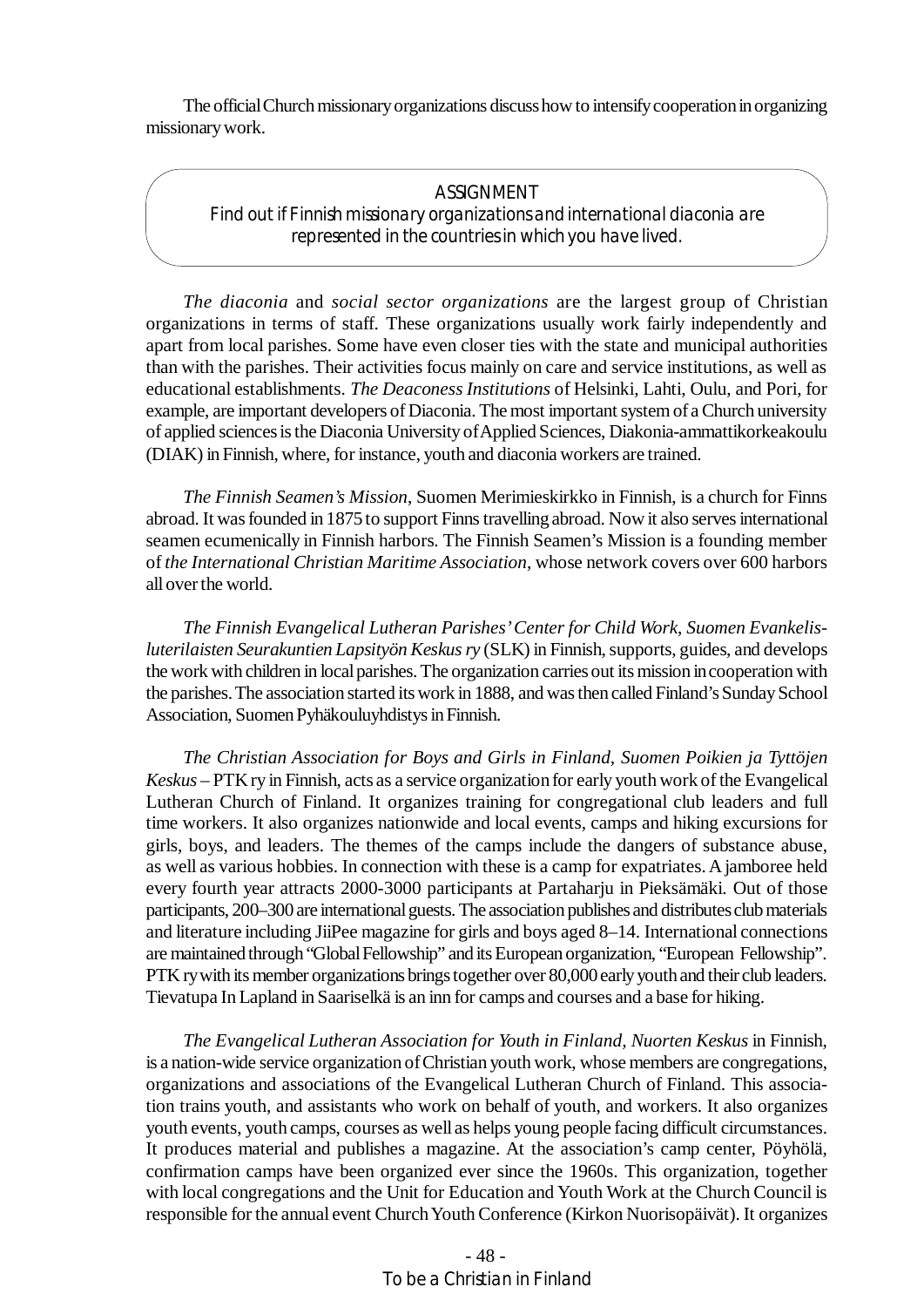The official Church missionary organizations discuss how to intensify cooperation in organizing missionary work.

> ASSIGNMENT
> Find out if Finnish missionary organizations and international diaconia are represented in the countries in which you have lived.

*The diaconia* and *social sector organizations* are the largest group of Christian organizations in terms of staff. These organizations usually work fairly independently and apart from local parishes. Some have even closer ties with the state and municipal authorities than with the parishes. Their activities focus mainly on care and service institutions, as well as educational establishments. *The Deaconess Institutions* of Helsinki, Lahti, Oulu, and Pori, for example, are important developers of Diaconia. The most important system of a Church university of applied sciences is the Diaconia University of Applied Sciences, Diakonia-ammattikorkeakoulu (DIAK) in Finnish, where, for instance, youth and diaconia workers are trained.

*The Finnish Seamen's Mission*, Suomen Merimieskirkko in Finnish, is a church for Finns abroad. It was founded in 1875 to support Finns travelling abroad. Now it also serves international seamen ecumenically in Finnish harbors. The Finnish Seamen's Mission is a founding member of *the International Christian Maritime Association*, whose network covers over 600 harbors all over the world.

*The Finnish Evangelical Lutheran Parishes' Center for Child Work, Suomen Evankelis-luterilaisten Seurakuntien Lapsityön Keskus ry* (SLK) in Finnish, supports, guides, and develops the work with children in local parishes. The organization carries out its mission in cooperation with the parishes. The association started its work in 1888, and was then called Finland's Sunday School Association, Suomen Pyhäkouluyhdistys in Finnish.

*The Christian Association for Boys and Girls in Finland, Suomen Poikien ja Tyttöjen Keskus* – PTK ry in Finnish, acts as a service organization for early youth work of the Evangelical Lutheran Church of Finland. It organizes training for congregational club leaders and full time workers. It also organizes nationwide and local events, camps and hiking excursions for girls, boys, and leaders. The themes of the camps include the dangers of substance abuse, as well as various hobbies. In connection with these is a camp for expatriates. A jamboree held every fourth year attracts 2000-3000 participants at Partaharju in Pieksämäki. Out of those participants, 200–300 are international guests. The association publishes and distributes club materials and literature including JiiPee magazine for girls and boys aged 8–14. International connections are maintained through "Global Fellowship" and its European organization, "European Fellowship". PTK ry with its member organizations brings together over 80,000 early youth and their club leaders. Tievatupa In Lapland in Saariselkä is an inn for camps and courses and a base for hiking.

*The Evangelical Lutheran Association for Youth in Finland, Nuorten Keskus* in Finnish, is a nation-wide service organization of Christian youth work, whose members are congregations, organizations and associations of the Evangelical Lutheran Church of Finland. This association trains youth, and assistants who work on behalf of youth, and workers. It also organizes youth events, youth camps, courses as well as helps young people facing difficult circumstances. It produces material and publishes a magazine. At the association's camp center, Pöyhölä, confirmation camps have been organized ever since the 1960s. This organization, together with local congregations and the Unit for Education and Youth Work at the Church Council is responsible for the annual event Church Youth Conference (Kirkon Nuorisopäivät). It organizes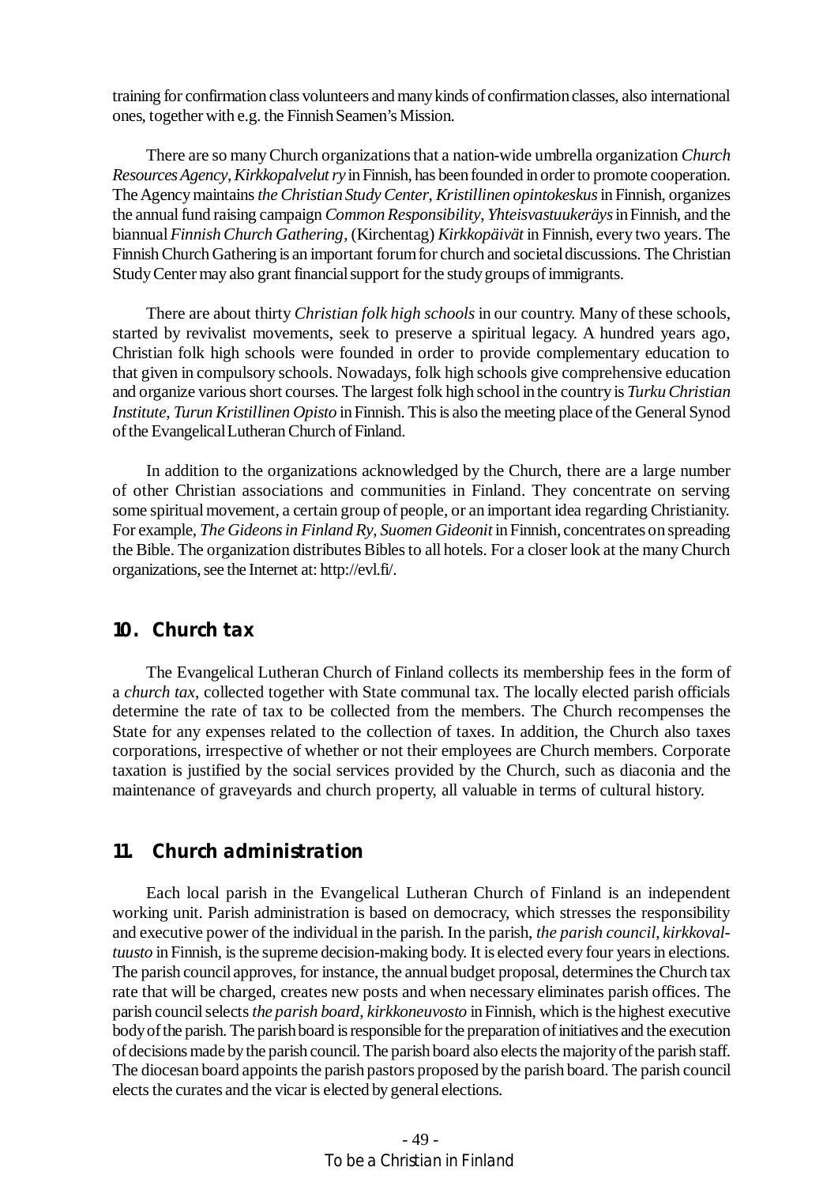training for confirmation class volunteers and many kinds of confirmation classes, also international ones, together with e.g. the Finnish Seamen's Mission.

There are so many Church organizations that a nation-wide umbrella organization *Church Resources Agency*, *Kirkkopalvelut ry* in Finnish, has been founded in order to promote cooperation. The Agency maintains *the Christian Study Center*, *Kristillinen opintokeskus* in Finnish, organizes the annual fund raising campaign *Common Responsibility*, *Yhteisvastuukeräys* in Finnish, and the biannual *Finnish Church Gathering*, (Kirchentag) *Kirkkopäivät* in Finnish, every two years. The Finnish Church Gathering is an important forum for church and societal discussions. The Christian Study Center may also grant financial support for the study groups of immigrants.

There are about thirty *Christian folk high schools* in our country. Many of these schools, started by revivalist movements, seek to preserve a spiritual legacy. A hundred years ago, Christian folk high schools were founded in order to provide complementary education to that given in compulsory schools. Nowadays, folk high schools give comprehensive education and organize various short courses. The largest folk high school in the country is *Turku Christian Institute*, *Turun Kristillinen Opisto* in Finnish. This is also the meeting place of the General Synod of the Evangelical Lutheran Church of Finland.

In addition to the organizations acknowledged by the Church, there are a large number of other Christian associations and communities in Finland. They concentrate on serving some spiritual movement, a certain group of people, or an important idea regarding Christianity. For example, *The Gideons in Finland Ry*, *Suomen Gideonit* in Finnish, concentrates on spreading the Bible. The organization distributes Bibles to all hotels. For a closer look at the many Church organizations, see the Internet at: http://evl.fi/.

## 10. Church tax

The Evangelical Lutheran Church of Finland collects its membership fees in the form of a *church tax*, collected together with State communal tax. The locally elected parish officials determine the rate of tax to be collected from the members. The Church recompenses the State for any expenses related to the collection of taxes. In addition, the Church also taxes corporations, irrespective of whether or not their employees are Church members. Corporate taxation is justified by the social services provided by the Church, such as diaconia and the maintenance of graveyards and church property, all valuable in terms of cultural history.

## 11. Church administration

Each local parish in the Evangelical Lutheran Church of Finland is an independent working unit. Parish administration is based on democracy, which stresses the responsibility and executive power of the individual in the parish. In the parish, *the parish council*, *kirkkovaltuusto* in Finnish, is the supreme decision-making body. It is elected every four years in elections. The parish council approves, for instance, the annual budget proposal, determines the Church tax rate that will be charged, creates new posts and when necessary eliminates parish offices. The parish council selects *the parish board*, *kirkkoneuvosto* in Finnish, which is the highest executive body of the parish. The parish board is responsible for the preparation of initiatives and the execution of decisions made by the parish council. The parish board also elects the majority of the parish staff. The diocesan board appoints the parish pastors proposed by the parish board. The parish council elects the curates and the vicar is elected by general elections.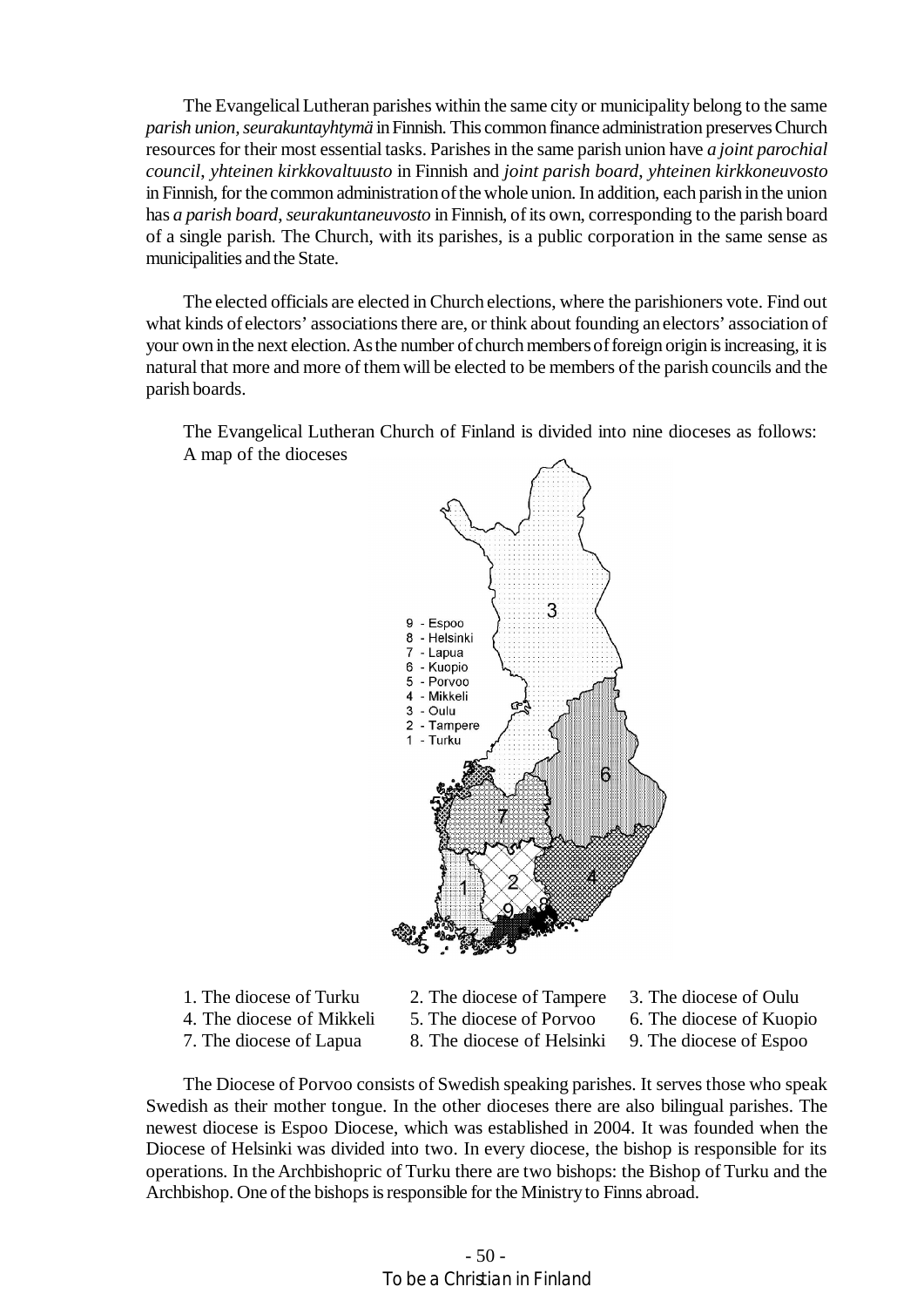The Evangelical Lutheran parishes within the same city or municipality belong to the same *parish union*, *seurakuntayhtymä* in Finnish. This common finance administration preserves Church resources for their most essential tasks. Parishes in the same parish union have *a joint parochial council*, *yhteinen kirkkovaltuusto* in Finnish and *joint parish board*, *yhteinen kirkkoneuvosto* in Finnish, for the common administration of the whole union. In addition, each parish in the union has *a parish board*, *seurakuntaneuvosto* in Finnish, of its own, corresponding to the parish board of a single parish. The Church, with its parishes, is a public corporation in the same sense as municipalities and the State.

The elected officials are elected in Church elections, where the parishioners vote. Find out what kinds of electors' associations there are, or think about founding an electors' association of your own in the next election. As the number of church members of foreign origin is increasing, it is natural that more and more of them will be elected to be members of the parish councils and the parish boards.

The Evangelical Lutheran Church of Finland is divided into nine dioceses as follows: A map of the dioceses

9 - Espoo
8 - Helsinki
7 - Lapua
6 - Kuopio
5 - Porvoo
4 - Mikkeli
3 - Oulu
2 - Tampere
1 - Turku

| | | |
|---|---|---|
| 1. The diocese of Turku | 2. The diocese of Tampere | 3. The diocese of Oulu |
| 4. The diocese of Mikkeli | 5. The diocese of Porvoo | 6. The diocese of Kuopio |
| 7. The diocese of Lapua | 8. The diocese of Helsinki | 9. The diocese of Espoo |

The Diocese of Porvoo consists of Swedish speaking parishes. It serves those who speak Swedish as their mother tongue. In the other dioceses there are also bilingual parishes. The newest diocese is Espoo Diocese, which was established in 2004. It was founded when the Diocese of Helsinki was divided into two. In every diocese, the bishop is responsible for its operations. In the Archbishopric of Turku there are two bishops: the Bishop of Turku and the Archbishop. One of the bishops is responsible for the Ministry to Finns abroad.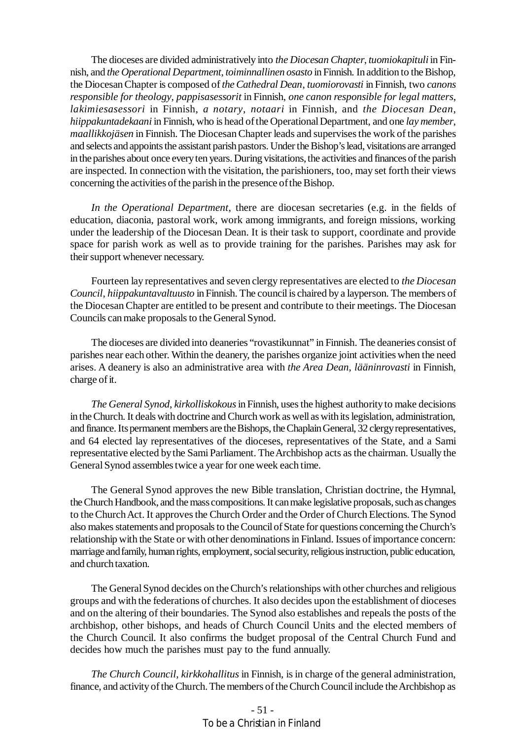The dioceses are divided administratively into *the Diocesan Chapter*, *tuomiokapituli* in Finnish, and *the Operational Department, toiminnallinen osasto* in Finnish. In addition to the Bishop, the Diocesan Chapter is composed of *the Cathedral Dean*, *tuomiorovasti* in Finnish, two *canons responsible for theology*, *pappisasessorit* in Finnish, *one canon responsible for legal matters*, *lakimiesasessori* in Finnish, *a notary*, *notaari* in Finnish, and *the Diocesan Dean*, *hiippakuntadekaani* in Finnish, who is head of the Operational Department, and one *lay member*, *maallikkojäsen* in Finnish. The Diocesan Chapter leads and supervises the work of the parishes and selects and appoints the assistant parish pastors. Under the Bishop's lead, visitations are arranged in the parishes about once every ten years. During visitations, the activities and finances of the parish are inspected. In connection with the visitation, the parishioners, too, may set forth their views concerning the activities of the parish in the presence of the Bishop.

*In the Operational Department*, there are diocesan secretaries (e.g. in the fields of education, diaconia, pastoral work, work among immigrants, and foreign missions, working under the leadership of the Diocesan Dean. It is their task to support, coordinate and provide space for parish work as well as to provide training for the parishes. Parishes may ask for their support whenever necessary.

Fourteen lay representatives and seven clergy representatives are elected to *the Diocesan Council*, *hiippakuntavaltuusto* in Finnish. The council is chaired by a layperson. The members of the Diocesan Chapter are entitled to be present and contribute to their meetings. The Diocesan Councils can make proposals to the General Synod.

The dioceses are divided into deaneries "rovastikunnat" in Finnish. The deaneries consist of parishes near each other. Within the deanery, the parishes organize joint activities when the need arises. A deanery is also an administrative area with *the Area Dean*, *lääninrovasti* in Finnish, charge of it.

*The General Synod*, *kirkolliskokous* in Finnish, uses the highest authority to make decisions in the Church. It deals with doctrine and Church work as well as with its legislation, administration, and finance. Its permanent members are the Bishops, the Chaplain General, 32 clergy representatives, and 64 elected lay representatives of the dioceses, representatives of the State, and a Sami representative elected by the Sami Parliament. The Archbishop acts as the chairman. Usually the General Synod assembles twice a year for one week each time.

The General Synod approves the new Bible translation, Christian doctrine, the Hymnal, the Church Handbook, and the mass compositions. It can make legislative proposals, such as changes to the Church Act. It approves the Church Order and the Order of Church Elections. The Synod also makes statements and proposals to the Council of State for questions concerning the Church's relationship with the State or with other denominations in Finland. Issues of importance concern: marriage and family, human rights, employment, social security, religious instruction, public education, and church taxation.

The General Synod decides on the Church's relationships with other churches and religious groups and with the federations of churches. It also decides upon the establishment of dioceses and on the altering of their boundaries. The Synod also establishes and repeals the posts of the archbishop, other bishops, and heads of Church Council Units and the elected members of the Church Council. It also confirms the budget proposal of the Central Church Fund and decides how much the parishes must pay to the fund annually.

*The Church Council*, *kirkkohallitus* in Finnish, is in charge of the general administration, finance, and activity of the Church. The members of the Church Council include the Archbishop as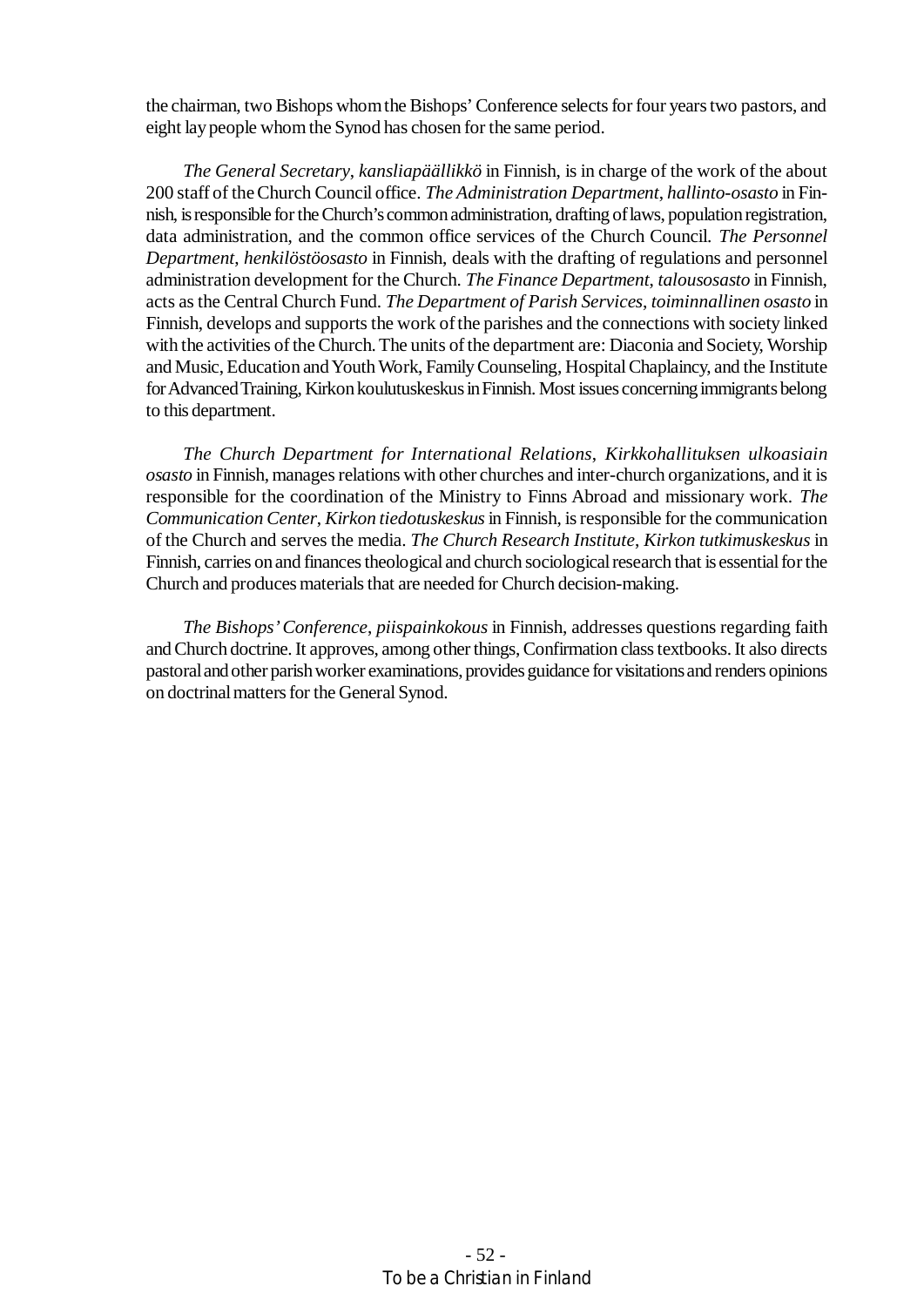the chairman, two Bishops whom the Bishops' Conference selects for four years two pastors, and eight lay people whom the Synod has chosen for the same period.

*The General Secretary*, *kansliapäällikkö* in Finnish, is in charge of the work of the about 200 staff of the Church Council office. *The Administration Department*, *hallinto-osasto* in Finnish, is responsible for the Church's common administration, drafting of laws, population registration, data administration, and the common office services of the Church Council. *The Personnel Department*, *henkilöstöosasto* in Finnish, deals with the drafting of regulations and personnel administration development for the Church. *The Finance Department*, *talousosasto* in Finnish, acts as the Central Church Fund. *The Department of Parish Services*, *toiminnallinen osasto* in Finnish, develops and supports the work of the parishes and the connections with society linked with the activities of the Church. The units of the department are: Diaconia and Society, Worship and Music, Education and Youth Work, Family Counseling, Hospital Chaplaincy, and the Institute for Advanced Training, Kirkon koulutuskeskus in Finnish. Most issues concerning immigrants belong to this department.

*The Church Department for International Relations*, *Kirkkohallituksen ulkoasiain osasto* in Finnish, manages relations with other churches and inter-church organizations, and it is responsible for the coordination of the Ministry to Finns Abroad and missionary work. *The Communication Center*, *Kirkon tiedotuskeskus* in Finnish, is responsible for the communication of the Church and serves the media. *The Church Research Institute*, *Kirkon tutkimuskeskus* in Finnish, carries on and finances theological and church sociological research that is essential for the Church and produces materials that are needed for Church decision-making.

*The Bishops' Conference*, *piispainkokous* in Finnish, addresses questions regarding faith and Church doctrine. It approves, among other things, Confirmation class textbooks. It also directs pastoral and other parish worker examinations, provides guidance for visitations and renders opinions on doctrinal matters for the General Synod.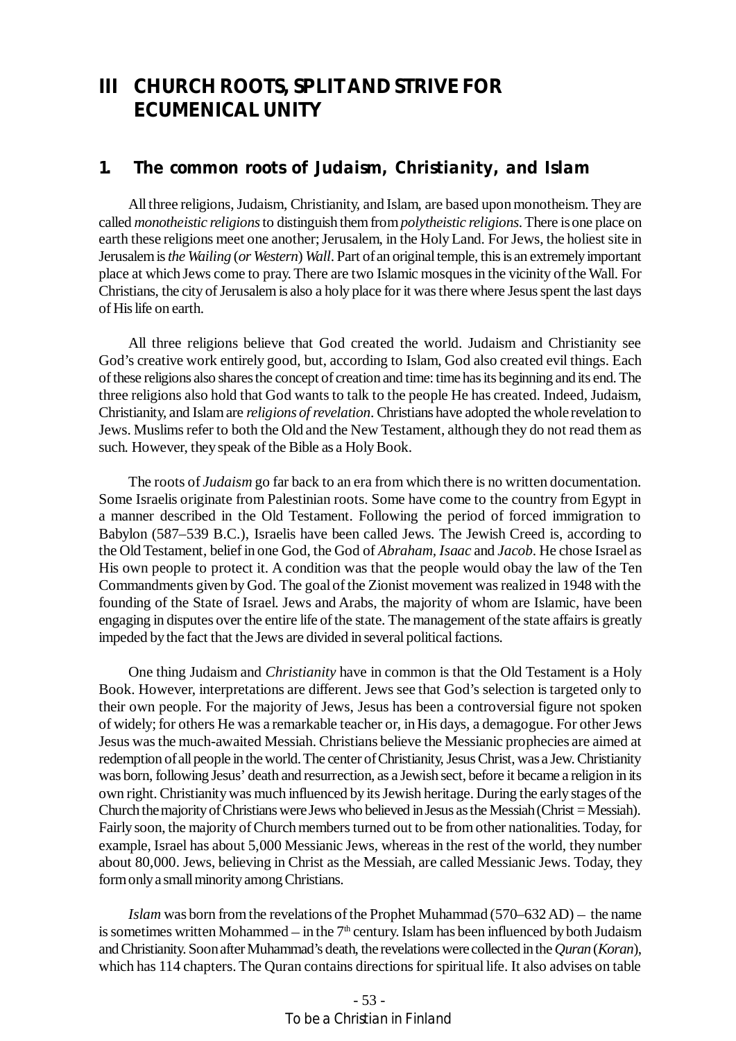# III CHURCH ROOTS, SPLIT AND STRIVE FOR ECUMENICAL UNITY

## 1. The common roots of Judaism, Christianity, and Islam

All three religions, Judaism, Christianity, and Islam, are based upon monotheism. They are called *monotheistic religions* to distinguish them from *polytheistic religions*. There is one place on earth these religions meet one another; Jerusalem, in the Holy Land. For Jews, the holiest site in Jerusalem is *the Wailing* (*or Western*) *Wall*. Part of an original temple, this is an extremely important place at which Jews come to pray. There are two Islamic mosques in the vicinity of the Wall. For Christians, the city of Jerusalem is also a holy place for it was there where Jesus spent the last days of His life on earth.

All three religions believe that God created the world. Judaism and Christianity see God's creative work entirely good, but, according to Islam, God also created evil things. Each of these religions also shares the concept of creation and time: time has its beginning and its end. The three religions also hold that God wants to talk to the people He has created. Indeed, Judaism, Christianity, and Islam are *religions of revelation*. Christians have adopted the whole revelation to Jews. Muslims refer to both the Old and the New Testament, although they do not read them as such. However, they speak of the Bible as a Holy Book.

The roots of *Judaism* go far back to an era from which there is no written documentation. Some Israelis originate from Palestinian roots. Some have come to the country from Egypt in a manner described in the Old Testament. Following the period of forced immigration to Babylon (587–539 B.C.), Israelis have been called Jews. The Jewish Creed is, according to the Old Testament, belief in one God, the God of *Abraham*, *Isaac* and *Jacob*. He chose Israel as His own people to protect it. A condition was that the people would obay the law of the Ten Commandments given by God. The goal of the Zionist movement was realized in 1948 with the founding of the State of Israel. Jews and Arabs, the majority of whom are Islamic, have been engaging in disputes over the entire life of the state. The management of the state affairs is greatly impeded by the fact that the Jews are divided in several political factions.

One thing Judaism and *Christianity* have in common is that the Old Testament is a Holy Book. However, interpretations are different. Jews see that God's selection is targeted only to their own people. For the majority of Jews, Jesus has been a controversial figure not spoken of widely; for others He was a remarkable teacher or, in His days, a demagogue. For other Jews Jesus was the much-awaited Messiah. Christians believe the Messianic prophecies are aimed at redemption of all people in the world. The center of Christianity, Jesus Christ, was a Jew. Christianity was born, following Jesus' death and resurrection, as a Jewish sect, before it became a religion in its own right. Christianity was much influenced by its Jewish heritage. During the early stages of the Church the majority of Christians were Jews who believed in Jesus as the Messiah (Christ = Messiah). Fairly soon, the majority of Church members turned out to be from other nationalities. Today, for example, Israel has about 5,000 Messianic Jews, whereas in the rest of the world, they number about 80,000. Jews, believing in Christ as the Messiah, are called Messianic Jews. Today, they form only a small minority among Christians.

*Islam* was born from the revelations of the Prophet Muhammad (570–632 AD) – the name is sometimes written Mohammed – in the 7th century. Islam has been influenced by both Judaism and Christianity. Soon after Muhammad's death, the revelations were collected in the *Quran* (*Koran*), which has 114 chapters. The Quran contains directions for spiritual life. It also advises on table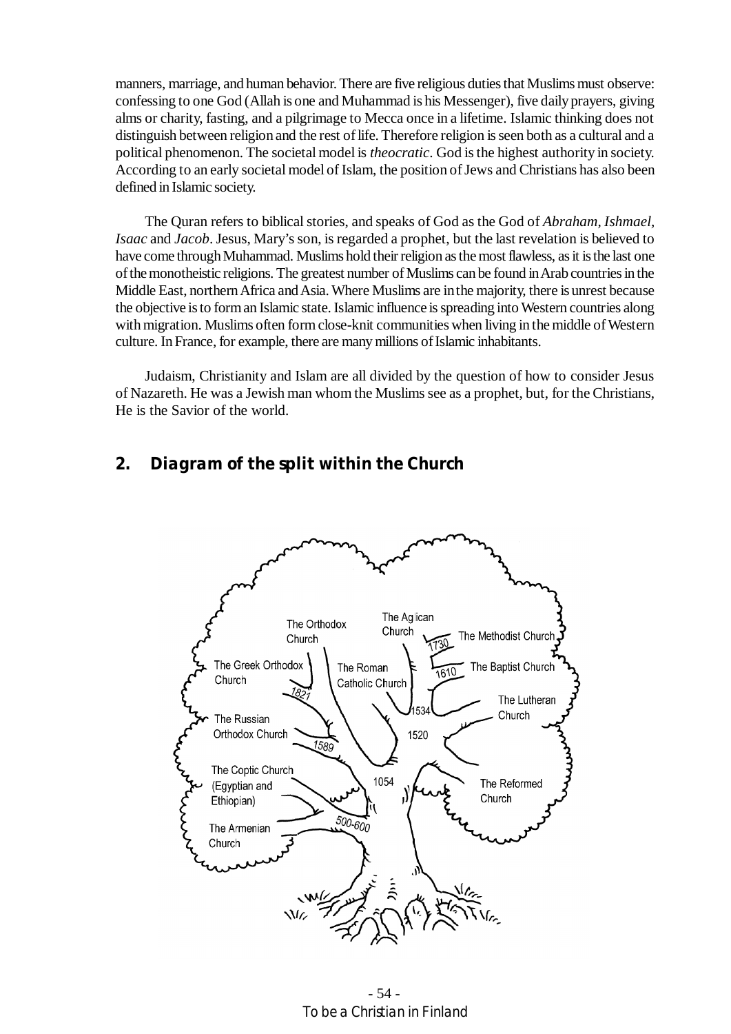manners, marriage, and human behavior. There are five religious duties that Muslims must observe: confessing to one God (Allah is one and Muhammad is his Messenger), five daily prayers, giving alms or charity, fasting, and a pilgrimage to Mecca once in a lifetime. Islamic thinking does not distinguish between religion and the rest of life. Therefore religion is seen both as a cultural and a political phenomenon. The societal model is *theocratic*. God is the highest authority in society. According to an early societal model of Islam, the position of Jews and Christians has also been defined in Islamic society.

The Quran refers to biblical stories, and speaks of God as the God of *Abraham, Ishmael, Isaac* and *Jacob*. Jesus, Mary's son, is regarded a prophet, but the last revelation is believed to have come through Muhammad. Muslims hold their religion as the most flawless, as it is the last one of the monotheistic religions. The greatest number of Muslims can be found in Arab countries in the Middle East, northern Africa and Asia. Where Muslims are in the majority, there is unrest because the objective is to form an Islamic state. Islamic influence is spreading into Western countries along with migration. Muslims often form close-knit communities when living in the middle of Western culture. In France, for example, there are many millions of Islamic inhabitants.

Judaism, Christianity and Islam are all divided by the question of how to consider Jesus of Nazareth. He was a Jewish man whom the Muslims see as a prophet, but, for the Christians, He is the Savior of the world.

## 2. Diagram of the split within the Church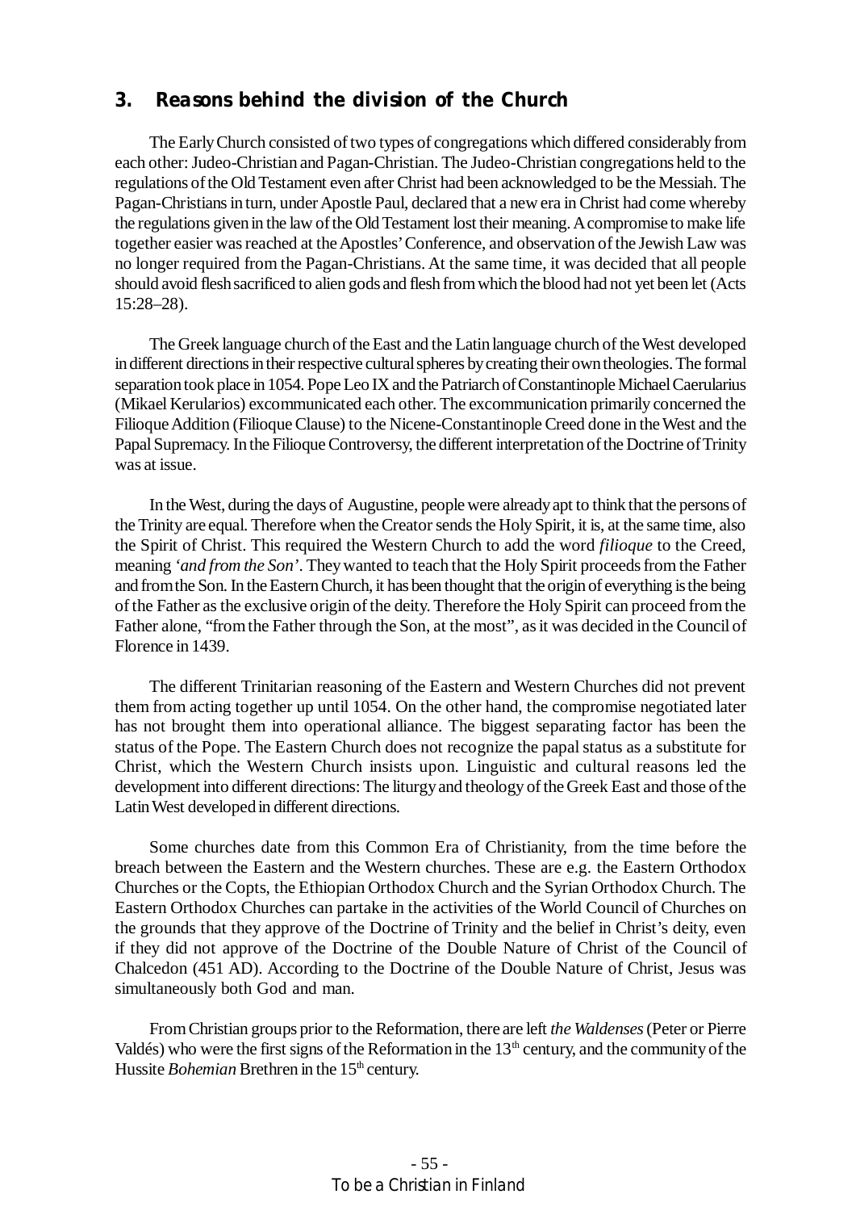## 3. Reasons behind the division of the Church

The Early Church consisted of two types of congregations which differed considerably from each other: Judeo-Christian and Pagan-Christian. The Judeo-Christian congregations held to the regulations of the Old Testament even after Christ had been acknowledged to be the Messiah. The Pagan-Christians in turn, under Apostle Paul, declared that a new era in Christ had come whereby the regulations given in the law of the Old Testament lost their meaning. A compromise to make life together easier was reached at the Apostles' Conference, and observation of the Jewish Law was no longer required from the Pagan-Christians. At the same time, it was decided that all people should avoid flesh sacrificed to alien gods and flesh from which the blood had not yet been let (Acts 15:28–28).

The Greek language church of the East and the Latin language church of the West developed in different directions in their respective cultural spheres by creating their own theologies. The formal separation took place in 1054. Pope Leo IX and the Patriarch of Constantinople Michael Caerularius (Mikael Kerularios) excommunicated each other. The excommunication primarily concerned the Filioque Addition (Filioque Clause) to the Nicene-Constantinople Creed done in the West and the Papal Supremacy. In the Filioque Controversy, the different interpretation of the Doctrine of Trinity was at issue.

In the West, during the days of Augustine, people were already apt to think that the persons of the Trinity are equal. Therefore when the Creator sends the Holy Spirit, it is, at the same time, also the Spirit of Christ. This required the Western Church to add the word *filioque* to the Creed, meaning '*and from the Son*'. They wanted to teach that the Holy Spirit proceeds from the Father and from the Son. In the Eastern Church, it has been thought that the origin of everything is the being of the Father as the exclusive origin of the deity. Therefore the Holy Spirit can proceed from the Father alone, "from the Father through the Son, at the most", as it was decided in the Council of Florence in 1439.

The different Trinitarian reasoning of the Eastern and Western Churches did not prevent them from acting together up until 1054. On the other hand, the compromise negotiated later has not brought them into operational alliance. The biggest separating factor has been the status of the Pope. The Eastern Church does not recognize the papal status as a substitute for Christ, which the Western Church insists upon. Linguistic and cultural reasons led the development into different directions: The liturgy and theology of the Greek East and those of the Latin West developed in different directions.

Some churches date from this Common Era of Christianity, from the time before the breach between the Eastern and the Western churches. These are e.g. the Eastern Orthodox Churches or the Copts, the Ethiopian Orthodox Church and the Syrian Orthodox Church. The Eastern Orthodox Churches can partake in the activities of the World Council of Churches on the grounds that they approve of the Doctrine of Trinity and the belief in Christ's deity, even if they did not approve of the Doctrine of the Double Nature of Christ of the Council of Chalcedon (451 AD). According to the Doctrine of the Double Nature of Christ, Jesus was simultaneously both God and man.

From Christian groups prior to the Reformation, there are left *the Waldenses* (Peter or Pierre Valdés) who were the first signs of the Reformation in the 13th century, and the community of the Hussite *Bohemian* Brethren in the 15th century.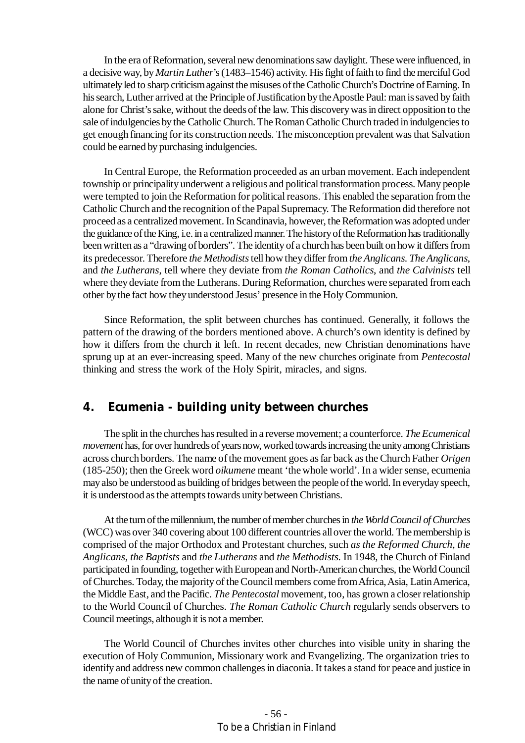In the era of Reformation, several new denominations saw daylight. These were influenced, in a decisive way, by *Martin Luther*'s (1483–1546) activity. His fight of faith to find the merciful God ultimately led to sharp criticism against the misuses of the Catholic Church's Doctrine of Earning. In his search, Luther arrived at the Principle of Justification by the Apostle Paul: man is saved by faith alone for Christ's sake, without the deeds of the law. This discovery was in direct opposition to the sale of indulgencies by the Catholic Church. The Roman Catholic Church traded in indulgencies to get enough financing for its construction needs. The misconception prevalent was that Salvation could be earned by purchasing indulgencies.

In Central Europe, the Reformation proceeded as an urban movement. Each independent township or principality underwent a religious and political transformation process. Many people were tempted to join the Reformation for political reasons. This enabled the separation from the Catholic Church and the recognition of the Papal Supremacy. The Reformation did therefore not proceed as a centralized movement. In Scandinavia, however, the Reformation was adopted under the guidance of the King, i.e. in a centralized manner. The history of the Reformation has traditionally been written as a "drawing of borders". The identity of a church has been built on how it differs from its predecessor. Therefore *the Methodists* tell how they differ from *the Anglicans. The Anglicans*, and *the Lutherans*, tell where they deviate from *the Roman Catholics*, and *the Calvinists* tell where they deviate from the Lutherans. During Reformation, churches were separated from each other by the fact how they understood Jesus' presence in the Holy Communion.

Since Reformation, the split between churches has continued. Generally, it follows the pattern of the drawing of the borders mentioned above. A church's own identity is defined by how it differs from the church it left. In recent decades, new Christian denominations have sprung up at an ever-increasing speed. Many of the new churches originate from *Pentecostal* thinking and stress the work of the Holy Spirit, miracles, and signs.

## 4. Ecumenia - building unity between churches

The split in the churches has resulted in a reverse movement; a counterforce. *The Ecumenical movement* has, for over hundreds of years now, worked towards increasing the unity among Christians across church borders. The name of the movement goes as far back as the Church Father *Origen* (185-250); then the Greek word *oikumene* meant 'the whole world'. In a wider sense, ecumenia may also be understood as building of bridges between the people of the world. In everyday speech, it is understood as the attempts towards unity between Christians.

At the turn of the millennium, the number of member churches in *the World Council of Churches* (WCC) was over 340 covering about 100 different countries all over the world. The membership is comprised of the major Orthodox and Protestant churches, such *as the Reformed Church*, *the Anglicans*, *the Baptists* and *the Lutherans* and *the Methodists.* In 1948, the Church of Finland participated in founding, together with European and North-American churches, the World Council of Churches. Today, the majority of the Council members come from Africa, Asia, Latin America, the Middle East, and the Pacific. *The Pentecostal* movement, too, has grown a closer relationship to the World Council of Churches. *The Roman Catholic Church* regularly sends observers to Council meetings, although it is not a member.

The World Council of Churches invites other churches into visible unity in sharing the execution of Holy Communion, Missionary work and Evangelizing. The organization tries to identify and address new common challenges in diaconia. It takes a stand for peace and justice in the name of unity of the creation.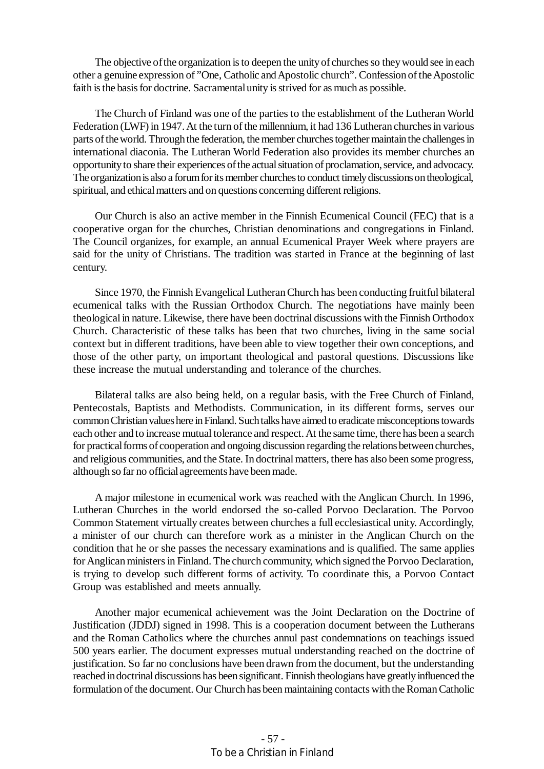The objective of the organization is to deepen the unity of churches so they would see in each other a genuine expression of "One, Catholic and Apostolic church". Confession of the Apostolic faith is the basis for doctrine. Sacramental unity is strived for as much as possible.

The Church of Finland was one of the parties to the establishment of the Lutheran World Federation (LWF) in 1947. At the turn of the millennium, it had 136 Lutheran churches in various parts of the world. Through the federation, the member churches together maintain the challenges in international diaconia. The Lutheran World Federation also provides its member churches an opportunity to share their experiences of the actual situation of proclamation, service, and advocacy. The organization is also a forum for its member churches to conduct timely discussions on theological, spiritual, and ethical matters and on questions concerning different religions.

Our Church is also an active member in the Finnish Ecumenical Council (FEC) that is a cooperative organ for the churches, Christian denominations and congregations in Finland. The Council organizes, for example, an annual Ecumenical Prayer Week where prayers are said for the unity of Christians. The tradition was started in France at the beginning of last century.

Since 1970, the Finnish Evangelical Lutheran Church has been conducting fruitful bilateral ecumenical talks with the Russian Orthodox Church. The negotiations have mainly been theological in nature. Likewise, there have been doctrinal discussions with the Finnish Orthodox Church. Characteristic of these talks has been that two churches, living in the same social context but in different traditions, have been able to view together their own conceptions, and those of the other party, on important theological and pastoral questions. Discussions like these increase the mutual understanding and tolerance of the churches.

Bilateral talks are also being held, on a regular basis, with the Free Church of Finland, Pentecostals, Baptists and Methodists. Communication, in its different forms, serves our common Christian values here in Finland. Such talks have aimed to eradicate misconceptions towards each other and to increase mutual tolerance and respect. At the same time, there has been a search for practical forms of cooperation and ongoing discussion regarding the relations between churches, and religious communities, and the State. In doctrinal matters, there has also been some progress, although so far no official agreements have been made.

A major milestone in ecumenical work was reached with the Anglican Church. In 1996, Lutheran Churches in the world endorsed the so-called Porvoo Declaration. The Porvoo Common Statement virtually creates between churches a full ecclesiastical unity. Accordingly, a minister of our church can therefore work as a minister in the Anglican Church on the condition that he or she passes the necessary examinations and is qualified. The same applies for Anglican ministers in Finland. The church community, which signed the Porvoo Declaration, is trying to develop such different forms of activity. To coordinate this, a Porvoo Contact Group was established and meets annually.

Another major ecumenical achievement was the Joint Declaration on the Doctrine of Justification (JDDJ) signed in 1998. This is a cooperation document between the Lutherans and the Roman Catholics where the churches annul past condemnations on teachings issued 500 years earlier. The document expresses mutual understanding reached on the doctrine of justification. So far no conclusions have been drawn from the document, but the understanding reached in doctrinal discussions has been significant. Finnish theologians have greatly influenced the formulation of the document. Our Church has been maintaining contacts with the Roman Catholic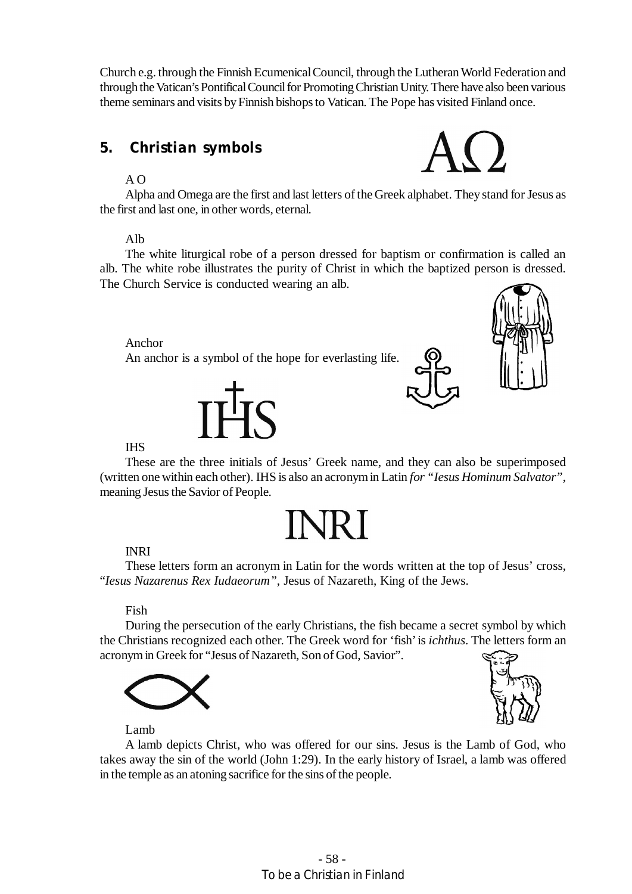Church e.g. through the Finnish Ecumenical Council, through the Lutheran World Federation and through the Vatican's Pontifical Council for Promoting Christian Unity. There have also been various theme seminars and visits by Finnish bishops to Vatican. The Pope has visited Finland once.

## 5. Christian symbols

AΩ

A O

Alpha and Omega are the first and last letters of the Greek alphabet. They stand for Jesus as the first and last one, in other words, eternal.

Alb

The white liturgical robe of a person dressed for baptism or confirmation is called an alb. The white robe illustrates the purity of Christ in which the baptized person is dressed. The Church Service is conducted wearing an alb.

Anchor

An anchor is a symbol of the hope for everlasting life.

IHS

IHS

These are the three initials of Jesus' Greek name, and they can also be superimposed (written one within each other). IHS is also an acronym in Latin *for "Iesus Hominum Salvator"*, meaning Jesus the Savior of People.

INRI

INRI

These letters form an acronym in Latin for the words written at the top of Jesus' cross, "*Iesus Nazarenus Rex Iudaeorum"*, Jesus of Nazareth, King of the Jews.

Fish

During the persecution of the early Christians, the fish became a secret symbol by which the Christians recognized each other. The Greek word for 'fish' is *ichthus*. The letters form an acronym in Greek for "Jesus of Nazareth, Son of God, Savior".

Lamb

A lamb depicts Christ, who was offered for our sins. Jesus is the Lamb of God, who takes away the sin of the world (John 1:29). In the early history of Israel, a lamb was offered in the temple as an atoning sacrifice for the sins of the people.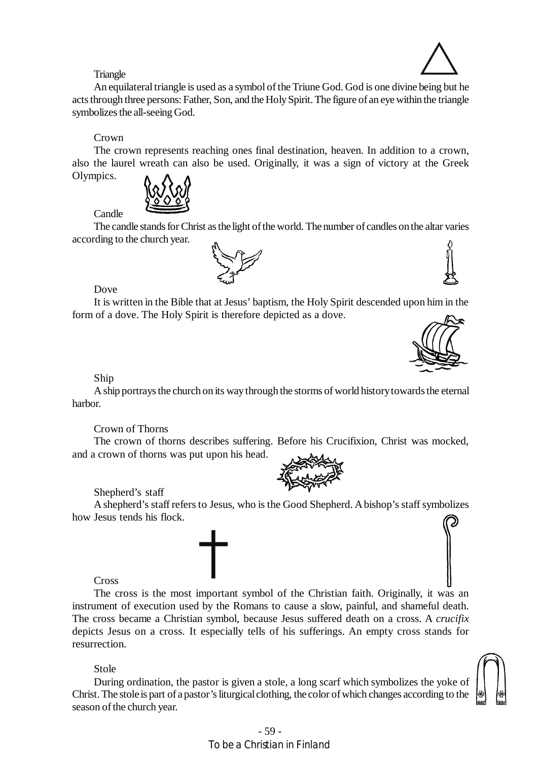### Triangle

An equilateral triangle is used as a symbol of the Triune God. God is one divine being but he acts through three persons: Father, Son, and the Holy Spirit. The figure of an eye within the triangle symbolizes the all-seeing God.

### Crown

The crown represents reaching ones final destination, heaven. In addition to a crown, also the laurel wreath can also be used. Originally, it was a sign of victory at the Greek Olympics.

### Candle

The candle stands for Christ as the light of the world. The number of candles on the altar varies according to the church year.

### Dove

It is written in the Bible that at Jesus' baptism, the Holy Spirit descended upon him in the form of a dove. The Holy Spirit is therefore depicted as a dove.

### Ship

A ship portrays the church on its way through the storms of world history towards the eternal harbor.

### Crown of Thorns

The crown of thorns describes suffering. Before his Crucifixion, Christ was mocked, and a crown of thorns was put upon his head.

### Shepherd's staff

A shepherd's staff refers to Jesus, who is the Good Shepherd. A bishop's staff symbolizes how Jesus tends his flock.

### Cross

The cross is the most important symbol of the Christian faith. Originally, it was an instrument of execution used by the Romans to cause a slow, painful, and shameful death. The cross became a Christian symbol, because Jesus suffered death on a cross. A *crucifix* depicts Jesus on a cross. It especially tells of his sufferings. An empty cross stands for resurrection.

### Stole

During ordination, the pastor is given a stole, a long scarf which symbolizes the yoke of Christ. The stole is part of a pastor's liturgical clothing, the color of which changes according to the season of the church year.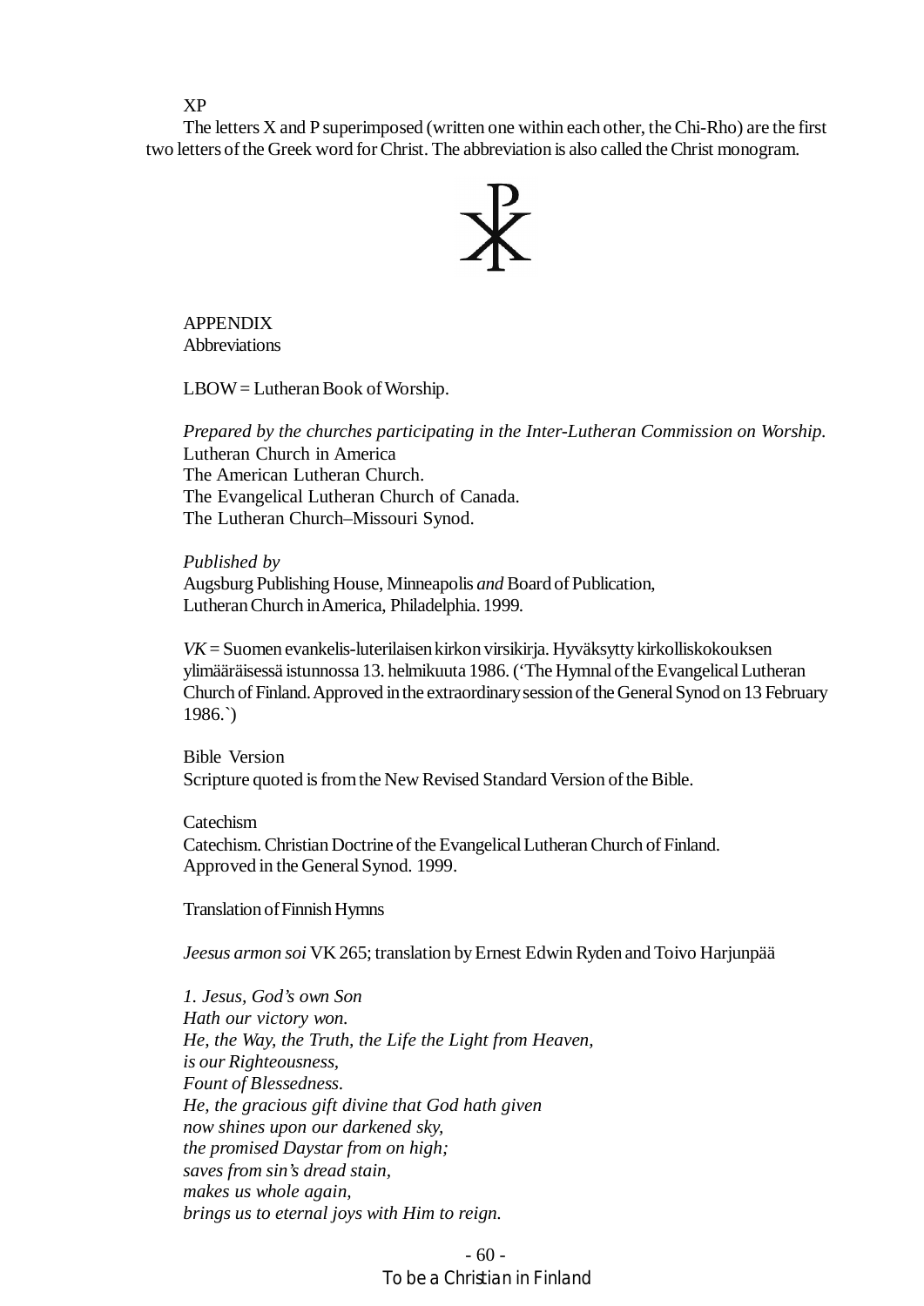XP

The letters X and P superimposed (written one within each other, the Chi-Rho) are the first two letters of the Greek word for Christ. The abbreviation is also called the Christ monogram.

## APPENDIX

### Abbreviations

LBOW = Lutheran Book of Worship.

*Prepared by the churches participating in the Inter-Lutheran Commission on Worship.*
Lutheran Church in America
The American Lutheran Church.
The Evangelical Lutheran Church of Canada.
The Lutheran Church–Missouri Synod.

*Published by*
Augsburg Publishing House, Minneapolis *and* Board of Publication,
Lutheran Church in America, Philadelphia. 1999.

*VK* = Suomen evankelis-luterilaisen kirkon virsikirja. Hyväksytty kirkolliskokouksen ylimääräisessä istunnossa 13. helmikuuta 1986. ('The Hymnal of the Evangelical Lutheran Church of Finland. Approved in the extraordinary session of the General Synod on 13 February 1986.`)

Bible Version
Scripture quoted is from the New Revised Standard Version of the Bible.

Catechism
Catechism. Christian Doctrine of the Evangelical Lutheran Church of Finland.
Approved in the General Synod. 1999.

Translation of Finnish Hymns

*Jeesus armon soi* VK 265; translation by Ernest Edwin Ryden and Toivo Harjunpää

*1. Jesus, God's own Son*
*Hath our victory won.*
*He, the Way, the Truth, the Life the Light from Heaven,*
*is our Righteousness,*
*Fount of Blessedness.*
*He, the gracious gift divine that God hath given*
*now shines upon our darkened sky,*
*the promised Daystar from on high;*
*saves from sin's dread stain,*
*makes us whole again,*
*brings us to eternal joys with Him to reign.*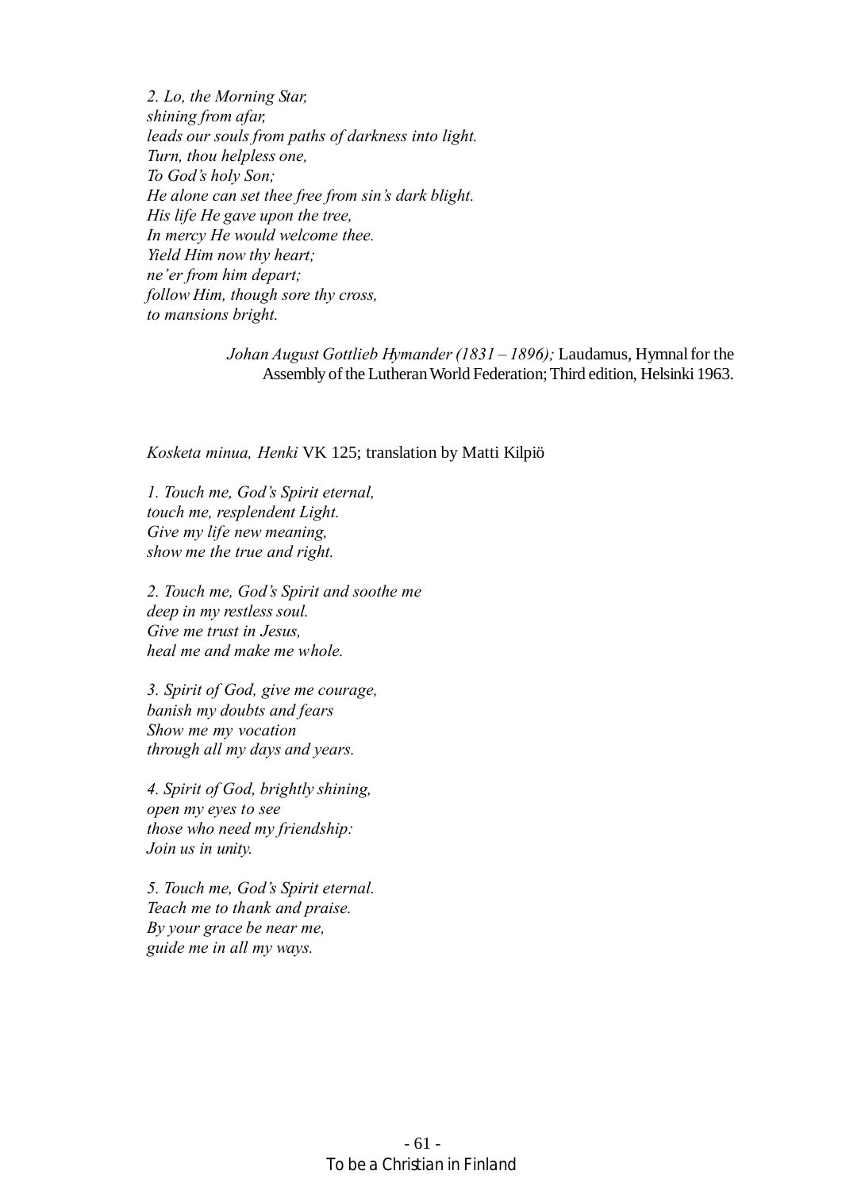*2. Lo, the Morning Star,*
*shining from afar,*
*leads our souls from paths of darkness into light.*
*Turn, thou helpless one,*
*To God's holy Son;*
*He alone can set thee free from sin's dark blight.*
*His life He gave upon the tree,*
*In mercy He would welcome thee.*
*Yield Him now thy heart;*
*ne'er from him depart;*
*follow Him, though sore thy cross,*
*to mansions bright.*

*Johan August Gottlieb Hymander (1831 – 1896);* Laudamus, Hymnal for the Assembly of the Lutheran World Federation; Third edition, Helsinki 1963.

*Kosketa minua, Henki* VK 125; translation by Matti Kilpiö

*1. Touch me, God's Spirit eternal,*
*touch me, resplendent Light.*
*Give my life new meaning,*
*show me the true and right.*

*2. Touch me, God's Spirit and soothe me*
*deep in my restless soul.*
*Give me trust in Jesus,*
*heal me and make me whole.*

*3. Spirit of God, give me courage,*
*banish my doubts and fears*
*Show me my vocation*
*through all my days and years.*

*4. Spirit of God, brightly shining,*
*open my eyes to see*
*those who need my friendship:*
*Join us in unity.*

*5. Touch me, God's Spirit eternal.*
*Teach me to thank and praise.*
*By your grace be near me,*
*guide me in all my ways.*